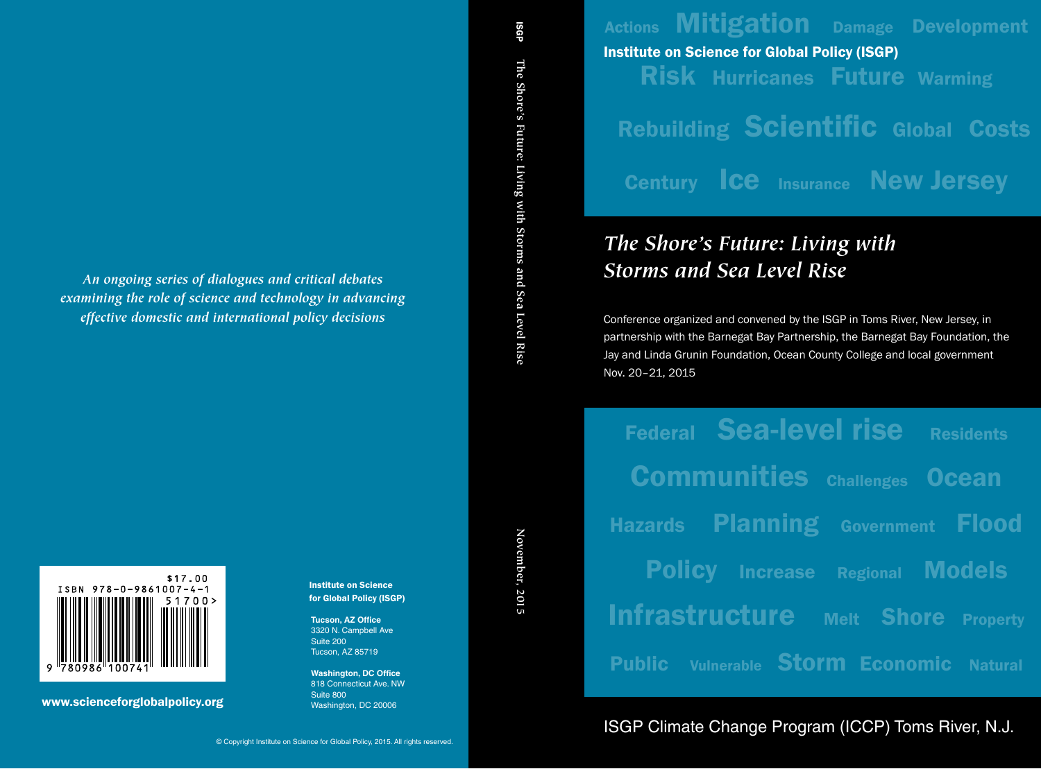Actions Mitigation Damage Development

**Institute on Science for Global Policy (ISGP)**

Risk Hurricanes Future Warming

Rebuilding Scientific Global Costs

Century Ice Insurance New Jersey

# *The Shore's Future: Living with Storms and Sea Level Rise*

Conference organized and convened by the ISGP in Toms River, New Jersey, in partnership with the Barnegat Bay Partnership, the Barnegat Bay Foundation, the Jay and Linda Grunin Foundation, Ocean County College and local government
Nov. 20–21, 2015

Federal Sea-level rise Residents

Communities Challenges Ocean

Hazards Planning Government Flood

Policy Increase Regional Models

Infrastructure Melt Shore Property

Public Vulnerable Storm Economic Natural

ISGP Climate Change Program (ICCP) Toms River, N.J.

ISGP The Shore's Future: Living with Storms and Sea Level Rise November, 2015

*An ongoing series of dialogues and critical debates examining the role of science and technology in advancing effective domestic and international policy decisions*

$17.00
ISBN 978-0-9861007-4-1
51700>
9 780986 100741

**www.scienceforglobalpolicy.org**

**Institute on Science for Global Policy (ISGP)**

**Tucson, AZ Office**
3320 N. Campbell Ave
Suite 200
Tucson, AZ 85719

**Washington, DC Office**
818 Connecticut Ave. NW
Suite 800
Washington, DC 20006

© Copyright Institute on Science for Global Policy, 2015. All rights reserved.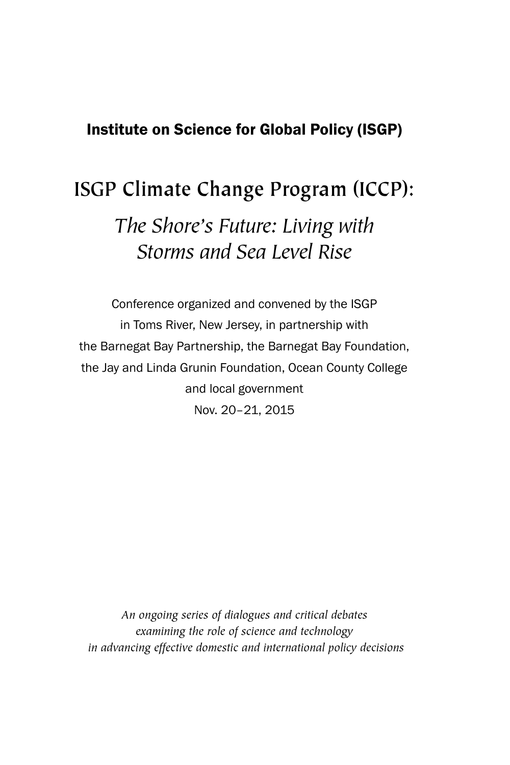**Institute on Science for Global Policy (ISGP)**

# ISGP Climate Change Program (ICCP):

## *The Shore's Future: Living with Storms and Sea Level Rise*

Conference organized and convened by the ISGP
in Toms River, New Jersey, in partnership with
the Barnegat Bay Partnership, the Barnegat Bay Foundation,
the Jay and Linda Grunin Foundation, Ocean County College
and local government
Nov. 20–21, 2015

*An ongoing series of dialogues and critical debates examining the role of science and technology in advancing effective domestic and international policy decisions*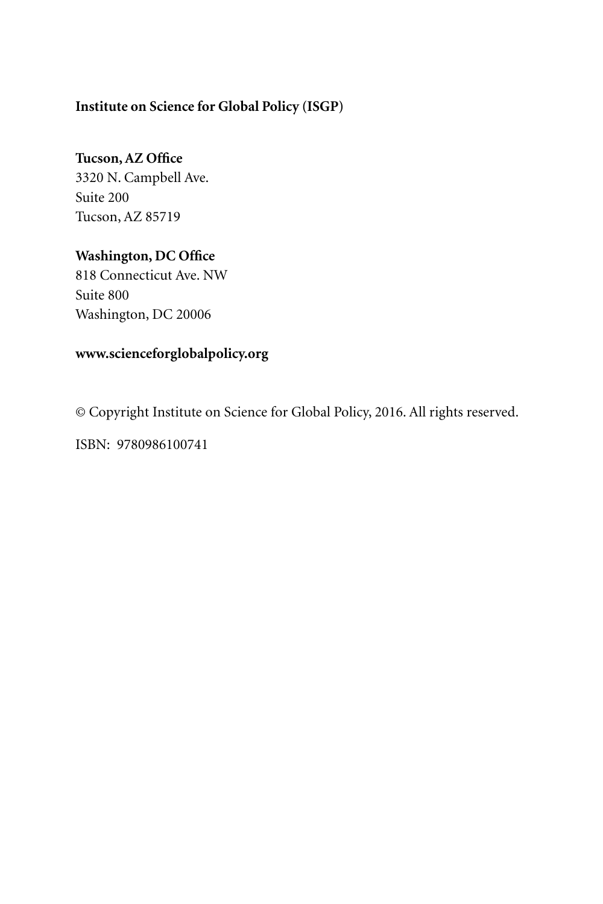**Institute on Science for Global Policy (ISGP)**

**Tucson, AZ Office**
3320 N. Campbell Ave.
Suite 200
Tucson, AZ 85719

**Washington, DC Office**
818 Connecticut Ave. NW
Suite 800
Washington, DC 20006

**www.scienceforglobalpolicy.org**

© Copyright Institute on Science for Global Policy, 2016. All rights reserved.

ISBN: 9780986100741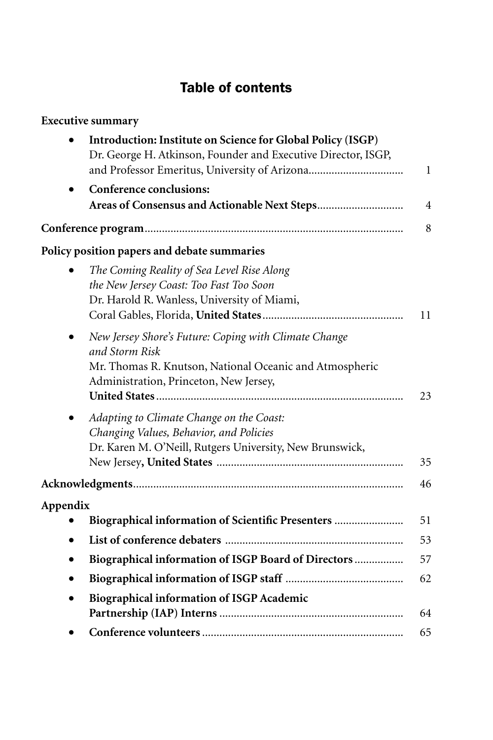# Table of contents

**Executive summary**

- **Introduction: Institute on Science for Global Policy (ISGP)**
  Dr. George H. Atkinson, Founder and Executive Director, ISGP, and Professor Emeritus, University of Arizona ................................ 1
- **Conference conclusions: Areas of Consensus and Actionable Next Steps** ............................ 4

**Conference program** ........................................................................ 8

**Policy position papers and debate summaries**

- *The Coming Reality of Sea Level Rise Along the New Jersey Coast: Too Fast Too Soon*
  Dr. Harold R. Wanless, University of Miami, Coral Gables, Florida, **United States** ................................................ 11
- *New Jersey Shore's Future: Coping with Climate Change and Storm Risk*
  Mr. Thomas R. Knutson, National Oceanic and Atmospheric Administration, Princeton, New Jersey, **United States** ..................................................................................... 23
- *Adapting to Climate Change on the Coast: Changing Values, Behavior, and Policies*
  Dr. Karen M. O'Neill, Rutgers University, New Brunswick, New Jersey**, United States** ................................................................ 35

**Acknowledgments** ............................................................................ 46

**Appendix**

- **Biographical information of Scientific Presenters** ........................ 51
- **List of conference debaters** ............................................................ 53
- **Biographical information of ISGP Board of Directors** ................ 57
- **Biographical information of ISGP staff** ........................................ 62
- **Biographical information of ISGP Academic Partnership (IAP) Interns** ............................................................... 64
- **Conference volunteers** ..................................................................... 65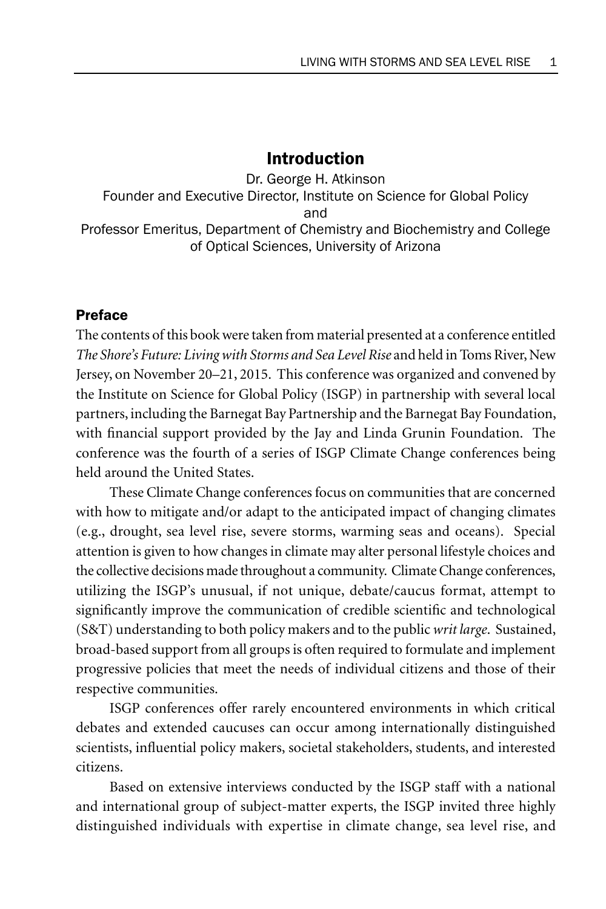# Introduction

Dr. George H. Atkinson
Founder and Executive Director, Institute on Science for Global Policy
and
Professor Emeritus, Department of Chemistry and Biochemistry and College of Optical Sciences, University of Arizona

## Preface

The contents of this book were taken from material presented at a conference entitled *The Shore's Future: Living with Storms and Sea Level Rise* and held in Toms River, New Jersey, on November 20–21, 2015. This conference was organized and convened by the Institute on Science for Global Policy (ISGP) in partnership with several local partners, including the Barnegat Bay Partnership and the Barnegat Bay Foundation, with financial support provided by the Jay and Linda Grunin Foundation. The conference was the fourth of a series of ISGP Climate Change conferences being held around the United States.

These Climate Change conferences focus on communities that are concerned with how to mitigate and/or adapt to the anticipated impact of changing climates (e.g., drought, sea level rise, severe storms, warming seas and oceans). Special attention is given to how changes in climate may alter personal lifestyle choices and the collective decisions made throughout a community. Climate Change conferences, utilizing the ISGP's unusual, if not unique, debate/caucus format, attempt to significantly improve the communication of credible scientific and technological (S&T) understanding to both policy makers and to the public *writ large*. Sustained, broad-based support from all groups is often required to formulate and implement progressive policies that meet the needs of individual citizens and those of their respective communities.

ISGP conferences offer rarely encountered environments in which critical debates and extended caucuses can occur among internationally distinguished scientists, influential policy makers, societal stakeholders, students, and interested citizens.

Based on extensive interviews conducted by the ISGP staff with a national and international group of subject-matter experts, the ISGP invited three highly distinguished individuals with expertise in climate change, sea level rise, and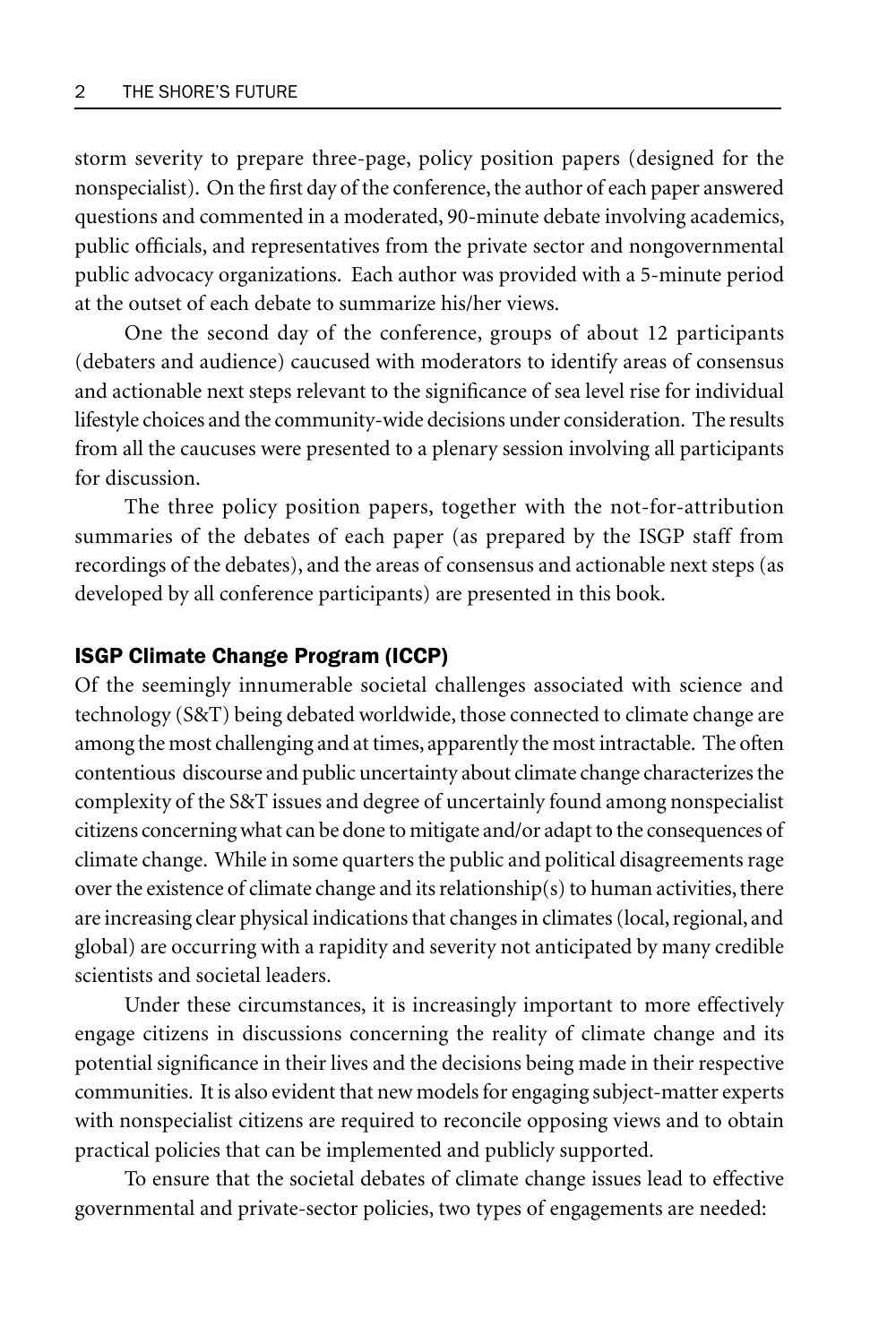storm severity to prepare three-page, policy position papers (designed for the nonspecialist). On the first day of the conference, the author of each paper answered questions and commented in a moderated, 90-minute debate involving academics, public officials, and representatives from the private sector and nongovernmental public advocacy organizations. Each author was provided with a 5-minute period at the outset of each debate to summarize his/her views.

One the second day of the conference, groups of about 12 participants (debaters and audience) caucused with moderators to identify areas of consensus and actionable next steps relevant to the significance of sea level rise for individual lifestyle choices and the community-wide decisions under consideration. The results from all the caucuses were presented to a plenary session involving all participants for discussion.

The three policy position papers, together with the not-for-attribution summaries of the debates of each paper (as prepared by the ISGP staff from recordings of the debates), and the areas of consensus and actionable next steps (as developed by all conference participants) are presented in this book.

## ISGP Climate Change Program (ICCP)

Of the seemingly innumerable societal challenges associated with science and technology (S&T) being debated worldwide, those connected to climate change are among the most challenging and at times, apparently the most intractable. The often contentious discourse and public uncertainty about climate change characterizes the complexity of the S&T issues and degree of uncertainly found among nonspecialist citizens concerning what can be done to mitigate and/or adapt to the consequences of climate change. While in some quarters the public and political disagreements rage over the existence of climate change and its relationship(s) to human activities, there are increasing clear physical indications that changes in climates (local, regional, and global) are occurring with a rapidity and severity not anticipated by many credible scientists and societal leaders.

Under these circumstances, it is increasingly important to more effectively engage citizens in discussions concerning the reality of climate change and its potential significance in their lives and the decisions being made in their respective communities. It is also evident that new models for engaging subject-matter experts with nonspecialist citizens are required to reconcile opposing views and to obtain practical policies that can be implemented and publicly supported.

To ensure that the societal debates of climate change issues lead to effective governmental and private-sector policies, two types of engagements are needed: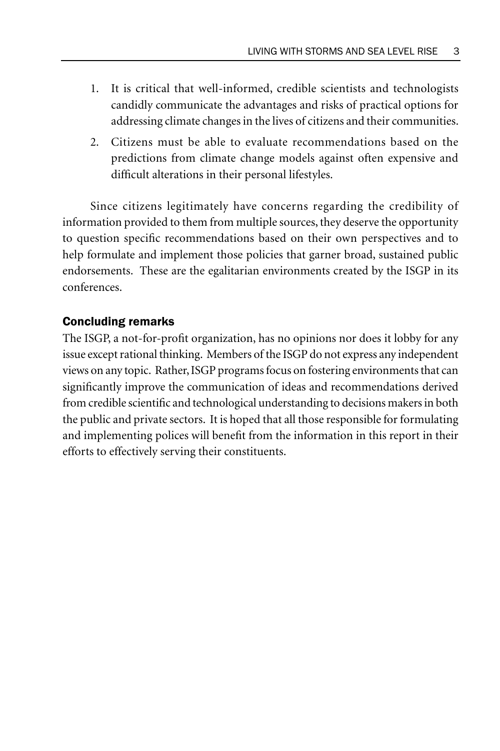1. It is critical that well-informed, credible scientists and technologists candidly communicate the advantages and risks of practical options for addressing climate changes in the lives of citizens and their communities.
2. Citizens must be able to evaluate recommendations based on the predictions from climate change models against often expensive and difficult alterations in their personal lifestyles.

Since citizens legitimately have concerns regarding the credibility of information provided to them from multiple sources, they deserve the opportunity to question specific recommendations based on their own perspectives and to help formulate and implement those policies that garner broad, sustained public endorsements. These are the egalitarian environments created by the ISGP in its conferences.

## Concluding remarks

The ISGP, a not-for-profit organization, has no opinions nor does it lobby for any issue except rational thinking. Members of the ISGP do not express any independent views on any topic. Rather, ISGP programs focus on fostering environments that can significantly improve the communication of ideas and recommendations derived from credible scientific and technological understanding to decisions makers in both the public and private sectors. It is hoped that all those responsible for formulating and implementing polices will benefit from the information in this report in their efforts to effectively serving their constituents.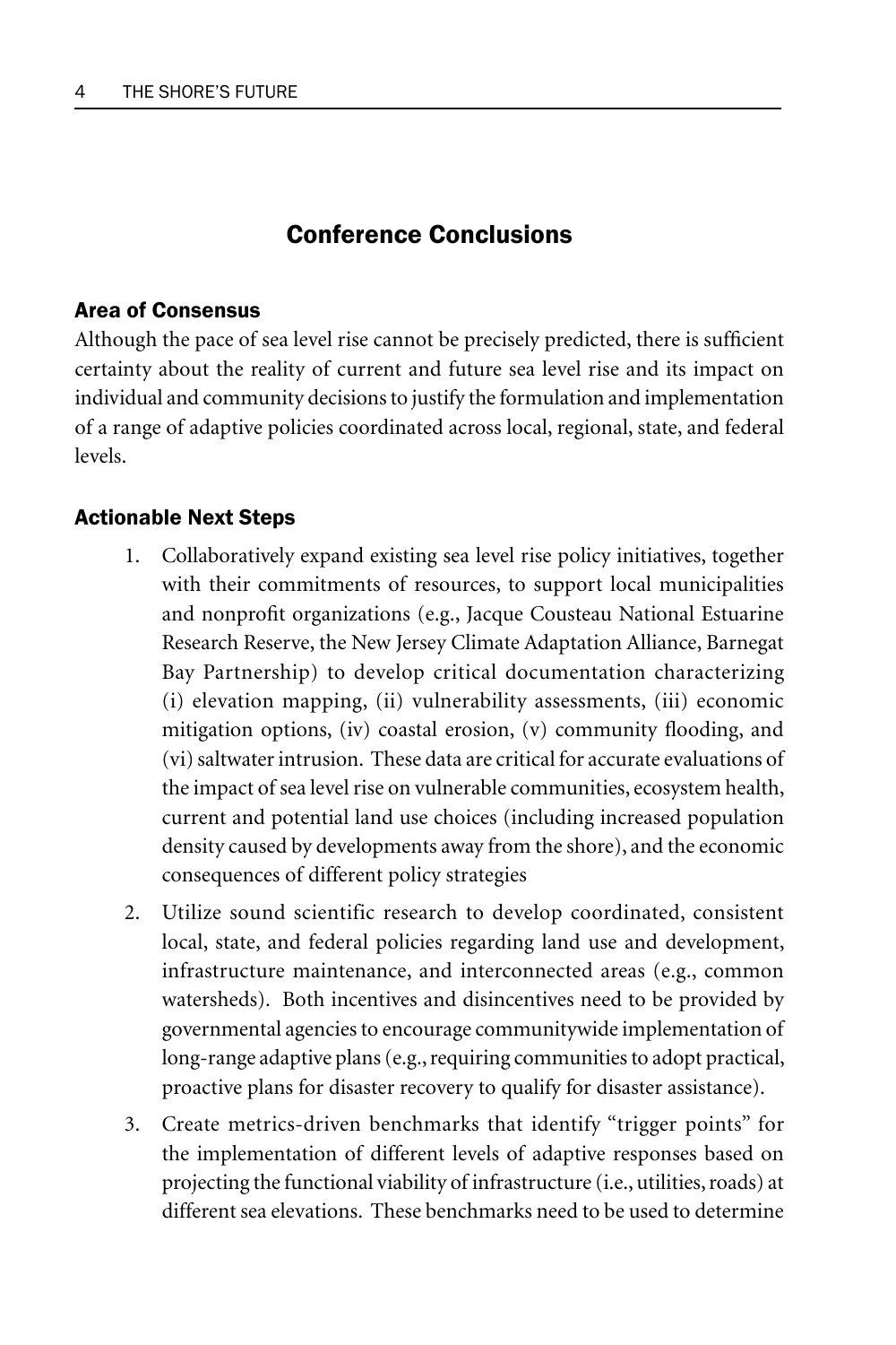## Conference Conclusions

### Area of Consensus

Although the pace of sea level rise cannot be precisely predicted, there is sufficient certainty about the reality of current and future sea level rise and its impact on individual and community decisions to justify the formulation and implementation of a range of adaptive policies coordinated across local, regional, state, and federal levels.

### Actionable Next Steps

1. Collaboratively expand existing sea level rise policy initiatives, together with their commitments of resources, to support local municipalities and nonprofit organizations (e.g., Jacque Cousteau National Estuarine Research Reserve, the New Jersey Climate Adaptation Alliance, Barnegat Bay Partnership) to develop critical documentation characterizing (i) elevation mapping, (ii) vulnerability assessments, (iii) economic mitigation options, (iv) coastal erosion, (v) community flooding, and (vi) saltwater intrusion. These data are critical for accurate evaluations of the impact of sea level rise on vulnerable communities, ecosystem health, current and potential land use choices (including increased population density caused by developments away from the shore), and the economic consequences of different policy strategies
2. Utilize sound scientific research to develop coordinated, consistent local, state, and federal policies regarding land use and development, infrastructure maintenance, and interconnected areas (e.g., common watersheds). Both incentives and disincentives need to be provided by governmental agencies to encourage communitywide implementation of long-range adaptive plans (e.g., requiring communities to adopt practical, proactive plans for disaster recovery to qualify for disaster assistance).
3. Create metrics-driven benchmarks that identify "trigger points" for the implementation of different levels of adaptive responses based on projecting the functional viability of infrastructure (i.e., utilities, roads) at different sea elevations. These benchmarks need to be used to determine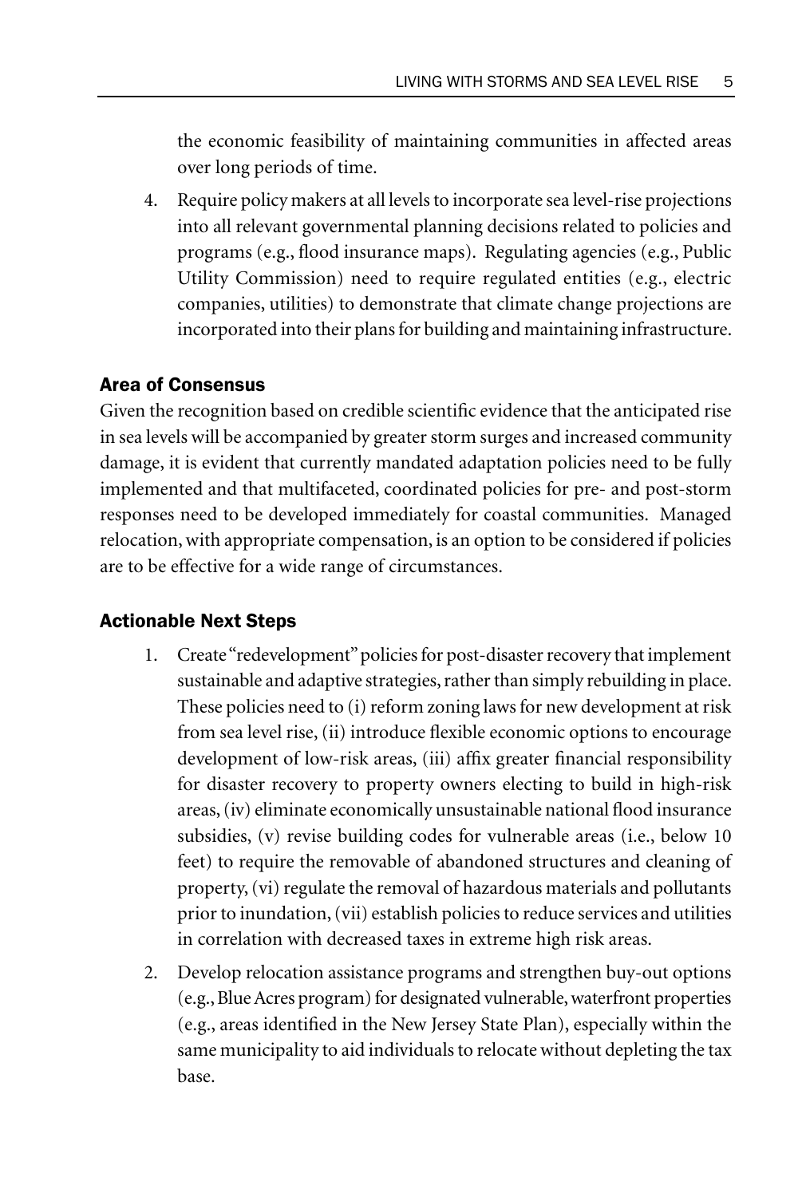the economic feasibility of maintaining communities in affected areas over long periods of time.

4. Require policy makers at all levels to incorporate sea level-rise projections into all relevant governmental planning decisions related to policies and programs (e.g., flood insurance maps). Regulating agencies (e.g., Public Utility Commission) need to require regulated entities (e.g., electric companies, utilities) to demonstrate that climate change projections are incorporated into their plans for building and maintaining infrastructure.

### Area of Consensus

Given the recognition based on credible scientific evidence that the anticipated rise in sea levels will be accompanied by greater storm surges and increased community damage, it is evident that currently mandated adaptation policies need to be fully implemented and that multifaceted, coordinated policies for pre- and post-storm responses need to be developed immediately for coastal communities. Managed relocation, with appropriate compensation, is an option to be considered if policies are to be effective for a wide range of circumstances.

### Actionable Next Steps

1. Create "redevelopment" policies for post-disaster recovery that implement sustainable and adaptive strategies, rather than simply rebuilding in place. These policies need to (i) reform zoning laws for new development at risk from sea level rise, (ii) introduce flexible economic options to encourage development of low-risk areas, (iii) affix greater financial responsibility for disaster recovery to property owners electing to build in high-risk areas, (iv) eliminate economically unsustainable national flood insurance subsidies, (v) revise building codes for vulnerable areas (i.e., below 10 feet) to require the removable of abandoned structures and cleaning of property, (vi) regulate the removal of hazardous materials and pollutants prior to inundation, (vii) establish policies to reduce services and utilities in correlation with decreased taxes in extreme high risk areas.

2. Develop relocation assistance programs and strengthen buy-out options (e.g., Blue Acres program) for designated vulnerable, waterfront properties (e.g., areas identified in the New Jersey State Plan), especially within the same municipality to aid individuals to relocate without depleting the tax base.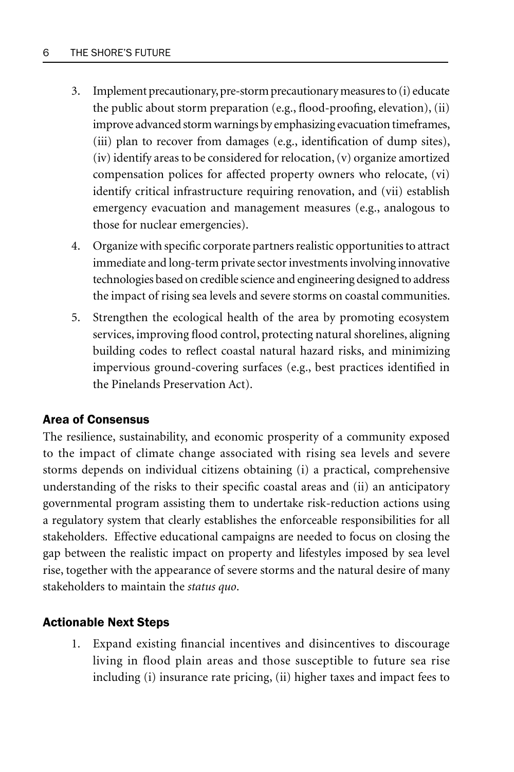3. Implement precautionary, pre-storm precautionary measures to (i) educate the public about storm preparation (e.g., flood-proofing, elevation), (ii) improve advanced storm warnings by emphasizing evacuation timeframes, (iii) plan to recover from damages (e.g., identification of dump sites), (iv) identify areas to be considered for relocation, (v) organize amortized compensation polices for affected property owners who relocate, (vi) identify critical infrastructure requiring renovation, and (vii) establish emergency evacuation and management measures (e.g., analogous to those for nuclear emergencies).
4. Organize with specific corporate partners realistic opportunities to attract immediate and long-term private sector investments involving innovative technologies based on credible science and engineering designed to address the impact of rising sea levels and severe storms on coastal communities.
5. Strengthen the ecological health of the area by promoting ecosystem services, improving flood control, protecting natural shorelines, aligning building codes to reflect coastal natural hazard risks, and minimizing impervious ground-covering surfaces (e.g., best practices identified in the Pinelands Preservation Act).

### Area of Consensus

The resilience, sustainability, and economic prosperity of a community exposed to the impact of climate change associated with rising sea levels and severe storms depends on individual citizens obtaining (i) a practical, comprehensive understanding of the risks to their specific coastal areas and (ii) an anticipatory governmental program assisting them to undertake risk-reduction actions using a regulatory system that clearly establishes the enforceable responsibilities for all stakeholders. Effective educational campaigns are needed to focus on closing the gap between the realistic impact on property and lifestyles imposed by sea level rise, together with the appearance of severe storms and the natural desire of many stakeholders to maintain the *status quo*.

### Actionable Next Steps

1. Expand existing financial incentives and disincentives to discourage living in flood plain areas and those susceptible to future sea rise including (i) insurance rate pricing, (ii) higher taxes and impact fees to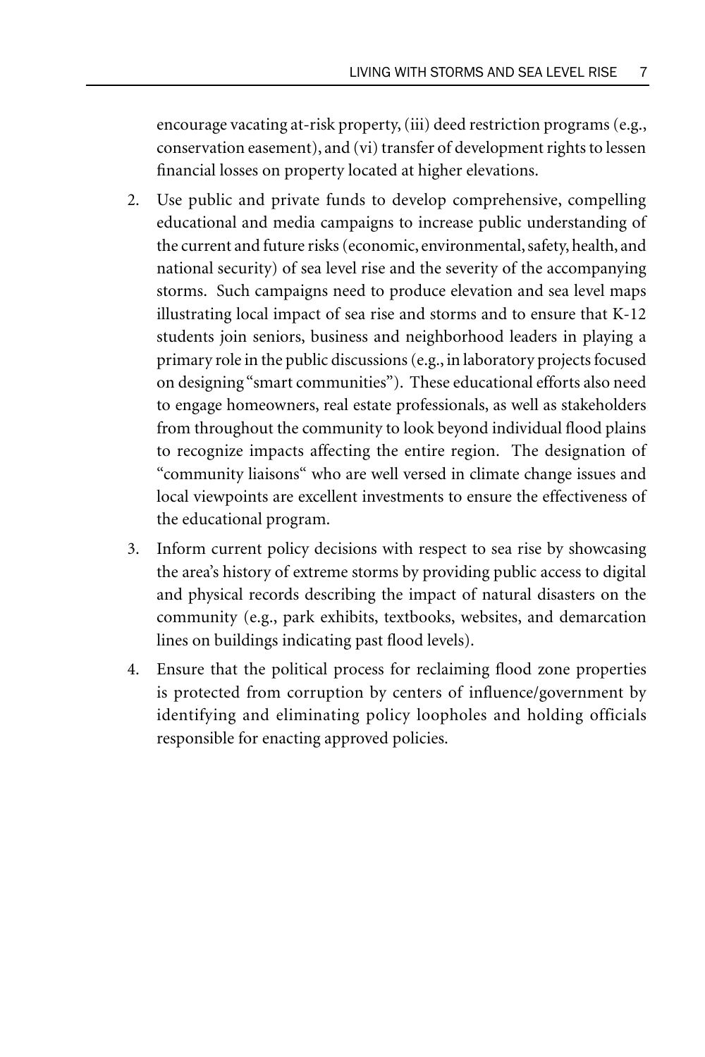encourage vacating at-risk property, (iii) deed restriction programs (e.g., conservation easement), and (vi) transfer of development rights to lessen financial losses on property located at higher elevations.

2. Use public and private funds to develop comprehensive, compelling educational and media campaigns to increase public understanding of the current and future risks (economic, environmental, safety, health, and national security) of sea level rise and the severity of the accompanying storms. Such campaigns need to produce elevation and sea level maps illustrating local impact of sea rise and storms and to ensure that K-12 students join seniors, business and neighborhood leaders in playing a primary role in the public discussions (e.g., in laboratory projects focused on designing "smart communities"). These educational efforts also need to engage homeowners, real estate professionals, as well as stakeholders from throughout the community to look beyond individual flood plains to recognize impacts affecting the entire region. The designation of "community liaisons" who are well versed in climate change issues and local viewpoints are excellent investments to ensure the effectiveness of the educational program.

3. Inform current policy decisions with respect to sea rise by showcasing the area's history of extreme storms by providing public access to digital and physical records describing the impact of natural disasters on the community (e.g., park exhibits, textbooks, websites, and demarcation lines on buildings indicating past flood levels).

4. Ensure that the political process for reclaiming flood zone properties is protected from corruption by centers of influence/government by identifying and eliminating policy loopholes and holding officials responsible for enacting approved policies.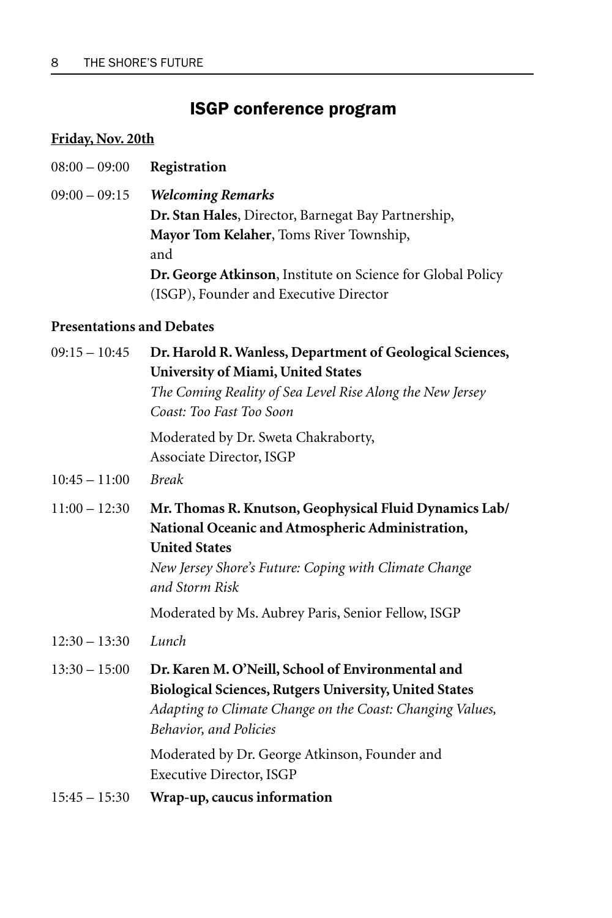## ISGP conference program

**Friday, Nov. 20th**

08:00 – 09:00 **Registration**

09:00 – 09:15 ***Welcoming Remarks***
**Dr. Stan Hales**, Director, Barnegat Bay Partnership,
**Mayor Tom Kelaher**, Toms River Township,
and
**Dr. George Atkinson**, Institute on Science for Global Policy (ISGP), Founder and Executive Director

**Presentations and Debates**

09:15 – 10:45 **Dr. Harold R. Wanless, Department of Geological Sciences, University of Miami, United States**
*The Coming Reality of Sea Level Rise Along the New Jersey Coast: Too Fast Too Soon*

Moderated by Dr. Sweta Chakraborty, Associate Director, ISGP

10:45 – 11:00 *Break*

11:00 – 12:30 **Mr. Thomas R. Knutson, Geophysical Fluid Dynamics Lab/ National Oceanic and Atmospheric Administration, United States**
*New Jersey Shore's Future: Coping with Climate Change and Storm Risk*

Moderated by Ms. Aubrey Paris, Senior Fellow, ISGP

12:30 – 13:30 *Lunch*

13:30 – 15:00 **Dr. Karen M. O'Neill, School of Environmental and Biological Sciences, Rutgers University, United States**
*Adapting to Climate Change on the Coast: Changing Values, Behavior, and Policies*

Moderated by Dr. George Atkinson, Founder and Executive Director, ISGP

15:45 – 15:30 **Wrap-up, caucus information**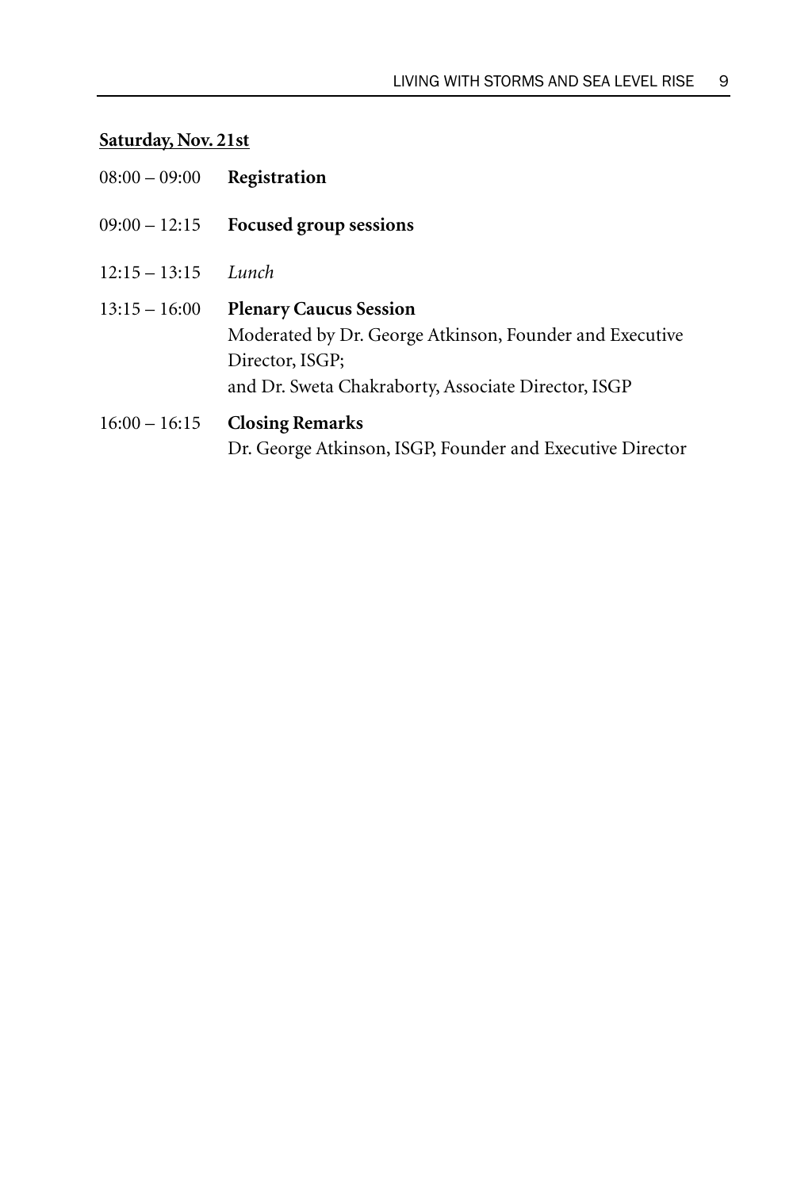**Saturday, Nov. 21st**

08:00 – 09:00 **Registration**

09:00 – 12:15 **Focused group sessions**

12:15 – 13:15 *Lunch*

13:15 – 16:00 **Plenary Caucus Session**
Moderated by Dr. George Atkinson, Founder and Executive Director, ISGP;
and Dr. Sweta Chakraborty, Associate Director, ISGP

16:00 – 16:15 **Closing Remarks**
Dr. George Atkinson, ISGP, Founder and Executive Director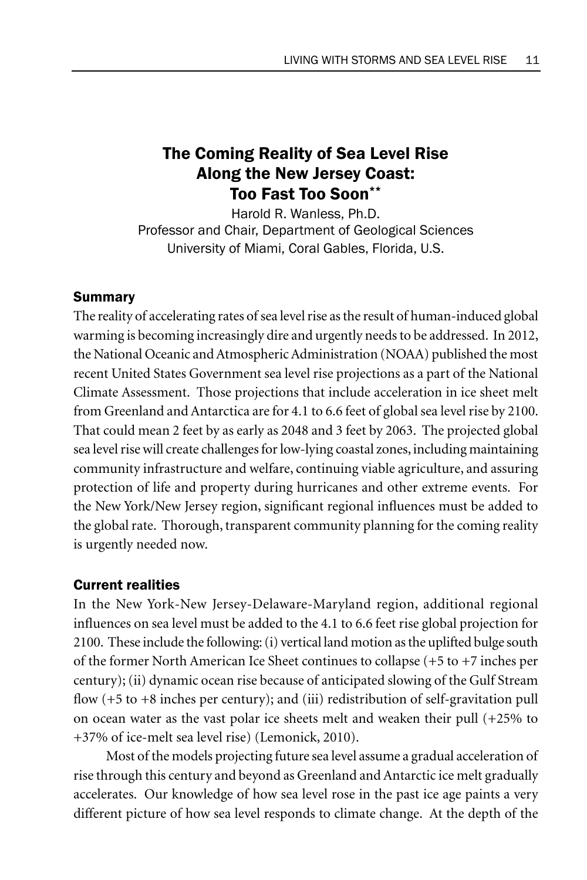## The Coming Reality of Sea Level Rise Along the New Jersey Coast: Too Fast Too Soon**

Harold R. Wanless, Ph.D.
Professor and Chair, Department of Geological Sciences
University of Miami, Coral Gables, Florida, U.S.

### Summary

The reality of accelerating rates of sea level rise as the result of human-induced global warming is becoming increasingly dire and urgently needs to be addressed. In 2012, the National Oceanic and Atmospheric Administration (NOAA) published the most recent United States Government sea level rise projections as a part of the National Climate Assessment. Those projections that include acceleration in ice sheet melt from Greenland and Antarctica are for 4.1 to 6.6 feet of global sea level rise by 2100. That could mean 2 feet by as early as 2048 and 3 feet by 2063. The projected global sea level rise will create challenges for low-lying coastal zones, including maintaining community infrastructure and welfare, continuing viable agriculture, and assuring protection of life and property during hurricanes and other extreme events. For the New York/New Jersey region, significant regional influences must be added to the global rate. Thorough, transparent community planning for the coming reality is urgently needed now.

### Current realities

In the New York-New Jersey-Delaware-Maryland region, additional regional influences on sea level must be added to the 4.1 to 6.6 feet rise global projection for 2100. These include the following: (i) vertical land motion as the uplifted bulge south of the former North American Ice Sheet continues to collapse (+5 to +7 inches per century); (ii) dynamic ocean rise because of anticipated slowing of the Gulf Stream flow (+5 to +8 inches per century); and (iii) redistribution of self-gravitation pull on ocean water as the vast polar ice sheets melt and weaken their pull (+25% to +37% of ice-melt sea level rise) (Lemonick, 2010).

Most of the models projecting future sea level assume a gradual acceleration of rise through this century and beyond as Greenland and Antarctic ice melt gradually accelerates. Our knowledge of how sea level rose in the past ice age paints a very different picture of how sea level responds to climate change. At the depth of the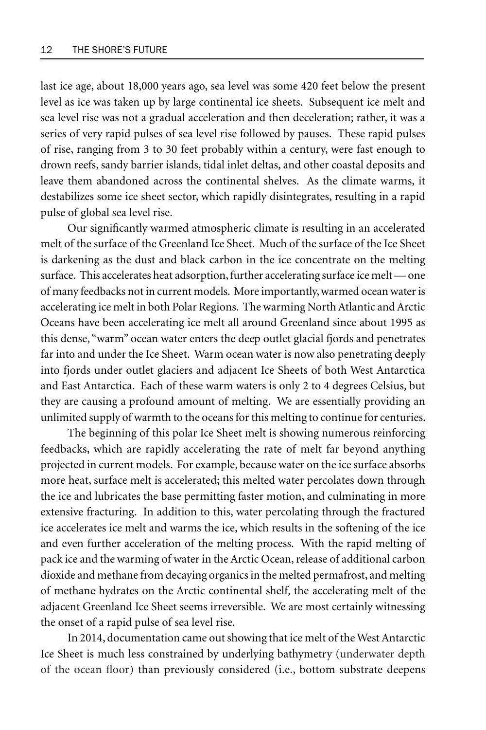last ice age, about 18,000 years ago, sea level was some 420 feet below the present level as ice was taken up by large continental ice sheets. Subsequent ice melt and sea level rise was not a gradual acceleration and then deceleration; rather, it was a series of very rapid pulses of sea level rise followed by pauses. These rapid pulses of rise, ranging from 3 to 30 feet probably within a century, were fast enough to drown reefs, sandy barrier islands, tidal inlet deltas, and other coastal deposits and leave them abandoned across the continental shelves. As the climate warms, it destabilizes some ice sheet sector, which rapidly disintegrates, resulting in a rapid pulse of global sea level rise.

Our significantly warmed atmospheric climate is resulting in an accelerated melt of the surface of the Greenland Ice Sheet. Much of the surface of the Ice Sheet is darkening as the dust and black carbon in the ice concentrate on the melting surface. This accelerates heat adsorption, further accelerating surface ice melt — one of many feedbacks not in current models. More importantly, warmed ocean water is accelerating ice melt in both Polar Regions. The warming North Atlantic and Arctic Oceans have been accelerating ice melt all around Greenland since about 1995 as this dense, "warm" ocean water enters the deep outlet glacial fjords and penetrates far into and under the Ice Sheet. Warm ocean water is now also penetrating deeply into fjords under outlet glaciers and adjacent Ice Sheets of both West Antarctica and East Antarctica. Each of these warm waters is only 2 to 4 degrees Celsius, but they are causing a profound amount of melting. We are essentially providing an unlimited supply of warmth to the oceans for this melting to continue for centuries.

The beginning of this polar Ice Sheet melt is showing numerous reinforcing feedbacks, which are rapidly accelerating the rate of melt far beyond anything projected in current models. For example, because water on the ice surface absorbs more heat, surface melt is accelerated; this melted water percolates down through the ice and lubricates the base permitting faster motion, and culminating in more extensive fracturing. In addition to this, water percolating through the fractured ice accelerates ice melt and warms the ice, which results in the softening of the ice and even further acceleration of the melting process. With the rapid melting of pack ice and the warming of water in the Arctic Ocean, release of additional carbon dioxide and methane from decaying organics in the melted permafrost, and melting of methane hydrates on the Arctic continental shelf, the accelerating melt of the adjacent Greenland Ice Sheet seems irreversible. We are most certainly witnessing the onset of a rapid pulse of sea level rise.

In 2014, documentation came out showing that ice melt of the West Antarctic Ice Sheet is much less constrained by underlying bathymetry (underwater depth of the ocean floor) than previously considered (i.e., bottom substrate deepens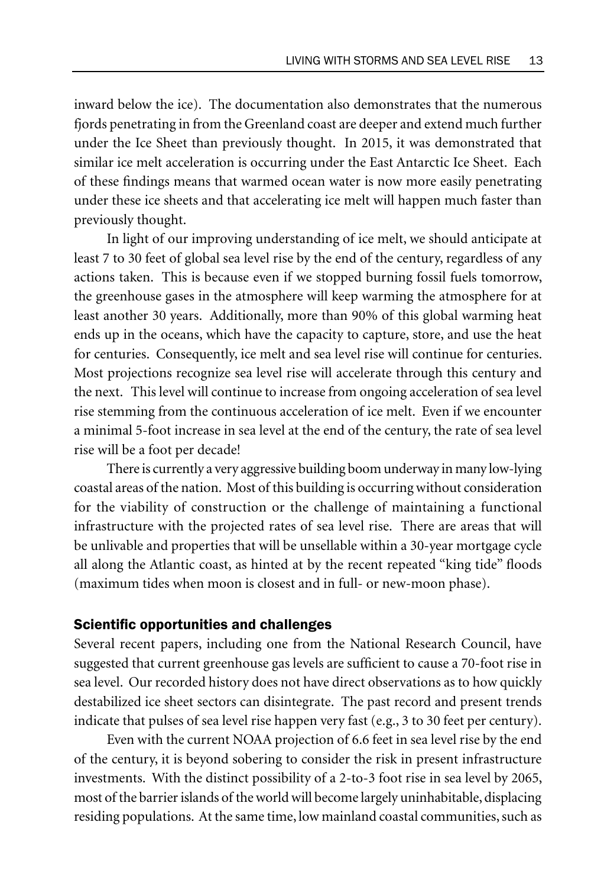inward below the ice). The documentation also demonstrates that the numerous fjords penetrating in from the Greenland coast are deeper and extend much further under the Ice Sheet than previously thought. In 2015, it was demonstrated that similar ice melt acceleration is occurring under the East Antarctic Ice Sheet. Each of these findings means that warmed ocean water is now more easily penetrating under these ice sheets and that accelerating ice melt will happen much faster than previously thought.

In light of our improving understanding of ice melt, we should anticipate at least 7 to 30 feet of global sea level rise by the end of the century, regardless of any actions taken. This is because even if we stopped burning fossil fuels tomorrow, the greenhouse gases in the atmosphere will keep warming the atmosphere for at least another 30 years. Additionally, more than 90% of this global warming heat ends up in the oceans, which have the capacity to capture, store, and use the heat for centuries. Consequently, ice melt and sea level rise will continue for centuries. Most projections recognize sea level rise will accelerate through this century and the next. This level will continue to increase from ongoing acceleration of sea level rise stemming from the continuous acceleration of ice melt. Even if we encounter a minimal 5-foot increase in sea level at the end of the century, the rate of sea level rise will be a foot per decade!

There is currently a very aggressive building boom underway in many low-lying coastal areas of the nation. Most of this building is occurring without consideration for the viability of construction or the challenge of maintaining a functional infrastructure with the projected rates of sea level rise. There are areas that will be unlivable and properties that will be unsellable within a 30-year mortgage cycle all along the Atlantic coast, as hinted at by the recent repeated "king tide" floods (maximum tides when moon is closest and in full- or new-moon phase).

### Scientific opportunities and challenges

Several recent papers, including one from the National Research Council, have suggested that current greenhouse gas levels are sufficient to cause a 70-foot rise in sea level. Our recorded history does not have direct observations as to how quickly destabilized ice sheet sectors can disintegrate. The past record and present trends indicate that pulses of sea level rise happen very fast (e.g., 3 to 30 feet per century).

Even with the current NOAA projection of 6.6 feet in sea level rise by the end of the century, it is beyond sobering to consider the risk in present infrastructure investments. With the distinct possibility of a 2-to-3 foot rise in sea level by 2065, most of the barrier islands of the world will become largely uninhabitable, displacing residing populations. At the same time, low mainland coastal communities, such as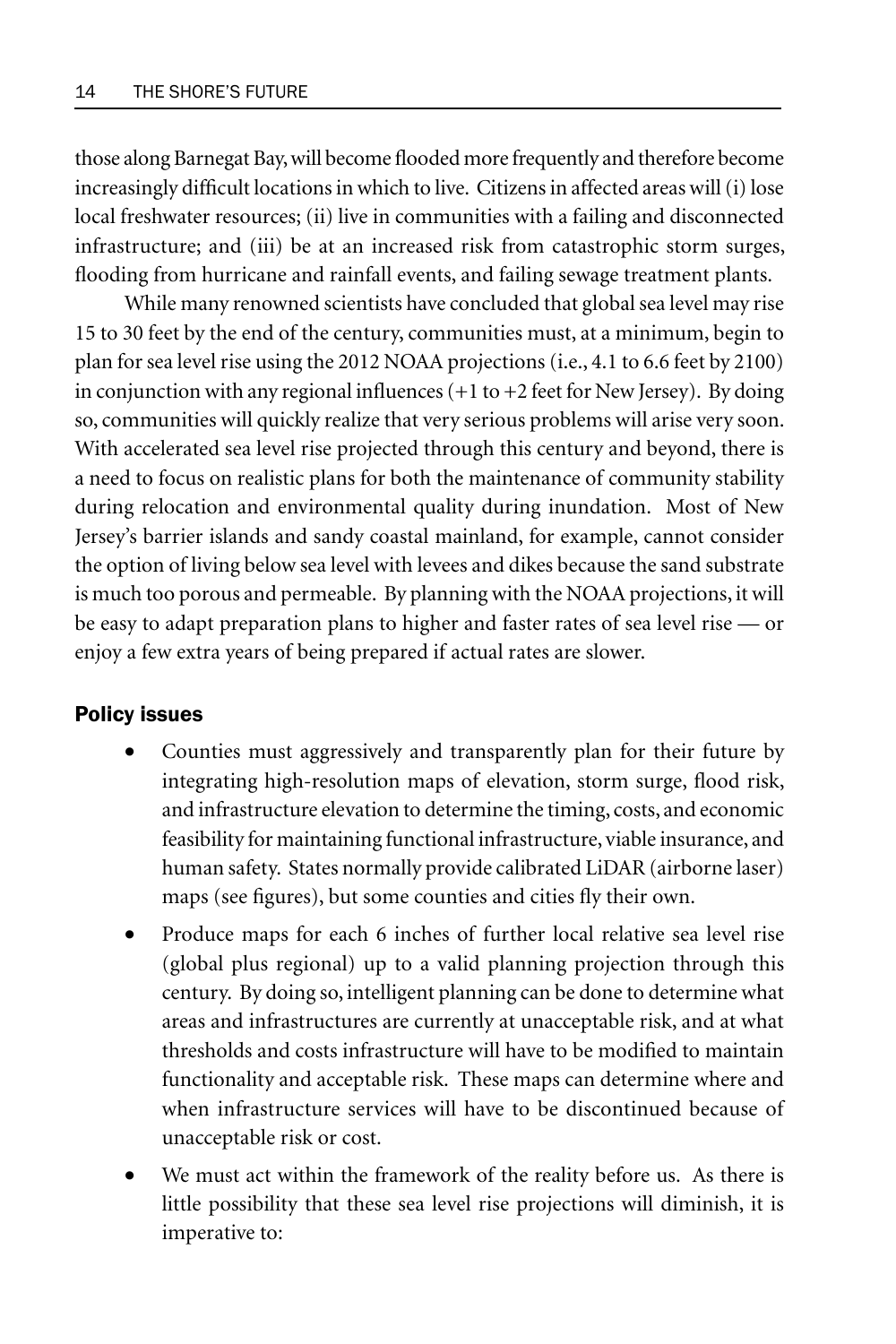those along Barnegat Bay, will become flooded more frequently and therefore become increasingly difficult locations in which to live. Citizens in affected areas will (i) lose local freshwater resources; (ii) live in communities with a failing and disconnected infrastructure; and (iii) be at an increased risk from catastrophic storm surges, flooding from hurricane and rainfall events, and failing sewage treatment plants.

While many renowned scientists have concluded that global sea level may rise 15 to 30 feet by the end of the century, communities must, at a minimum, begin to plan for sea level rise using the 2012 NOAA projections (i.e., 4.1 to 6.6 feet by 2100) in conjunction with any regional influences (+1 to +2 feet for New Jersey). By doing so, communities will quickly realize that very serious problems will arise very soon. With accelerated sea level rise projected through this century and beyond, there is a need to focus on realistic plans for both the maintenance of community stability during relocation and environmental quality during inundation. Most of New Jersey's barrier islands and sandy coastal mainland, for example, cannot consider the option of living below sea level with levees and dikes because the sand substrate is much too porous and permeable. By planning with the NOAA projections, it will be easy to adapt preparation plans to higher and faster rates of sea level rise — or enjoy a few extra years of being prepared if actual rates are slower.

### Policy issues

- Counties must aggressively and transparently plan for their future by integrating high-resolution maps of elevation, storm surge, flood risk, and infrastructure elevation to determine the timing, costs, and economic feasibility for maintaining functional infrastructure, viable insurance, and human safety. States normally provide calibrated LiDAR (airborne laser) maps (see figures), but some counties and cities fly their own.
- Produce maps for each 6 inches of further local relative sea level rise (global plus regional) up to a valid planning projection through this century. By doing so, intelligent planning can be done to determine what areas and infrastructures are currently at unacceptable risk, and at what thresholds and costs infrastructure will have to be modified to maintain functionality and acceptable risk. These maps can determine where and when infrastructure services will have to be discontinued because of unacceptable risk or cost.
- We must act within the framework of the reality before us. As there is little possibility that these sea level rise projections will diminish, it is imperative to: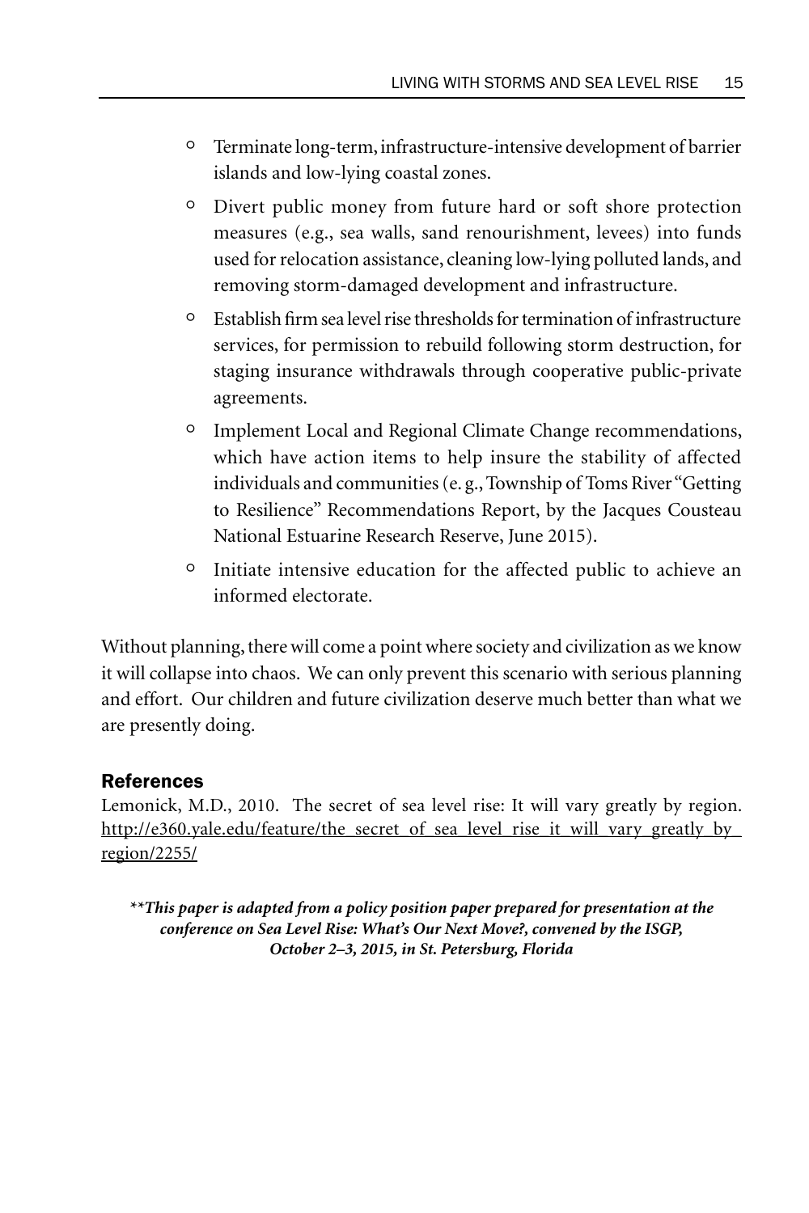- Terminate long-term, infrastructure-intensive development of barrier islands and low-lying coastal zones.
- Divert public money from future hard or soft shore protection measures (e.g., sea walls, sand renourishment, levees) into funds used for relocation assistance, cleaning low-lying polluted lands, and removing storm-damaged development and infrastructure.
- Establish firm sea level rise thresholds for termination of infrastructure services, for permission to rebuild following storm destruction, for staging insurance withdrawals through cooperative public-private agreements.
- Implement Local and Regional Climate Change recommendations, which have action items to help insure the stability of affected individuals and communities (e. g., Township of Toms River "Getting to Resilience" Recommendations Report, by the Jacques Cousteau National Estuarine Research Reserve, June 2015).
- Initiate intensive education for the affected public to achieve an informed electorate.

Without planning, there will come a point where society and civilization as we know it will collapse into chaos. We can only prevent this scenario with serious planning and effort. Our children and future civilization deserve much better than what we are presently doing.

## References

Lemonick, M.D., 2010. The secret of sea level rise: It will vary greatly by region. http://e360.yale.edu/feature/the_secret_of_sea_level_rise_it_will_vary_greatly_by_region/2255/

***\*\*This paper is adapted from a policy position paper prepared for presentation at the conference on Sea Level Rise: What's Our Next Move?, convened by the ISGP, October 2–3, 2015, in St. Petersburg, Florida***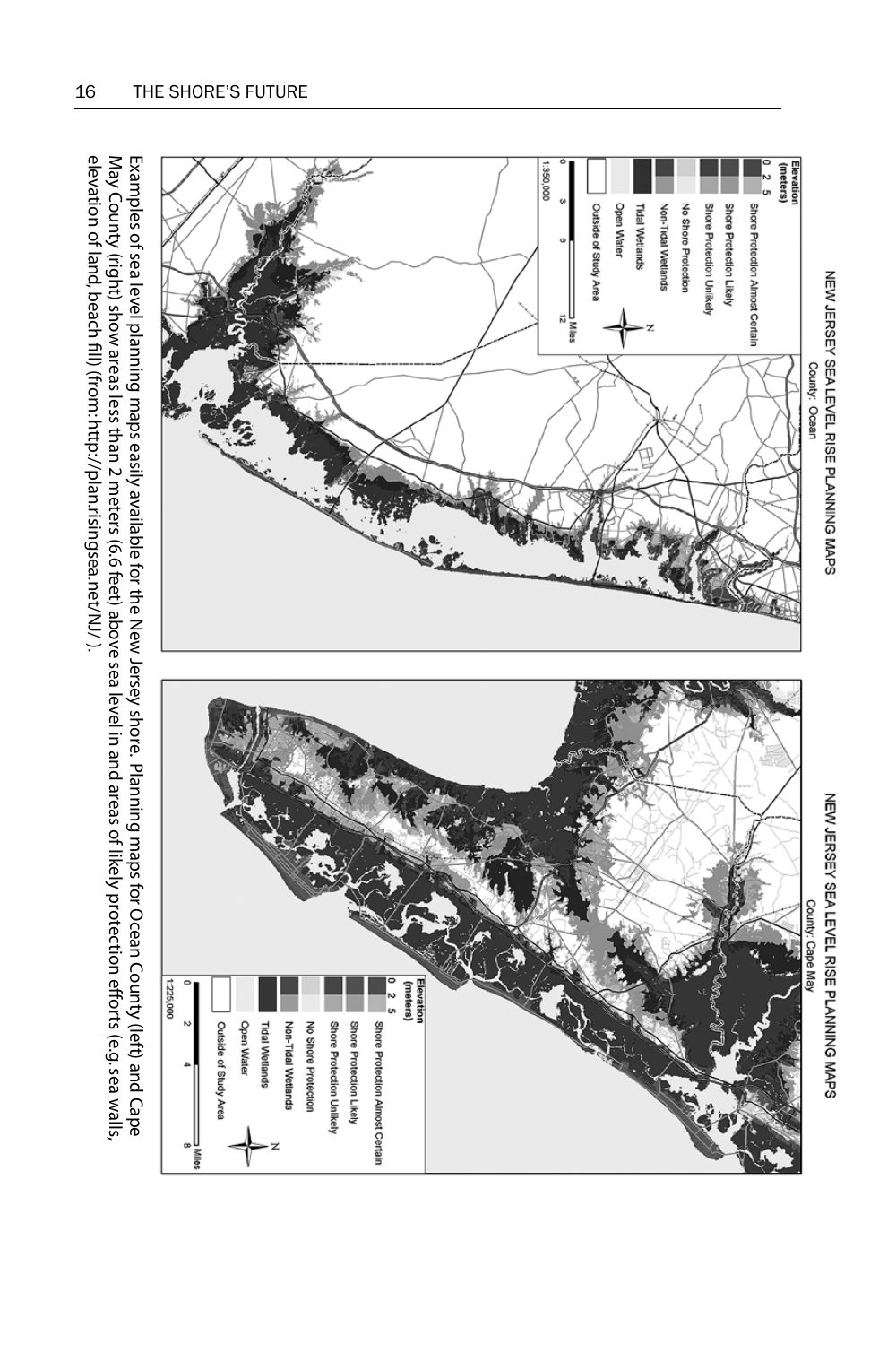NEW JERSEY SEA LEVEL RISE PLANNING MAPS
County: Ocean

Elevation (meters)
0 2 5
Shore Protection Almost Certain
Shore Protection Likely
Shore Protection Unlikely
No Shore Protection
Non-Tidal Wetlands
Tidal Wetlands
Open Water
Outside of Study Area

1:350,000
0 3 6 12 Miles

NEW JERSEY SEA LEVEL RISE PLANNING MAPS
County: Cape May

Elevation (meters)
0 2 5
Shore Protection Almost Certain
Shore Protection Likely
Shore Protection Unlikely
No Shore Protection
Non-Tidal Wetlands
Tidal Wetlands
Open Water
Outside of Study Area

1:225,000
0 2 4 8 Miles

Examples of sea level planning maps easily available for the New Jersey shore. Planning maps for Ocean County (left) and Cape May County (right) show areas less than 2 meters (6.6 feet) above sea level in and areas of likely protection efforts (e.g. sea walls, elevation of land, beach fill) (from: http://plan.risingsea.net/NJ/).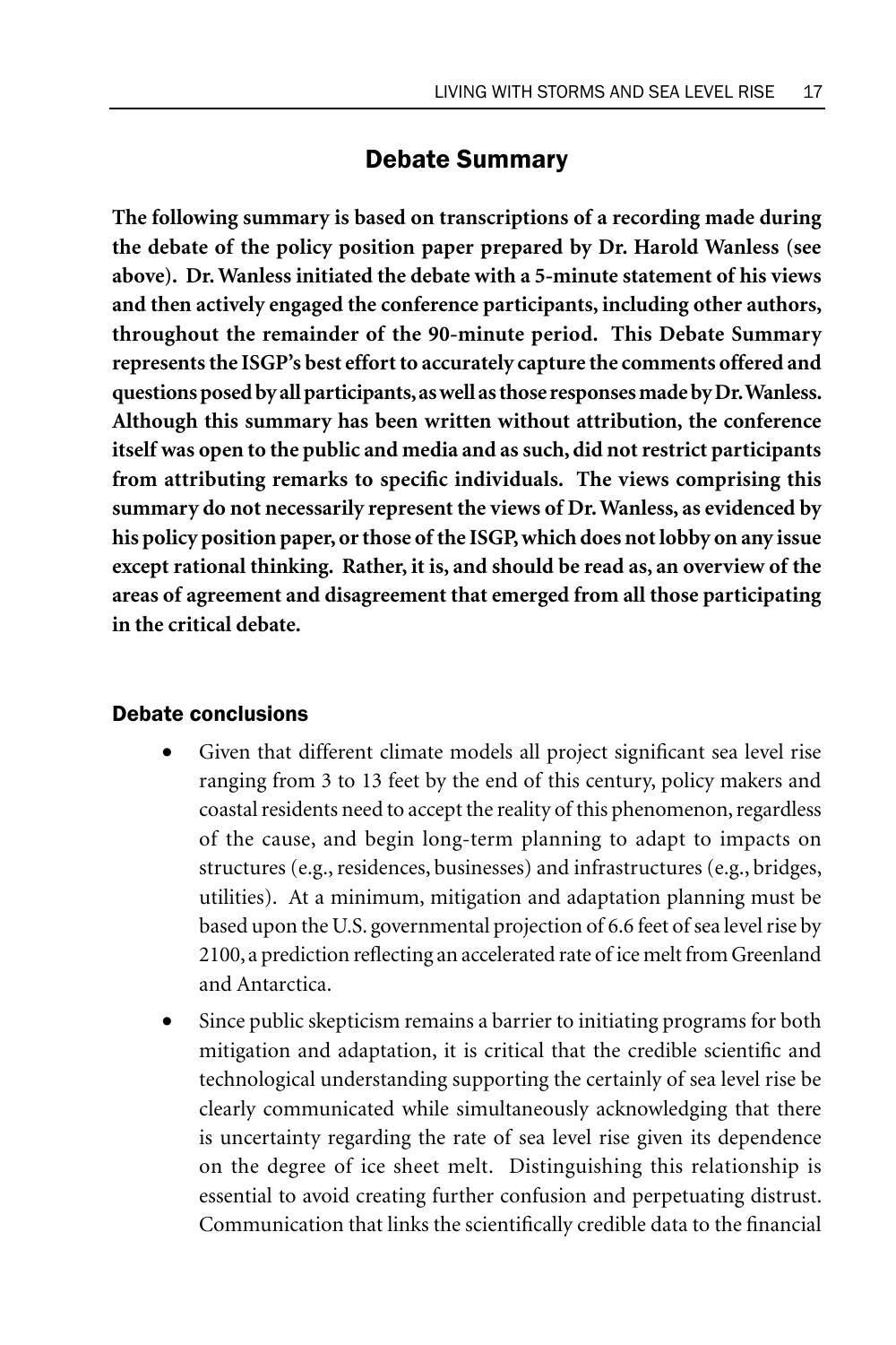## Debate Summary

**The following summary is based on transcriptions of a recording made during the debate of the policy position paper prepared by Dr. Harold Wanless (see above). Dr. Wanless initiated the debate with a 5-minute statement of his views and then actively engaged the conference participants, including other authors, throughout the remainder of the 90-minute period. This Debate Summary represents the ISGP's best effort to accurately capture the comments offered and questions posed by all participants, as well as those responses made by Dr. Wanless. Although this summary has been written without attribution, the conference itself was open to the public and media and as such, did not restrict participants from attributing remarks to specific individuals. The views comprising this summary do not necessarily represent the views of Dr. Wanless, as evidenced by his policy position paper, or those of the ISGP, which does not lobby on any issue except rational thinking. Rather, it is, and should be read as, an overview of the areas of agreement and disagreement that emerged from all those participating in the critical debate.**

### Debate conclusions

- Given that different climate models all project significant sea level rise ranging from 3 to 13 feet by the end of this century, policy makers and coastal residents need to accept the reality of this phenomenon, regardless of the cause, and begin long-term planning to adapt to impacts on structures (e.g., residences, businesses) and infrastructures (e.g., bridges, utilities). At a minimum, mitigation and adaptation planning must be based upon the U.S. governmental projection of 6.6 feet of sea level rise by 2100, a prediction reflecting an accelerated rate of ice melt from Greenland and Antarctica.
- Since public skepticism remains a barrier to initiating programs for both mitigation and adaptation, it is critical that the credible scientific and technological understanding supporting the certainly of sea level rise be clearly communicated while simultaneously acknowledging that there is uncertainty regarding the rate of sea level rise given its dependence on the degree of ice sheet melt. Distinguishing this relationship is essential to avoid creating further confusion and perpetuating distrust. Communication that links the scientifically credible data to the financial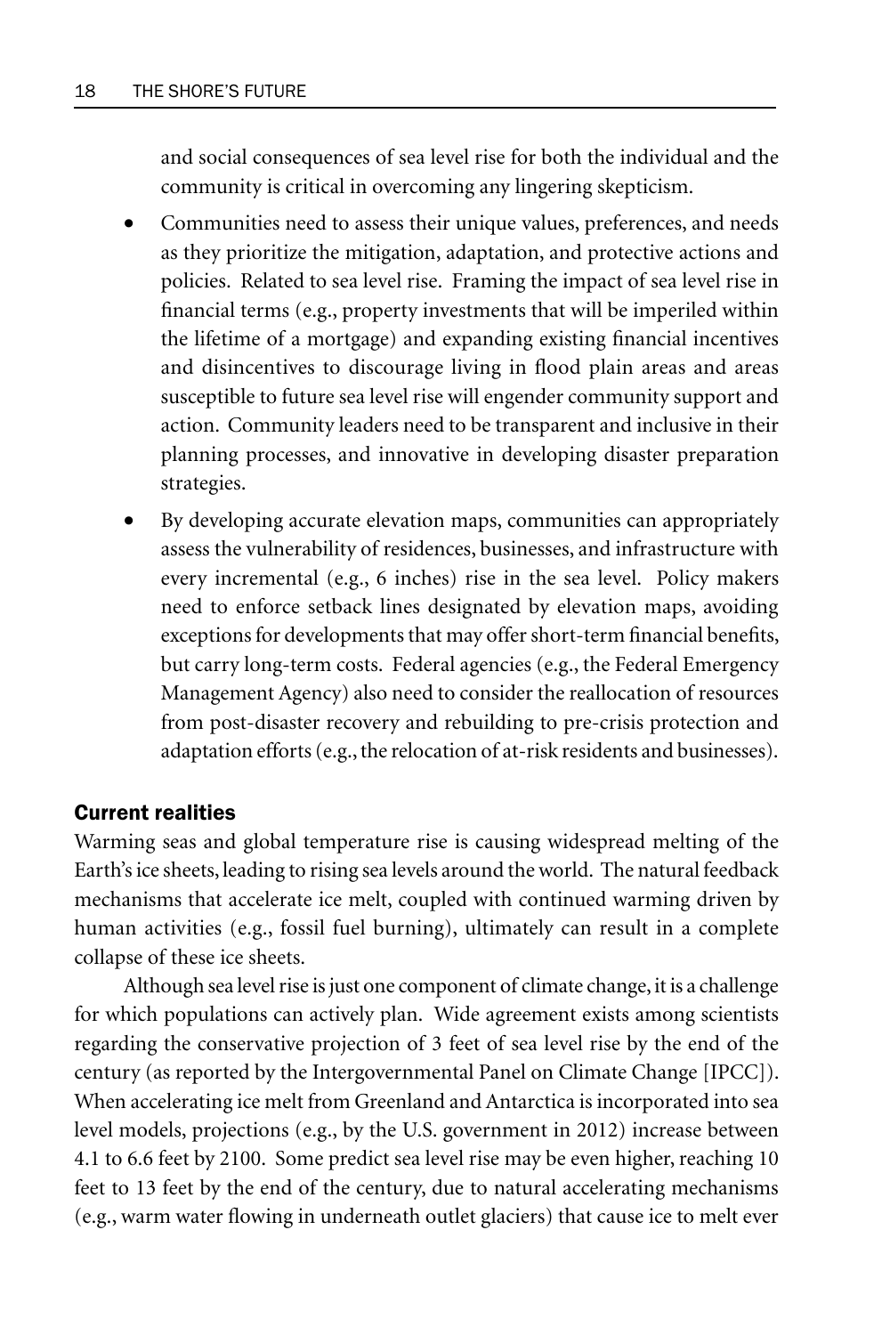and social consequences of sea level rise for both the individual and the community is critical in overcoming any lingering skepticism.

- Communities need to assess their unique values, preferences, and needs as they prioritize the mitigation, adaptation, and protective actions and policies. Related to sea level rise. Framing the impact of sea level rise in financial terms (e.g., property investments that will be imperiled within the lifetime of a mortgage) and expanding existing financial incentives and disincentives to discourage living in flood plain areas and areas susceptible to future sea level rise will engender community support and action. Community leaders need to be transparent and inclusive in their planning processes, and innovative in developing disaster preparation strategies.
- By developing accurate elevation maps, communities can appropriately assess the vulnerability of residences, businesses, and infrastructure with every incremental (e.g., 6 inches) rise in the sea level. Policy makers need to enforce setback lines designated by elevation maps, avoiding exceptions for developments that may offer short-term financial benefits, but carry long-term costs. Federal agencies (e.g., the Federal Emergency Management Agency) also need to consider the reallocation of resources from post-disaster recovery and rebuilding to pre-crisis protection and adaptation efforts (e.g., the relocation of at-risk residents and businesses).

## Current realities

Warming seas and global temperature rise is causing widespread melting of the Earth's ice sheets, leading to rising sea levels around the world. The natural feedback mechanisms that accelerate ice melt, coupled with continued warming driven by human activities (e.g., fossil fuel burning), ultimately can result in a complete collapse of these ice sheets.

Although sea level rise is just one component of climate change, it is a challenge for which populations can actively plan. Wide agreement exists among scientists regarding the conservative projection of 3 feet of sea level rise by the end of the century (as reported by the Intergovernmental Panel on Climate Change [IPCC]). When accelerating ice melt from Greenland and Antarctica is incorporated into sea level models, projections (e.g., by the U.S. government in 2012) increase between 4.1 to 6.6 feet by 2100. Some predict sea level rise may be even higher, reaching 10 feet to 13 feet by the end of the century, due to natural accelerating mechanisms (e.g., warm water flowing in underneath outlet glaciers) that cause ice to melt ever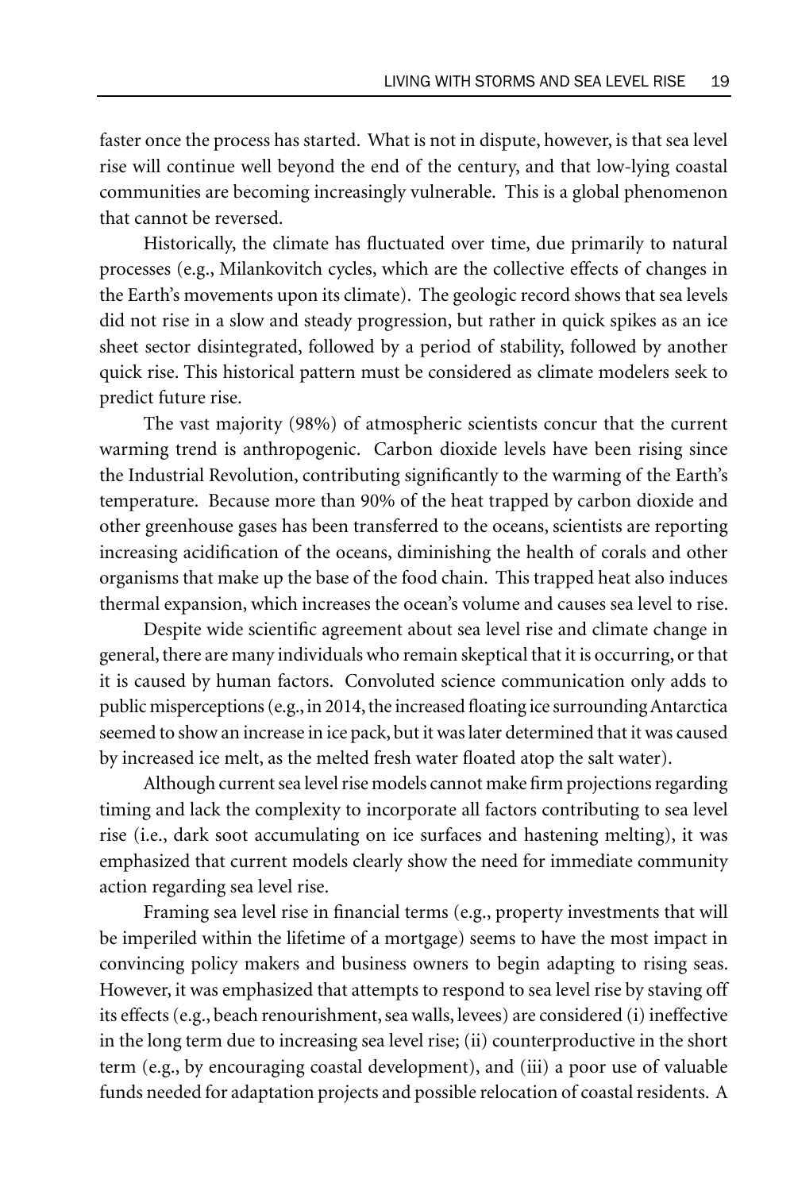faster once the process has started. What is not in dispute, however, is that sea level rise will continue well beyond the end of the century, and that low-lying coastal communities are becoming increasingly vulnerable. This is a global phenomenon that cannot be reversed.

Historically, the climate has fluctuated over time, due primarily to natural processes (e.g., Milankovitch cycles, which are the collective effects of changes in the Earth's movements upon its climate). The geologic record shows that sea levels did not rise in a slow and steady progression, but rather in quick spikes as an ice sheet sector disintegrated, followed by a period of stability, followed by another quick rise. This historical pattern must be considered as climate modelers seek to predict future rise.

The vast majority (98%) of atmospheric scientists concur that the current warming trend is anthropogenic. Carbon dioxide levels have been rising since the Industrial Revolution, contributing significantly to the warming of the Earth's temperature. Because more than 90% of the heat trapped by carbon dioxide and other greenhouse gases has been transferred to the oceans, scientists are reporting increasing acidification of the oceans, diminishing the health of corals and other organisms that make up the base of the food chain. This trapped heat also induces thermal expansion, which increases the ocean's volume and causes sea level to rise.

Despite wide scientific agreement about sea level rise and climate change in general, there are many individuals who remain skeptical that it is occurring, or that it is caused by human factors. Convoluted science communication only adds to public misperceptions (e.g., in 2014, the increased floating ice surrounding Antarctica seemed to show an increase in ice pack, but it was later determined that it was caused by increased ice melt, as the melted fresh water floated atop the salt water).

Although current sea level rise models cannot make firm projections regarding timing and lack the complexity to incorporate all factors contributing to sea level rise (i.e., dark soot accumulating on ice surfaces and hastening melting), it was emphasized that current models clearly show the need for immediate community action regarding sea level rise.

Framing sea level rise in financial terms (e.g., property investments that will be imperiled within the lifetime of a mortgage) seems to have the most impact in convincing policy makers and business owners to begin adapting to rising seas. However, it was emphasized that attempts to respond to sea level rise by staving off its effects (e.g., beach renourishment, sea walls, levees) are considered (i) ineffective in the long term due to increasing sea level rise; (ii) counterproductive in the short term (e.g., by encouraging coastal development), and (iii) a poor use of valuable funds needed for adaptation projects and possible relocation of coastal residents. A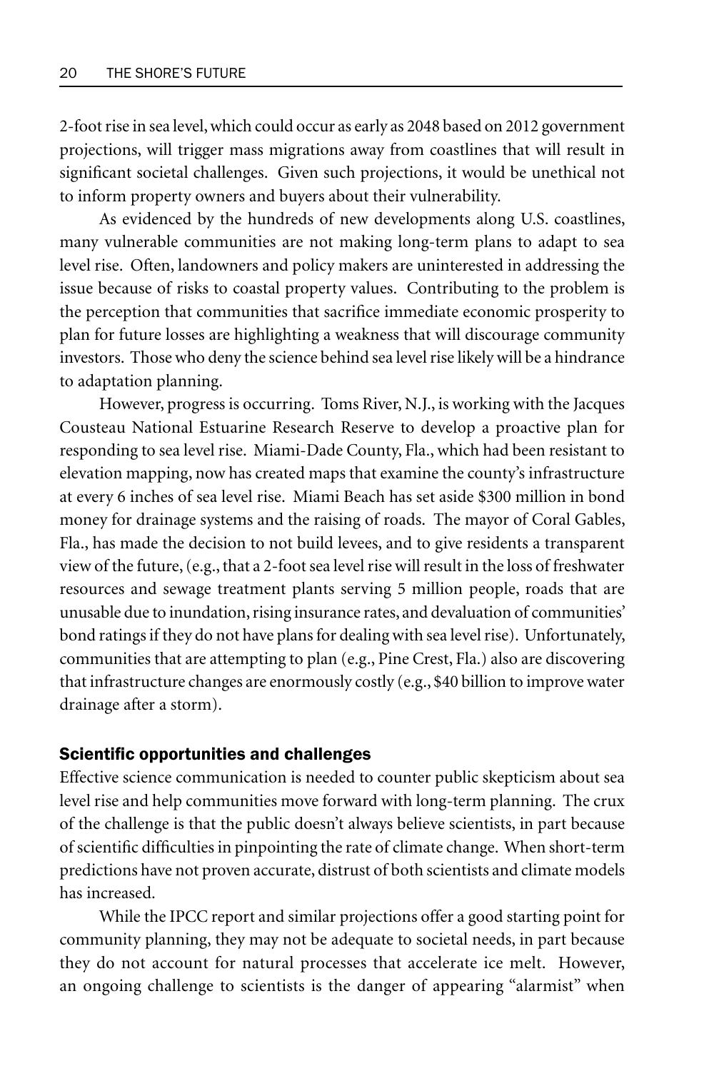2-foot rise in sea level, which could occur as early as 2048 based on 2012 government projections, will trigger mass migrations away from coastlines that will result in significant societal challenges. Given such projections, it would be unethical not to inform property owners and buyers about their vulnerability.

As evidenced by the hundreds of new developments along U.S. coastlines, many vulnerable communities are not making long-term plans to adapt to sea level rise. Often, landowners and policy makers are uninterested in addressing the issue because of risks to coastal property values. Contributing to the problem is the perception that communities that sacrifice immediate economic prosperity to plan for future losses are highlighting a weakness that will discourage community investors. Those who deny the science behind sea level rise likely will be a hindrance to adaptation planning.

However, progress is occurring. Toms River, N.J., is working with the Jacques Cousteau National Estuarine Research Reserve to develop a proactive plan for responding to sea level rise. Miami-Dade County, Fla., which had been resistant to elevation mapping, now has created maps that examine the county's infrastructure at every 6 inches of sea level rise. Miami Beach has set aside \$300 million in bond money for drainage systems and the raising of roads. The mayor of Coral Gables, Fla., has made the decision to not build levees, and to give residents a transparent view of the future, (e.g., that a 2-foot sea level rise will result in the loss of freshwater resources and sewage treatment plants serving 5 million people, roads that are unusable due to inundation, rising insurance rates, and devaluation of communities' bond ratings if they do not have plans for dealing with sea level rise). Unfortunately, communities that are attempting to plan (e.g., Pine Crest, Fla.) also are discovering that infrastructure changes are enormously costly (e.g., \$40 billion to improve water drainage after a storm).

## Scientific opportunities and challenges

Effective science communication is needed to counter public skepticism about sea level rise and help communities move forward with long-term planning. The crux of the challenge is that the public doesn't always believe scientists, in part because of scientific difficulties in pinpointing the rate of climate change. When short-term predictions have not proven accurate, distrust of both scientists and climate models has increased.

While the IPCC report and similar projections offer a good starting point for community planning, they may not be adequate to societal needs, in part because they do not account for natural processes that accelerate ice melt. However, an ongoing challenge to scientists is the danger of appearing "alarmist" when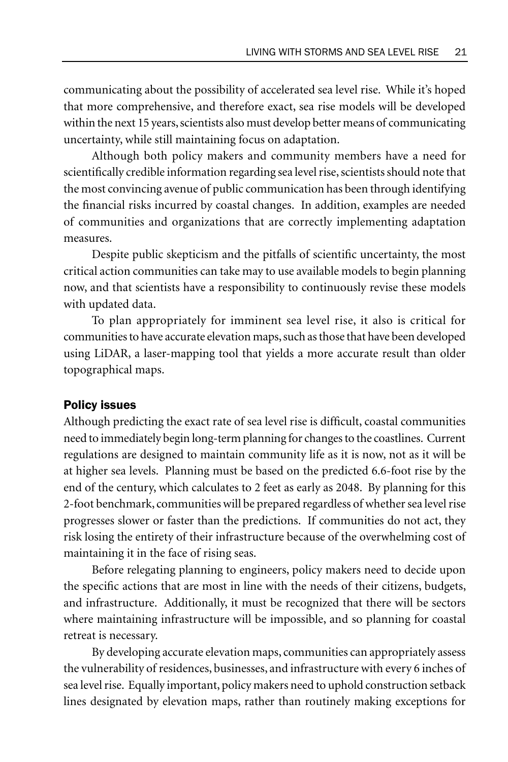communicating about the possibility of accelerated sea level rise. While it's hoped that more comprehensive, and therefore exact, sea rise models will be developed within the next 15 years, scientists also must develop better means of communicating uncertainty, while still maintaining focus on adaptation.

Although both policy makers and community members have a need for scientifically credible information regarding sea level rise, scientists should note that the most convincing avenue of public communication has been through identifying the financial risks incurred by coastal changes. In addition, examples are needed of communities and organizations that are correctly implementing adaptation measures.

Despite public skepticism and the pitfalls of scientific uncertainty, the most critical action communities can take may to use available models to begin planning now, and that scientists have a responsibility to continuously revise these models with updated data.

To plan appropriately for imminent sea level rise, it also is critical for communities to have accurate elevation maps, such as those that have been developed using LiDAR, a laser-mapping tool that yields a more accurate result than older topographical maps.

### Policy issues

Although predicting the exact rate of sea level rise is difficult, coastal communities need to immediately begin long-term planning for changes to the coastlines. Current regulations are designed to maintain community life as it is now, not as it will be at higher sea levels. Planning must be based on the predicted 6.6-foot rise by the end of the century, which calculates to 2 feet as early as 2048. By planning for this 2-foot benchmark, communities will be prepared regardless of whether sea level rise progresses slower or faster than the predictions. If communities do not act, they risk losing the entirety of their infrastructure because of the overwhelming cost of maintaining it in the face of rising seas.

Before relegating planning to engineers, policy makers need to decide upon the specific actions that are most in line with the needs of their citizens, budgets, and infrastructure. Additionally, it must be recognized that there will be sectors where maintaining infrastructure will be impossible, and so planning for coastal retreat is necessary.

By developing accurate elevation maps, communities can appropriately assess the vulnerability of residences, businesses, and infrastructure with every 6 inches of sea level rise. Equally important, policy makers need to uphold construction setback lines designated by elevation maps, rather than routinely making exceptions for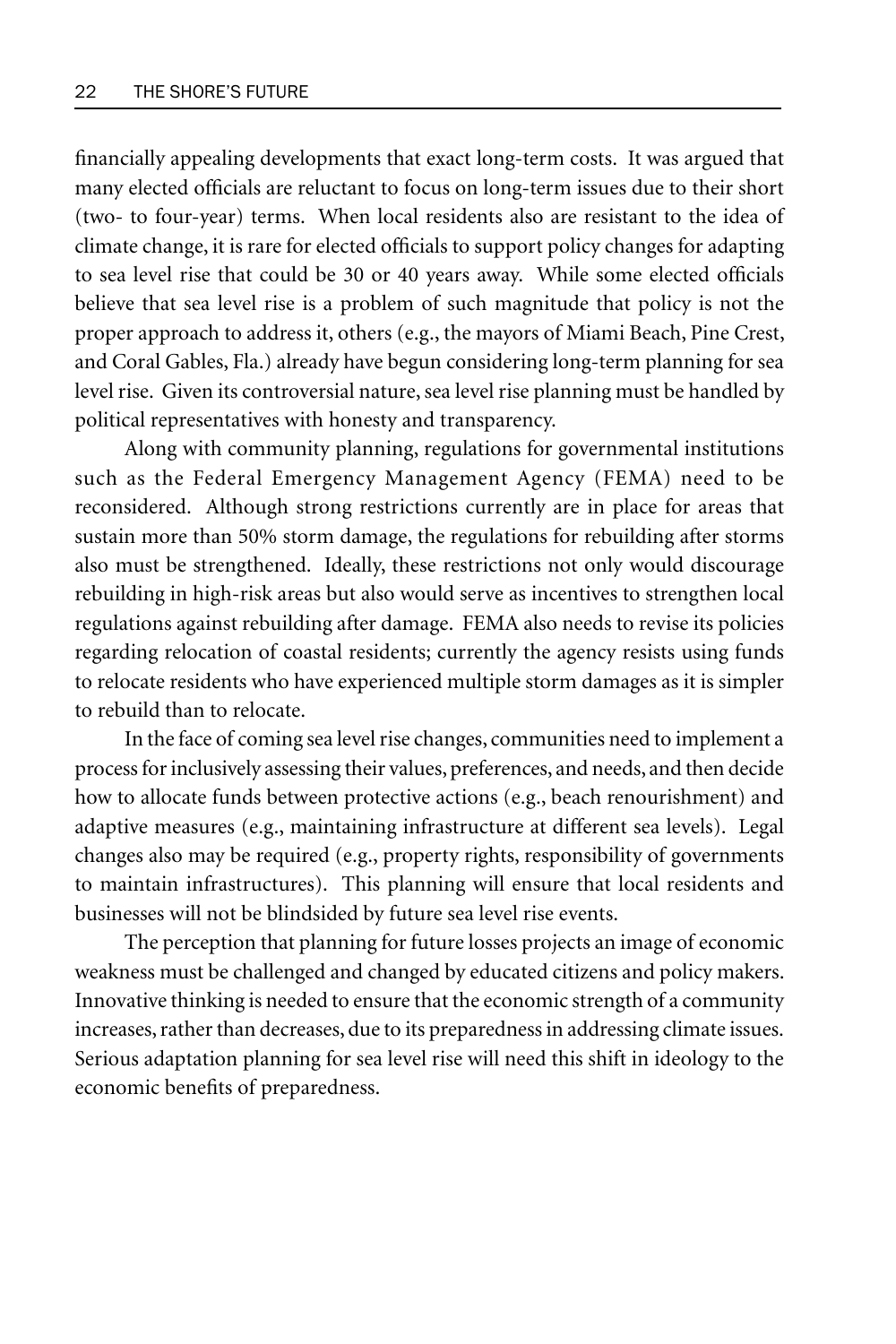financially appealing developments that exact long-term costs. It was argued that many elected officials are reluctant to focus on long-term issues due to their short (two- to four-year) terms. When local residents also are resistant to the idea of climate change, it is rare for elected officials to support policy changes for adapting to sea level rise that could be 30 or 40 years away. While some elected officials believe that sea level rise is a problem of such magnitude that policy is not the proper approach to address it, others (e.g., the mayors of Miami Beach, Pine Crest, and Coral Gables, Fla.) already have begun considering long-term planning for sea level rise. Given its controversial nature, sea level rise planning must be handled by political representatives with honesty and transparency.

Along with community planning, regulations for governmental institutions such as the Federal Emergency Management Agency (FEMA) need to be reconsidered. Although strong restrictions currently are in place for areas that sustain more than 50% storm damage, the regulations for rebuilding after storms also must be strengthened. Ideally, these restrictions not only would discourage rebuilding in high-risk areas but also would serve as incentives to strengthen local regulations against rebuilding after damage. FEMA also needs to revise its policies regarding relocation of coastal residents; currently the agency resists using funds to relocate residents who have experienced multiple storm damages as it is simpler to rebuild than to relocate.

In the face of coming sea level rise changes, communities need to implement a process for inclusively assessing their values, preferences, and needs, and then decide how to allocate funds between protective actions (e.g., beach renourishment) and adaptive measures (e.g., maintaining infrastructure at different sea levels). Legal changes also may be required (e.g., property rights, responsibility of governments to maintain infrastructures). This planning will ensure that local residents and businesses will not be blindsided by future sea level rise events.

The perception that planning for future losses projects an image of economic weakness must be challenged and changed by educated citizens and policy makers. Innovative thinking is needed to ensure that the economic strength of a community increases, rather than decreases, due to its preparedness in addressing climate issues. Serious adaptation planning for sea level rise will need this shift in ideology to the economic benefits of preparedness.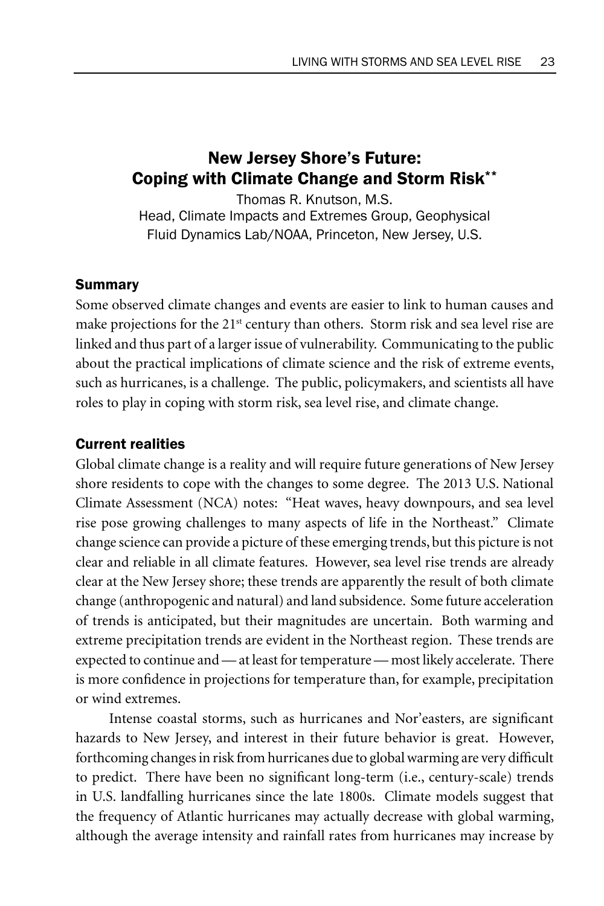## New Jersey Shore's Future: Coping with Climate Change and Storm Risk**

Thomas R. Knutson, M.S.
Head, Climate Impacts and Extremes Group, Geophysical Fluid Dynamics Lab/NOAA, Princeton, New Jersey, U.S.

### Summary

Some observed climate changes and events are easier to link to human causes and make projections for the 21st century than others. Storm risk and sea level rise are linked and thus part of a larger issue of vulnerability. Communicating to the public about the practical implications of climate science and the risk of extreme events, such as hurricanes, is a challenge. The public, policymakers, and scientists all have roles to play in coping with storm risk, sea level rise, and climate change.

### Current realities

Global climate change is a reality and will require future generations of New Jersey shore residents to cope with the changes to some degree. The 2013 U.S. National Climate Assessment (NCA) notes: "Heat waves, heavy downpours, and sea level rise pose growing challenges to many aspects of life in the Northeast." Climate change science can provide a picture of these emerging trends, but this picture is not clear and reliable in all climate features. However, sea level rise trends are already clear at the New Jersey shore; these trends are apparently the result of both climate change (anthropogenic and natural) and land subsidence. Some future acceleration of trends is anticipated, but their magnitudes are uncertain. Both warming and extreme precipitation trends are evident in the Northeast region. These trends are expected to continue and — at least for temperature — most likely accelerate. There is more confidence in projections for temperature than, for example, precipitation or wind extremes.

Intense coastal storms, such as hurricanes and Nor'easters, are significant hazards to New Jersey, and interest in their future behavior is great. However, forthcoming changes in risk from hurricanes due to global warming are very difficult to predict. There have been no significant long-term (i.e., century-scale) trends in U.S. landfalling hurricanes since the late 1800s. Climate models suggest that the frequency of Atlantic hurricanes may actually decrease with global warming, although the average intensity and rainfall rates from hurricanes may increase by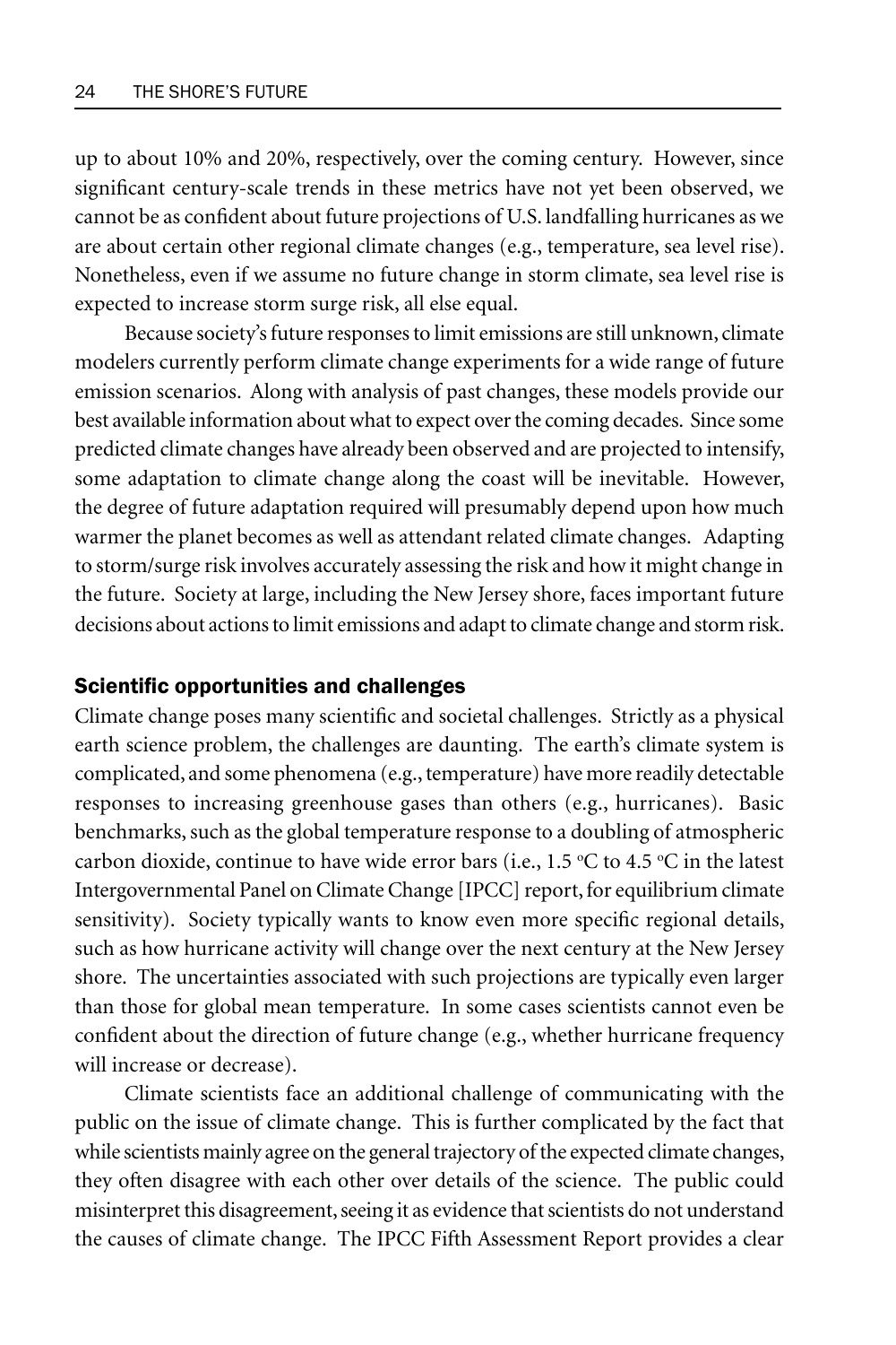up to about 10% and 20%, respectively, over the coming century. However, since significant century-scale trends in these metrics have not yet been observed, we cannot be as confident about future projections of U.S. landfalling hurricanes as we are about certain other regional climate changes (e.g., temperature, sea level rise). Nonetheless, even if we assume no future change in storm climate, sea level rise is expected to increase storm surge risk, all else equal.

Because society's future responses to limit emissions are still unknown, climate modelers currently perform climate change experiments for a wide range of future emission scenarios. Along with analysis of past changes, these models provide our best available information about what to expect over the coming decades. Since some predicted climate changes have already been observed and are projected to intensify, some adaptation to climate change along the coast will be inevitable. However, the degree of future adaptation required will presumably depend upon how much warmer the planet becomes as well as attendant related climate changes. Adapting to storm/surge risk involves accurately assessing the risk and how it might change in the future. Society at large, including the New Jersey shore, faces important future decisions about actions to limit emissions and adapt to climate change and storm risk.

## Scientific opportunities and challenges

Climate change poses many scientific and societal challenges. Strictly as a physical earth science problem, the challenges are daunting. The earth's climate system is complicated, and some phenomena (e.g., temperature) have more readily detectable responses to increasing greenhouse gases than others (e.g., hurricanes). Basic benchmarks, such as the global temperature response to a doubling of atmospheric carbon dioxide, continue to have wide error bars (i.e., 1.5 ºC to 4.5 ºC in the latest Intergovernmental Panel on Climate Change [IPCC] report, for equilibrium climate sensitivity). Society typically wants to know even more specific regional details, such as how hurricane activity will change over the next century at the New Jersey shore. The uncertainties associated with such projections are typically even larger than those for global mean temperature. In some cases scientists cannot even be confident about the direction of future change (e.g., whether hurricane frequency will increase or decrease).

Climate scientists face an additional challenge of communicating with the public on the issue of climate change. This is further complicated by the fact that while scientists mainly agree on the general trajectory of the expected climate changes, they often disagree with each other over details of the science. The public could misinterpret this disagreement, seeing it as evidence that scientists do not understand the causes of climate change. The IPCC Fifth Assessment Report provides a clear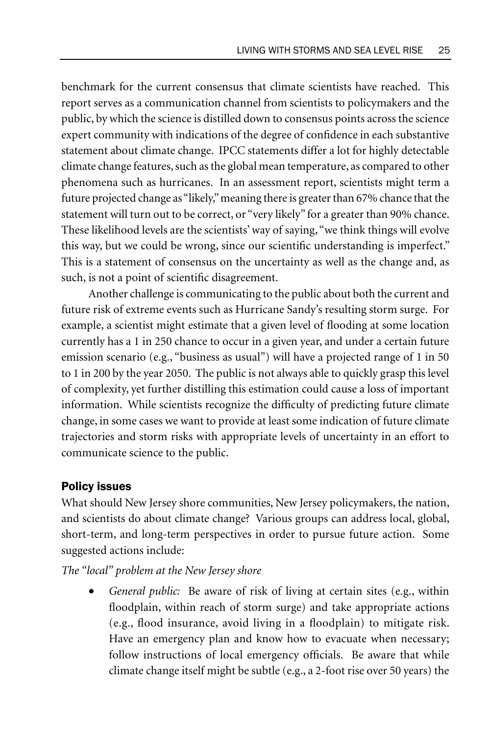benchmark for the current consensus that climate scientists have reached. This report serves as a communication channel from scientists to policymakers and the public, by which the science is distilled down to consensus points across the science expert community with indications of the degree of confidence in each substantive statement about climate change. IPCC statements differ a lot for highly detectable climate change features, such as the global mean temperature, as compared to other phenomena such as hurricanes. In an assessment report, scientists might term a future projected change as "likely," meaning there is greater than 67% chance that the statement will turn out to be correct, or "very likely" for a greater than 90% chance. These likelihood levels are the scientists' way of saying, "we think things will evolve this way, but we could be wrong, since our scientific understanding is imperfect." This is a statement of consensus on the uncertainty as well as the change and, as such, is not a point of scientific disagreement.

Another challenge is communicating to the public about both the current and future risk of extreme events such as Hurricane Sandy's resulting storm surge. For example, a scientist might estimate that a given level of flooding at some location currently has a 1 in 250 chance to occur in a given year, and under a certain future emission scenario (e.g., "business as usual") will have a projected range of 1 in 50 to 1 in 200 by the year 2050. The public is not always able to quickly grasp this level of complexity, yet further distilling this estimation could cause a loss of important information. While scientists recognize the difficulty of predicting future climate change, in some cases we want to provide at least some indication of future climate trajectories and storm risks with appropriate levels of uncertainty in an effort to communicate science to the public.

## Policy issues

What should New Jersey shore communities, New Jersey policymakers, the nation, and scientists do about climate change? Various groups can address local, global, short-term, and long-term perspectives in order to pursue future action. Some suggested actions include:

*The "local" problem at the New Jersey shore*

- *General public:* Be aware of risk of living at certain sites (e.g., within floodplain, within reach of storm surge) and take appropriate actions (e.g., flood insurance, avoid living in a floodplain) to mitigate risk. Have an emergency plan and know how to evacuate when necessary; follow instructions of local emergency officials. Be aware that while climate change itself might be subtle (e.g., a 2-foot rise over 50 years) the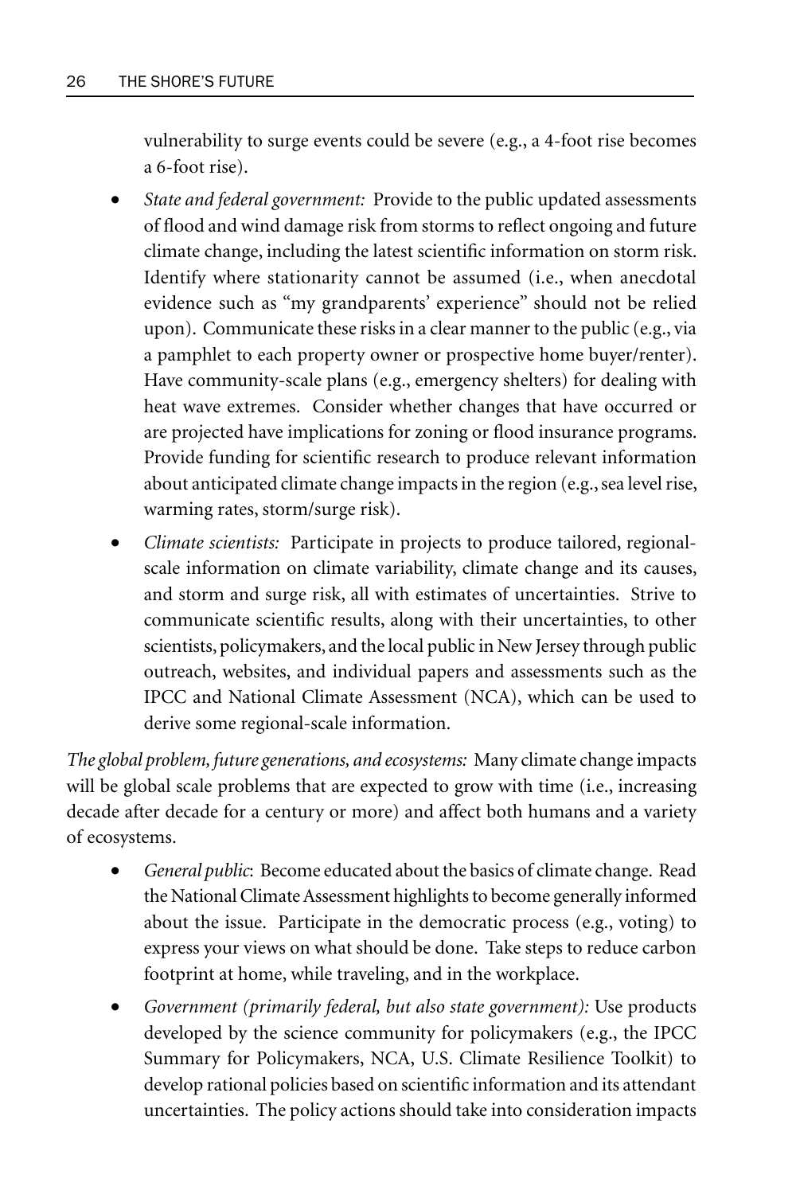vulnerability to surge events could be severe (e.g., a 4-foot rise becomes a 6-foot rise).

- *State and federal government:* Provide to the public updated assessments of flood and wind damage risk from storms to reflect ongoing and future climate change, including the latest scientific information on storm risk. Identify where stationarity cannot be assumed (i.e., when anecdotal evidence such as "my grandparents' experience" should not be relied upon). Communicate these risks in a clear manner to the public (e.g., via a pamphlet to each property owner or prospective home buyer/renter). Have community-scale plans (e.g., emergency shelters) for dealing with heat wave extremes. Consider whether changes that have occurred or are projected have implications for zoning or flood insurance programs. Provide funding for scientific research to produce relevant information about anticipated climate change impacts in the region (e.g., sea level rise, warming rates, storm/surge risk).
- *Climate scientists:* Participate in projects to produce tailored, regional-scale information on climate variability, climate change and its causes, and storm and surge risk, all with estimates of uncertainties. Strive to communicate scientific results, along with their uncertainties, to other scientists, policymakers, and the local public in New Jersey through public outreach, websites, and individual papers and assessments such as the IPCC and National Climate Assessment (NCA), which can be used to derive some regional-scale information.

*The global problem, future generations, and ecosystems:* Many climate change impacts will be global scale problems that are expected to grow with time (i.e., increasing decade after decade for a century or more) and affect both humans and a variety of ecosystems.

- *General public*: Become educated about the basics of climate change. Read the National Climate Assessment highlights to become generally informed about the issue. Participate in the democratic process (e.g., voting) to express your views on what should be done. Take steps to reduce carbon footprint at home, while traveling, and in the workplace.
- *Government (primarily federal, but also state government):* Use products developed by the science community for policymakers (e.g., the IPCC Summary for Policymakers, NCA, U.S. Climate Resilience Toolkit) to develop rational policies based on scientific information and its attendant uncertainties. The policy actions should take into consideration impacts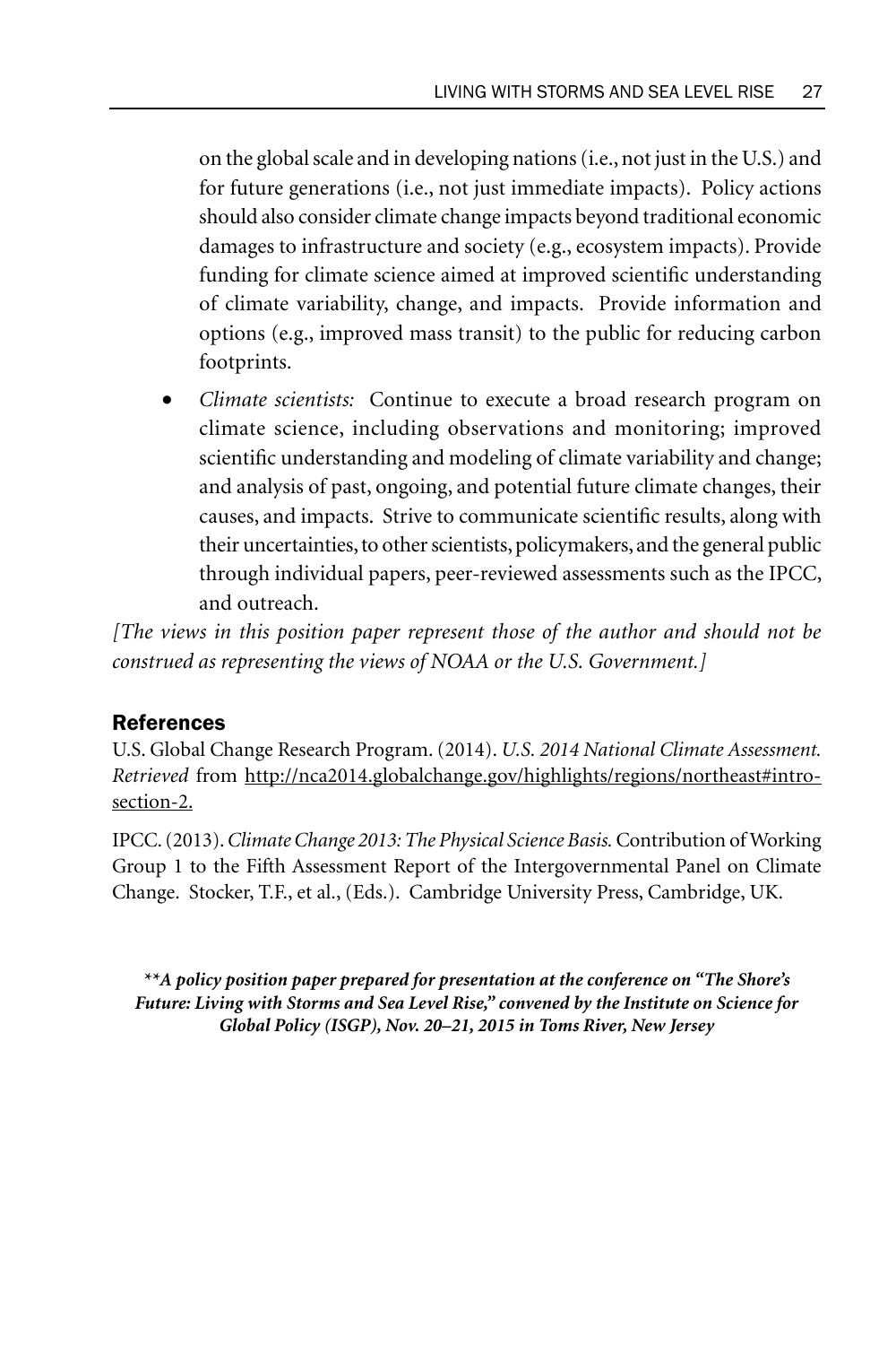on the global scale and in developing nations (i.e., not just in the U.S.) and for future generations (i.e., not just immediate impacts). Policy actions should also consider climate change impacts beyond traditional economic damages to infrastructure and society (e.g., ecosystem impacts). Provide funding for climate science aimed at improved scientific understanding of climate variability, change, and impacts. Provide information and options (e.g., improved mass transit) to the public for reducing carbon footprints.

- *Climate scientists:* Continue to execute a broad research program on climate science, including observations and monitoring; improved scientific understanding and modeling of climate variability and change; and analysis of past, ongoing, and potential future climate changes, their causes, and impacts. Strive to communicate scientific results, along with their uncertainties, to other scientists, policymakers, and the general public through individual papers, peer-reviewed assessments such as the IPCC, and outreach.

*[The views in this position paper represent those of the author and should not be construed as representing the views of NOAA or the U.S. Government.]*

## References

U.S. Global Change Research Program. (2014). *U.S. 2014 National Climate Assessment. Retrieved* from http://nca2014.globalchange.gov/highlights/regions/northeast#intro-section-2.

IPCC. (2013). *Climate Change 2013: The Physical Science Basis.* Contribution of Working Group 1 to the Fifth Assessment Report of the Intergovernmental Panel on Climate Change. Stocker, T.F., et al., (Eds.). Cambridge University Press, Cambridge, UK.

***A policy position paper prepared for presentation at the conference on "The Shore's Future: Living with Storms and Sea Level Rise," convened by the Institute on Science for Global Policy (ISGP), Nov. 20–21, 2015 in Toms River, New Jersey***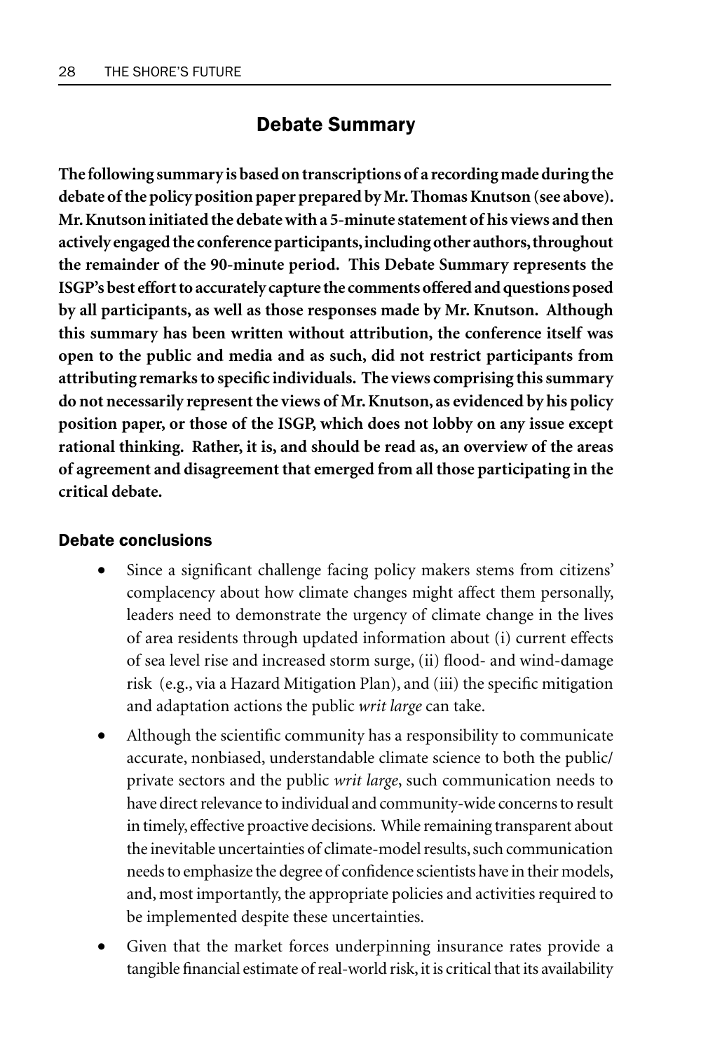## Debate Summary

**The following summary is based on transcriptions of a recording made during the debate of the policy position paper prepared by Mr. Thomas Knutson (see above). Mr. Knutson initiated the debate with a 5-minute statement of his views and then actively engaged the conference participants, including other authors, throughout the remainder of the 90-minute period. This Debate Summary represents the ISGP's best effort to accurately capture the comments offered and questions posed by all participants, as well as those responses made by Mr. Knutson. Although this summary has been written without attribution, the conference itself was open to the public and media and as such, did not restrict participants from attributing remarks to specific individuals. The views comprising this summary do not necessarily represent the views of Mr. Knutson, as evidenced by his policy position paper, or those of the ISGP, which does not lobby on any issue except rational thinking. Rather, it is, and should be read as, an overview of the areas of agreement and disagreement that emerged from all those participating in the critical debate.**

### Debate conclusions

- Since a significant challenge facing policy makers stems from citizens' complacency about how climate changes might affect them personally, leaders need to demonstrate the urgency of climate change in the lives of area residents through updated information about (i) current effects of sea level rise and increased storm surge, (ii) flood- and wind-damage risk (e.g., via a Hazard Mitigation Plan), and (iii) the specific mitigation and adaptation actions the public *writ large* can take.
- Although the scientific community has a responsibility to communicate accurate, nonbiased, understandable climate science to both the public/private sectors and the public *writ large*, such communication needs to have direct relevance to individual and community-wide concerns to result in timely, effective proactive decisions. While remaining transparent about the inevitable uncertainties of climate-model results, such communication needs to emphasize the degree of confidence scientists have in their models, and, most importantly, the appropriate policies and activities required to be implemented despite these uncertainties.
- Given that the market forces underpinning insurance rates provide a tangible financial estimate of real-world risk, it is critical that its availability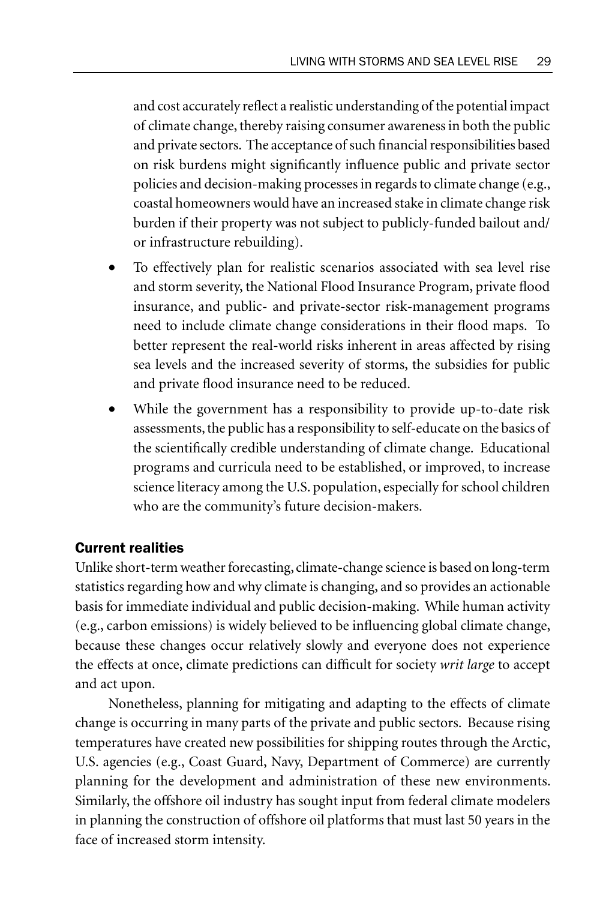and cost accurately reflect a realistic understanding of the potential impact of climate change, thereby raising consumer awareness in both the public and private sectors. The acceptance of such financial responsibilities based on risk burdens might significantly influence public and private sector policies and decision-making processes in regards to climate change (e.g., coastal homeowners would have an increased stake in climate change risk burden if their property was not subject to publicly-funded bailout and/or infrastructure rebuilding).

- To effectively plan for realistic scenarios associated with sea level rise and storm severity, the National Flood Insurance Program, private flood insurance, and public- and private-sector risk-management programs need to include climate change considerations in their flood maps. To better represent the real-world risks inherent in areas affected by rising sea levels and the increased severity of storms, the subsidies for public and private flood insurance need to be reduced.
- While the government has a responsibility to provide up-to-date risk assessments, the public has a responsibility to self-educate on the basics of the scientifically credible understanding of climate change. Educational programs and curricula need to be established, or improved, to increase science literacy among the U.S. population, especially for school children who are the community's future decision-makers.

## Current realities

Unlike short-term weather forecasting, climate-change science is based on long-term statistics regarding how and why climate is changing, and so provides an actionable basis for immediate individual and public decision-making. While human activity (e.g., carbon emissions) is widely believed to be influencing global climate change, because these changes occur relatively slowly and everyone does not experience the effects at once, climate predictions can difficult for society *writ large* to accept and act upon.

Nonetheless, planning for mitigating and adapting to the effects of climate change is occurring in many parts of the private and public sectors. Because rising temperatures have created new possibilities for shipping routes through the Arctic, U.S. agencies (e.g., Coast Guard, Navy, Department of Commerce) are currently planning for the development and administration of these new environments. Similarly, the offshore oil industry has sought input from federal climate modelers in planning the construction of offshore oil platforms that must last 50 years in the face of increased storm intensity.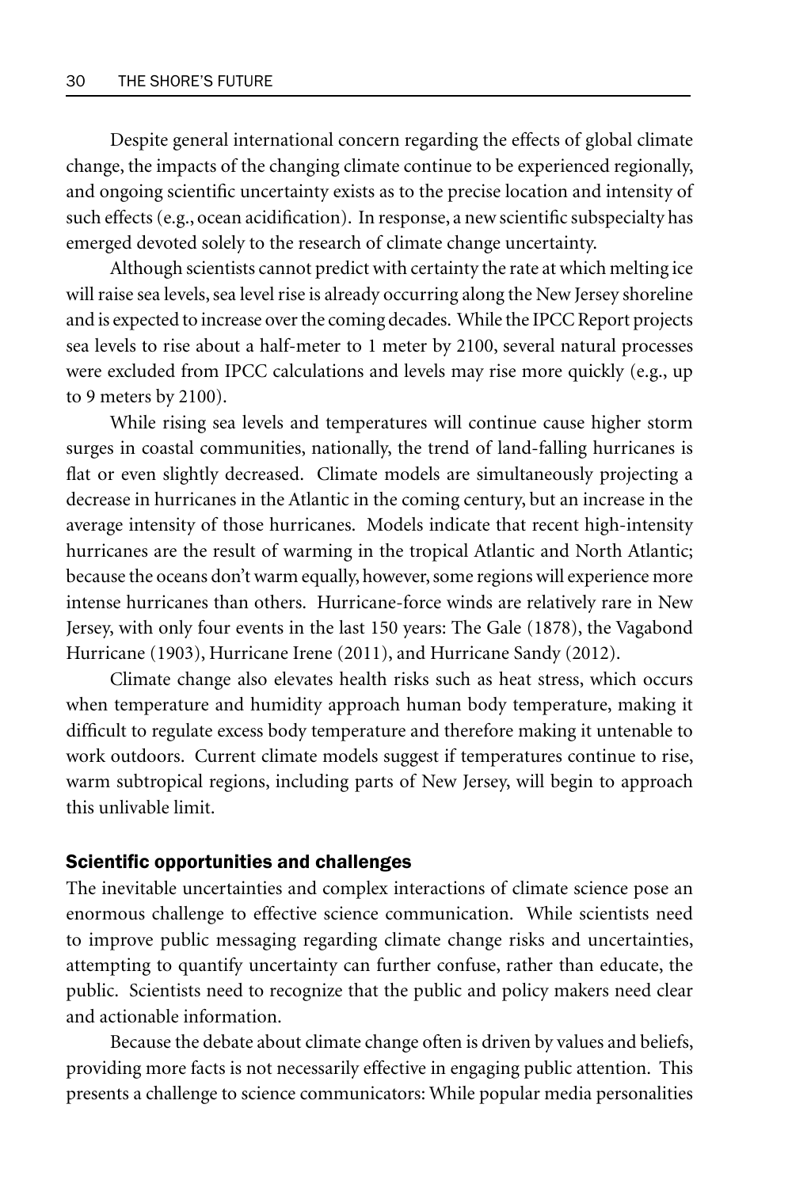Despite general international concern regarding the effects of global climate change, the impacts of the changing climate continue to be experienced regionally, and ongoing scientific uncertainty exists as to the precise location and intensity of such effects (e.g., ocean acidification). In response, a new scientific subspecialty has emerged devoted solely to the research of climate change uncertainty.

Although scientists cannot predict with certainty the rate at which melting ice will raise sea levels, sea level rise is already occurring along the New Jersey shoreline and is expected to increase over the coming decades. While the IPCC Report projects sea levels to rise about a half-meter to 1 meter by 2100, several natural processes were excluded from IPCC calculations and levels may rise more quickly (e.g., up to 9 meters by 2100).

While rising sea levels and temperatures will continue cause higher storm surges in coastal communities, nationally, the trend of land-falling hurricanes is flat or even slightly decreased. Climate models are simultaneously projecting a decrease in hurricanes in the Atlantic in the coming century, but an increase in the average intensity of those hurricanes. Models indicate that recent high-intensity hurricanes are the result of warming in the tropical Atlantic and North Atlantic; because the oceans don't warm equally, however, some regions will experience more intense hurricanes than others. Hurricane-force winds are relatively rare in New Jersey, with only four events in the last 150 years: The Gale (1878), the Vagabond Hurricane (1903), Hurricane Irene (2011), and Hurricane Sandy (2012).

Climate change also elevates health risks such as heat stress, which occurs when temperature and humidity approach human body temperature, making it difficult to regulate excess body temperature and therefore making it untenable to work outdoors. Current climate models suggest if temperatures continue to rise, warm subtropical regions, including parts of New Jersey, will begin to approach this unlivable limit.

## Scientific opportunities and challenges

The inevitable uncertainties and complex interactions of climate science pose an enormous challenge to effective science communication. While scientists need to improve public messaging regarding climate change risks and uncertainties, attempting to quantify uncertainty can further confuse, rather than educate, the public. Scientists need to recognize that the public and policy makers need clear and actionable information.

Because the debate about climate change often is driven by values and beliefs, providing more facts is not necessarily effective in engaging public attention. This presents a challenge to science communicators: While popular media personalities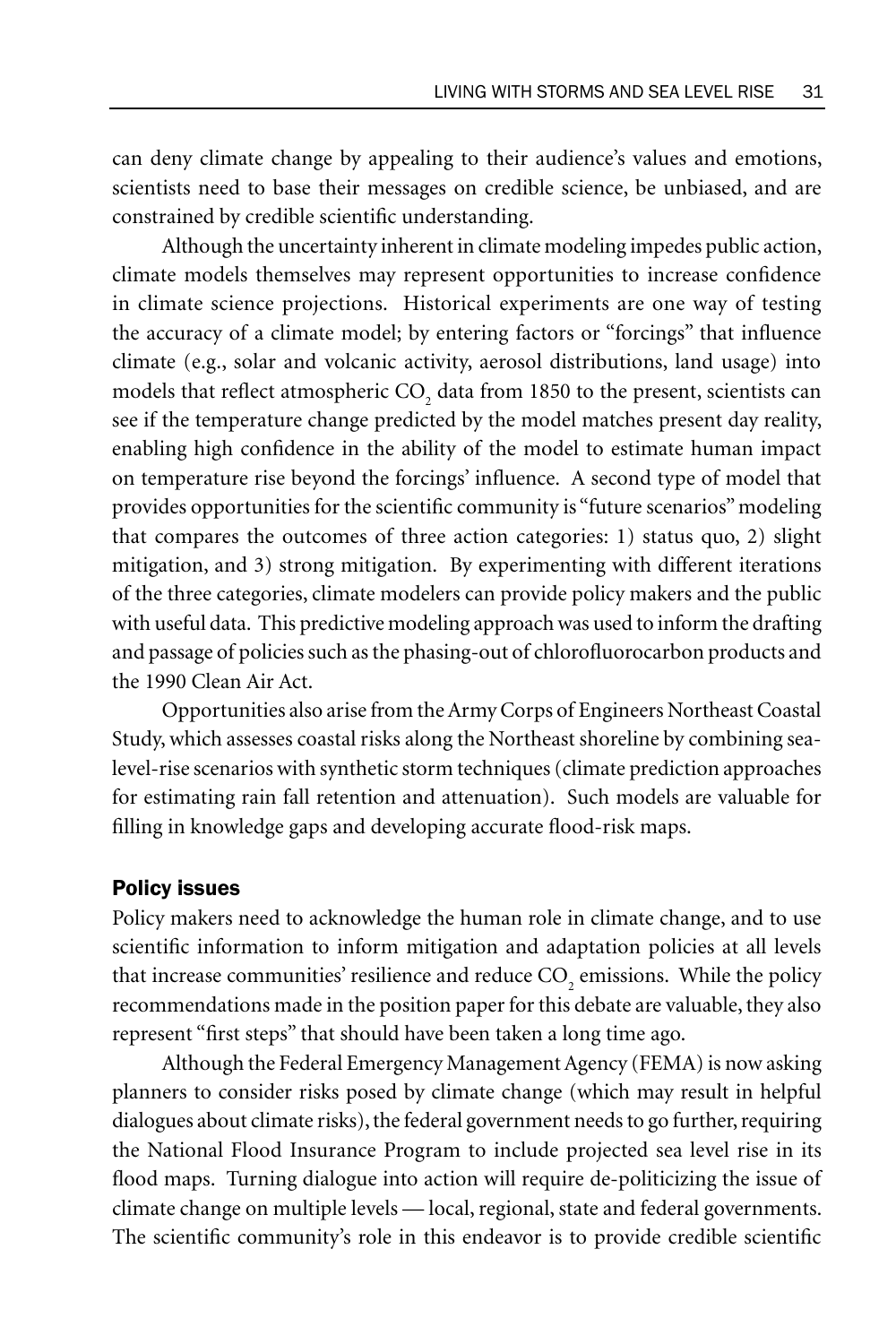can deny climate change by appealing to their audience's values and emotions, scientists need to base their messages on credible science, be unbiased, and are constrained by credible scientific understanding.

Although the uncertainty inherent in climate modeling impedes public action, climate models themselves may represent opportunities to increase confidence in climate science projections. Historical experiments are one way of testing the accuracy of a climate model; by entering factors or "forcings" that influence climate (e.g., solar and volcanic activity, aerosol distributions, land usage) into models that reflect atmospheric $CO_2$ data from 1850 to the present, scientists can see if the temperature change predicted by the model matches present day reality, enabling high confidence in the ability of the model to estimate human impact on temperature rise beyond the forcings' influence. A second type of model that provides opportunities for the scientific community is "future scenarios" modeling that compares the outcomes of three action categories: 1) status quo, 2) slight mitigation, and 3) strong mitigation. By experimenting with different iterations of the three categories, climate modelers can provide policy makers and the public with useful data. This predictive modeling approach was used to inform the drafting and passage of policies such as the phasing-out of chlorofluorocarbon products and the 1990 Clean Air Act.

Opportunities also arise from the Army Corps of Engineers Northeast Coastal Study, which assesses coastal risks along the Northeast shoreline by combining sea-level-rise scenarios with synthetic storm techniques (climate prediction approaches for estimating rain fall retention and attenuation). Such models are valuable for filling in knowledge gaps and developing accurate flood-risk maps.

### Policy issues

Policy makers need to acknowledge the human role in climate change, and to use scientific information to inform mitigation and adaptation policies at all levels that increase communities' resilience and reduce $CO_2$ emissions. While the policy recommendations made in the position paper for this debate are valuable, they also represent "first steps" that should have been taken a long time ago.

Although the Federal Emergency Management Agency (FEMA) is now asking planners to consider risks posed by climate change (which may result in helpful dialogues about climate risks), the federal government needs to go further, requiring the National Flood Insurance Program to include projected sea level rise in its flood maps. Turning dialogue into action will require de-politicizing the issue of climate change on multiple levels — local, regional, state and federal governments. The scientific community's role in this endeavor is to provide credible scientific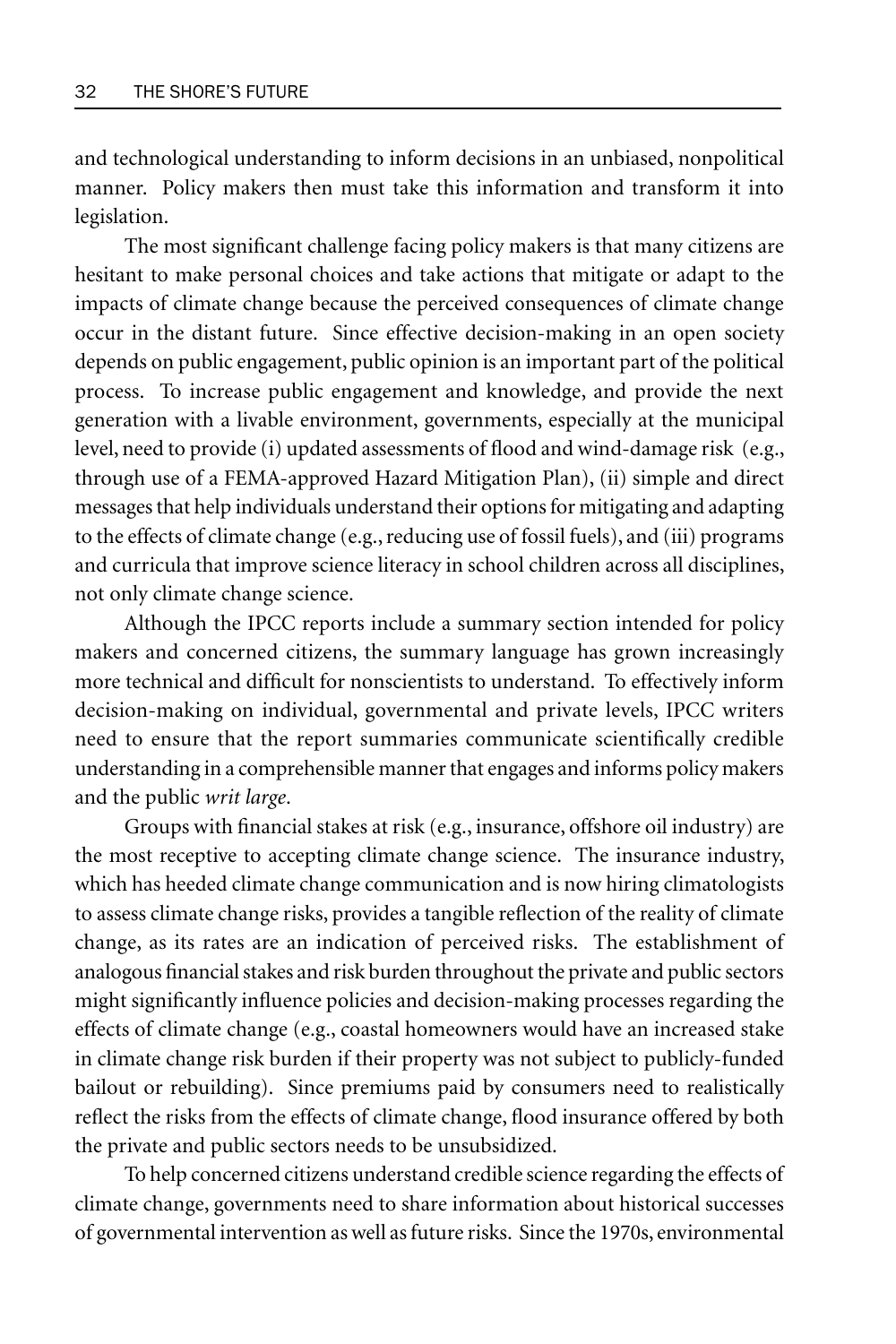and technological understanding to inform decisions in an unbiased, nonpolitical manner. Policy makers then must take this information and transform it into legislation.

The most significant challenge facing policy makers is that many citizens are hesitant to make personal choices and take actions that mitigate or adapt to the impacts of climate change because the perceived consequences of climate change occur in the distant future. Since effective decision-making in an open society depends on public engagement, public opinion is an important part of the political process. To increase public engagement and knowledge, and provide the next generation with a livable environment, governments, especially at the municipal level, need to provide (i) updated assessments of flood and wind-damage risk (e.g., through use of a FEMA-approved Hazard Mitigation Plan), (ii) simple and direct messages that help individuals understand their options for mitigating and adapting to the effects of climate change (e.g., reducing use of fossil fuels), and (iii) programs and curricula that improve science literacy in school children across all disciplines, not only climate change science.

Although the IPCC reports include a summary section intended for policy makers and concerned citizens, the summary language has grown increasingly more technical and difficult for nonscientists to understand. To effectively inform decision-making on individual, governmental and private levels, IPCC writers need to ensure that the report summaries communicate scientifically credible understanding in a comprehensible manner that engages and informs policy makers and the public *writ large*.

Groups with financial stakes at risk (e.g., insurance, offshore oil industry) are the most receptive to accepting climate change science. The insurance industry, which has heeded climate change communication and is now hiring climatologists to assess climate change risks, provides a tangible reflection of the reality of climate change, as its rates are an indication of perceived risks. The establishment of analogous financial stakes and risk burden throughout the private and public sectors might significantly influence policies and decision-making processes regarding the effects of climate change (e.g., coastal homeowners would have an increased stake in climate change risk burden if their property was not subject to publicly-funded bailout or rebuilding). Since premiums paid by consumers need to realistically reflect the risks from the effects of climate change, flood insurance offered by both the private and public sectors needs to be unsubsidized.

To help concerned citizens understand credible science regarding the effects of climate change, governments need to share information about historical successes of governmental intervention as well as future risks. Since the 1970s, environmental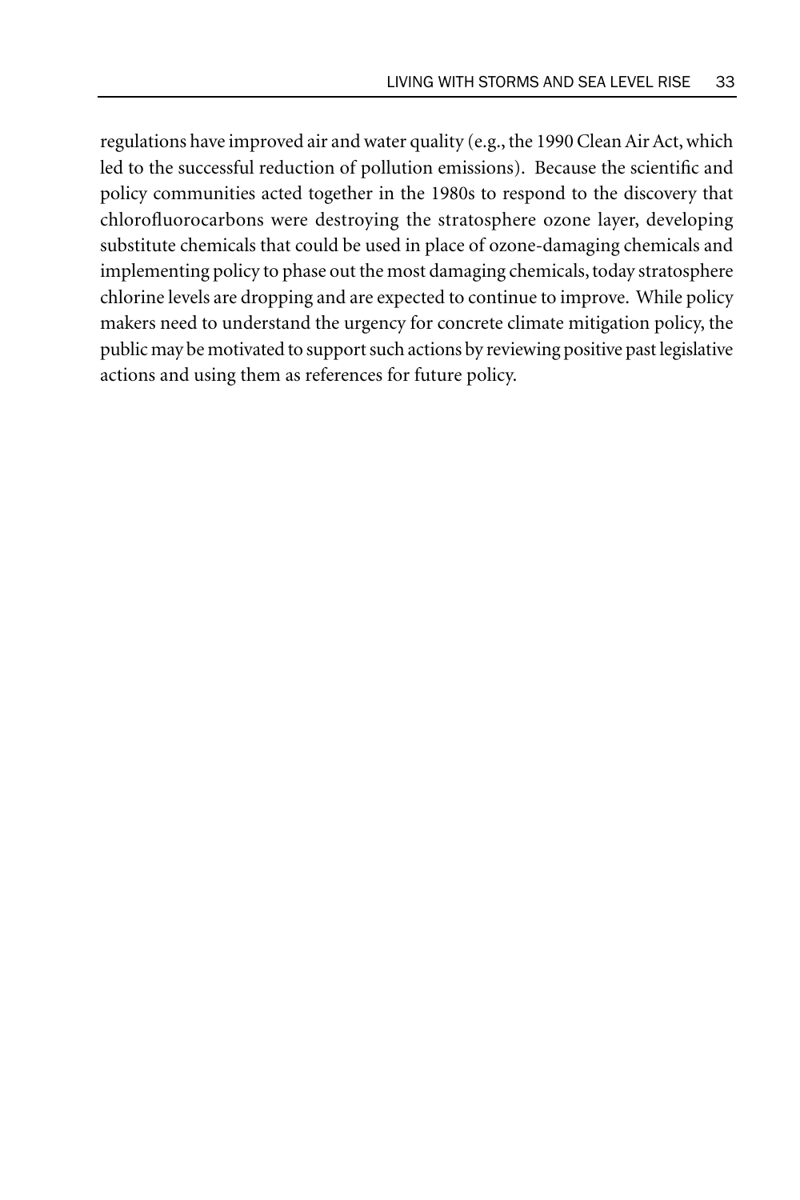regulations have improved air and water quality (e.g., the 1990 Clean Air Act, which led to the successful reduction of pollution emissions). Because the scientific and policy communities acted together in the 1980s to respond to the discovery that chlorofluorocarbons were destroying the stratosphere ozone layer, developing substitute chemicals that could be used in place of ozone-damaging chemicals and implementing policy to phase out the most damaging chemicals, today stratosphere chlorine levels are dropping and are expected to continue to improve. While policy makers need to understand the urgency for concrete climate mitigation policy, the public may be motivated to support such actions by reviewing positive past legislative actions and using them as references for future policy.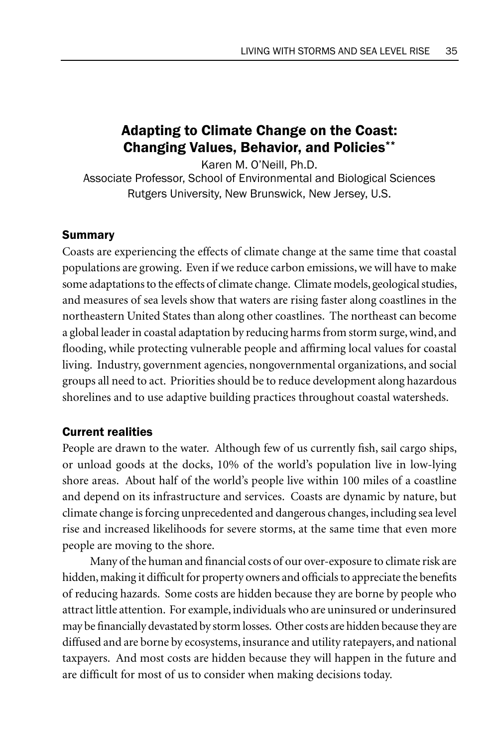## Adapting to Climate Change on the Coast: Changing Values, Behavior, and Policies**

Karen M. O'Neill, Ph.D.
Associate Professor, School of Environmental and Biological Sciences
Rutgers University, New Brunswick, New Jersey, U.S.

### Summary

Coasts are experiencing the effects of climate change at the same time that coastal populations are growing. Even if we reduce carbon emissions, we will have to make some adaptations to the effects of climate change. Climate models, geological studies, and measures of sea levels show that waters are rising faster along coastlines in the northeastern United States than along other coastlines. The northeast can become a global leader in coastal adaptation by reducing harms from storm surge, wind, and flooding, while protecting vulnerable people and affirming local values for coastal living. Industry, government agencies, nongovernmental organizations, and social groups all need to act. Priorities should be to reduce development along hazardous shorelines and to use adaptive building practices throughout coastal watersheds.

### Current realities

People are drawn to the water. Although few of us currently fish, sail cargo ships, or unload goods at the docks, 10% of the world's population live in low-lying shore areas. About half of the world's people live within 100 miles of a coastline and depend on its infrastructure and services. Coasts are dynamic by nature, but climate change is forcing unprecedented and dangerous changes, including sea level rise and increased likelihoods for severe storms, at the same time that even more people are moving to the shore.

Many of the human and financial costs of our over-exposure to climate risk are hidden, making it difficult for property owners and officials to appreciate the benefits of reducing hazards. Some costs are hidden because they are borne by people who attract little attention. For example, individuals who are uninsured or underinsured may be financially devastated by storm losses. Other costs are hidden because they are diffused and are borne by ecosystems, insurance and utility ratepayers, and national taxpayers. And most costs are hidden because they will happen in the future and are difficult for most of us to consider when making decisions today.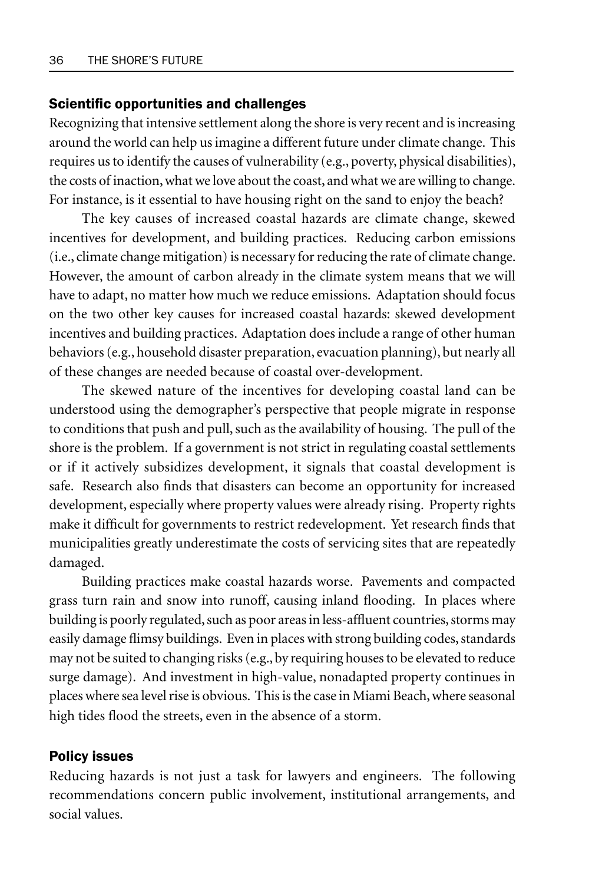## Scientific opportunities and challenges

Recognizing that intensive settlement along the shore is very recent and is increasing around the world can help us imagine a different future under climate change. This requires us to identify the causes of vulnerability (e.g., poverty, physical disabilities), the costs of inaction, what we love about the coast, and what we are willing to change. For instance, is it essential to have housing right on the sand to enjoy the beach?

The key causes of increased coastal hazards are climate change, skewed incentives for development, and building practices. Reducing carbon emissions (i.e., climate change mitigation) is necessary for reducing the rate of climate change. However, the amount of carbon already in the climate system means that we will have to adapt, no matter how much we reduce emissions. Adaptation should focus on the two other key causes for increased coastal hazards: skewed development incentives and building practices. Adaptation does include a range of other human behaviors (e.g., household disaster preparation, evacuation planning), but nearly all of these changes are needed because of coastal over-development.

The skewed nature of the incentives for developing coastal land can be understood using the demographer's perspective that people migrate in response to conditions that push and pull, such as the availability of housing. The pull of the shore is the problem. If a government is not strict in regulating coastal settlements or if it actively subsidizes development, it signals that coastal development is safe. Research also finds that disasters can become an opportunity for increased development, especially where property values were already rising. Property rights make it difficult for governments to restrict redevelopment. Yet research finds that municipalities greatly underestimate the costs of servicing sites that are repeatedly damaged.

Building practices make coastal hazards worse. Pavements and compacted grass turn rain and snow into runoff, causing inland flooding. In places where building is poorly regulated, such as poor areas in less-affluent countries, storms may easily damage flimsy buildings. Even in places with strong building codes, standards may not be suited to changing risks (e.g., by requiring houses to be elevated to reduce surge damage). And investment in high-value, nonadapted property continues in places where sea level rise is obvious. This is the case in Miami Beach, where seasonal high tides flood the streets, even in the absence of a storm.

## Policy issues

Reducing hazards is not just a task for lawyers and engineers. The following recommendations concern public involvement, institutional arrangements, and social values.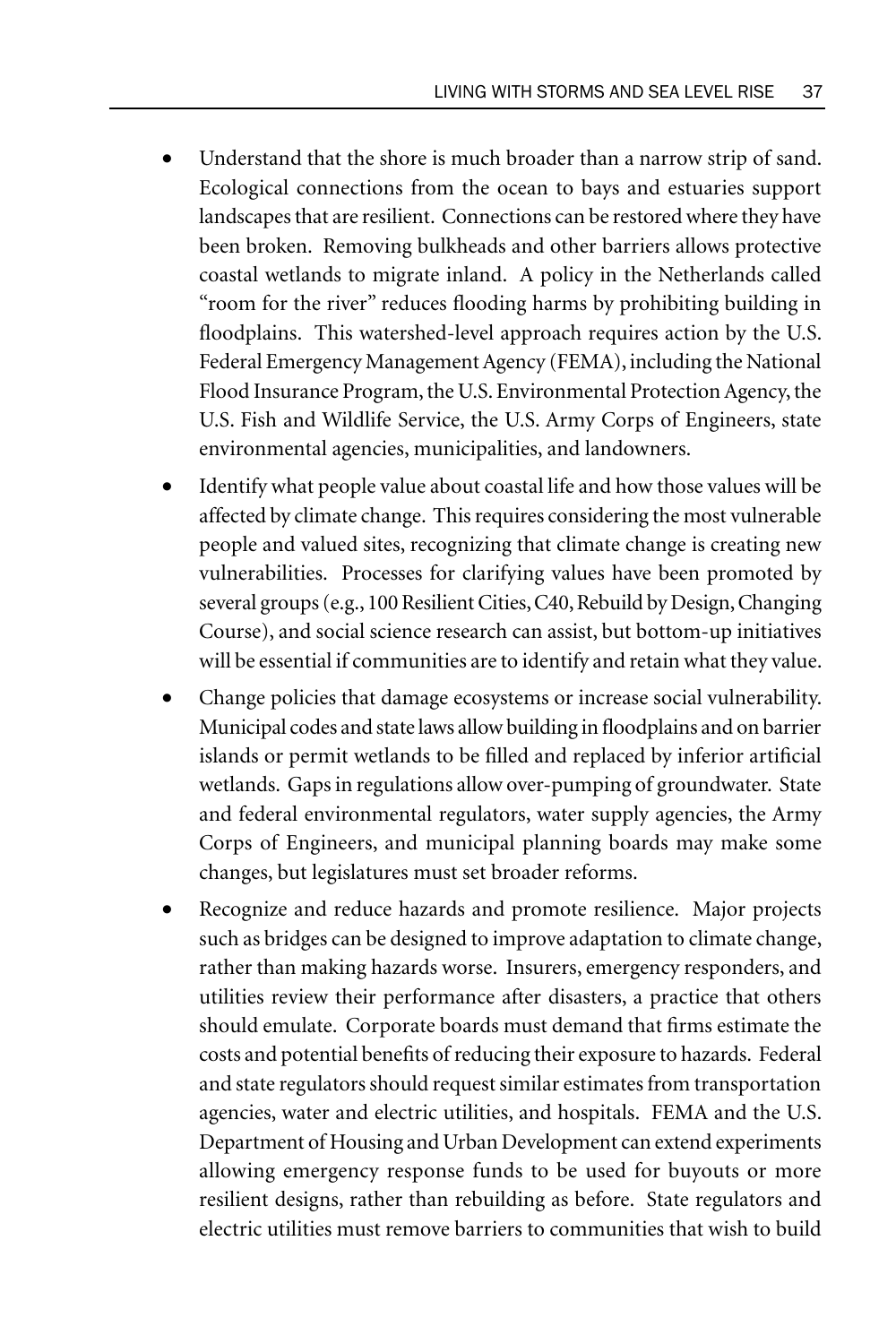- Understand that the shore is much broader than a narrow strip of sand. Ecological connections from the ocean to bays and estuaries support landscapes that are resilient. Connections can be restored where they have been broken. Removing bulkheads and other barriers allows protective coastal wetlands to migrate inland. A policy in the Netherlands called "room for the river" reduces flooding harms by prohibiting building in floodplains. This watershed-level approach requires action by the U.S. Federal Emergency Management Agency (FEMA), including the National Flood Insurance Program, the U.S. Environmental Protection Agency, the U.S. Fish and Wildlife Service, the U.S. Army Corps of Engineers, state environmental agencies, municipalities, and landowners.
- Identify what people value about coastal life and how those values will be affected by climate change. This requires considering the most vulnerable people and valued sites, recognizing that climate change is creating new vulnerabilities. Processes for clarifying values have been promoted by several groups (e.g., 100 Resilient Cities, C40, Rebuild by Design, Changing Course), and social science research can assist, but bottom-up initiatives will be essential if communities are to identify and retain what they value.
- Change policies that damage ecosystems or increase social vulnerability. Municipal codes and state laws allow building in floodplains and on barrier islands or permit wetlands to be filled and replaced by inferior artificial wetlands. Gaps in regulations allow over-pumping of groundwater. State and federal environmental regulators, water supply agencies, the Army Corps of Engineers, and municipal planning boards may make some changes, but legislatures must set broader reforms.
- Recognize and reduce hazards and promote resilience. Major projects such as bridges can be designed to improve adaptation to climate change, rather than making hazards worse. Insurers, emergency responders, and utilities review their performance after disasters, a practice that others should emulate. Corporate boards must demand that firms estimate the costs and potential benefits of reducing their exposure to hazards. Federal and state regulators should request similar estimates from transportation agencies, water and electric utilities, and hospitals. FEMA and the U.S. Department of Housing and Urban Development can extend experiments allowing emergency response funds to be used for buyouts or more resilient designs, rather than rebuilding as before. State regulators and electric utilities must remove barriers to communities that wish to build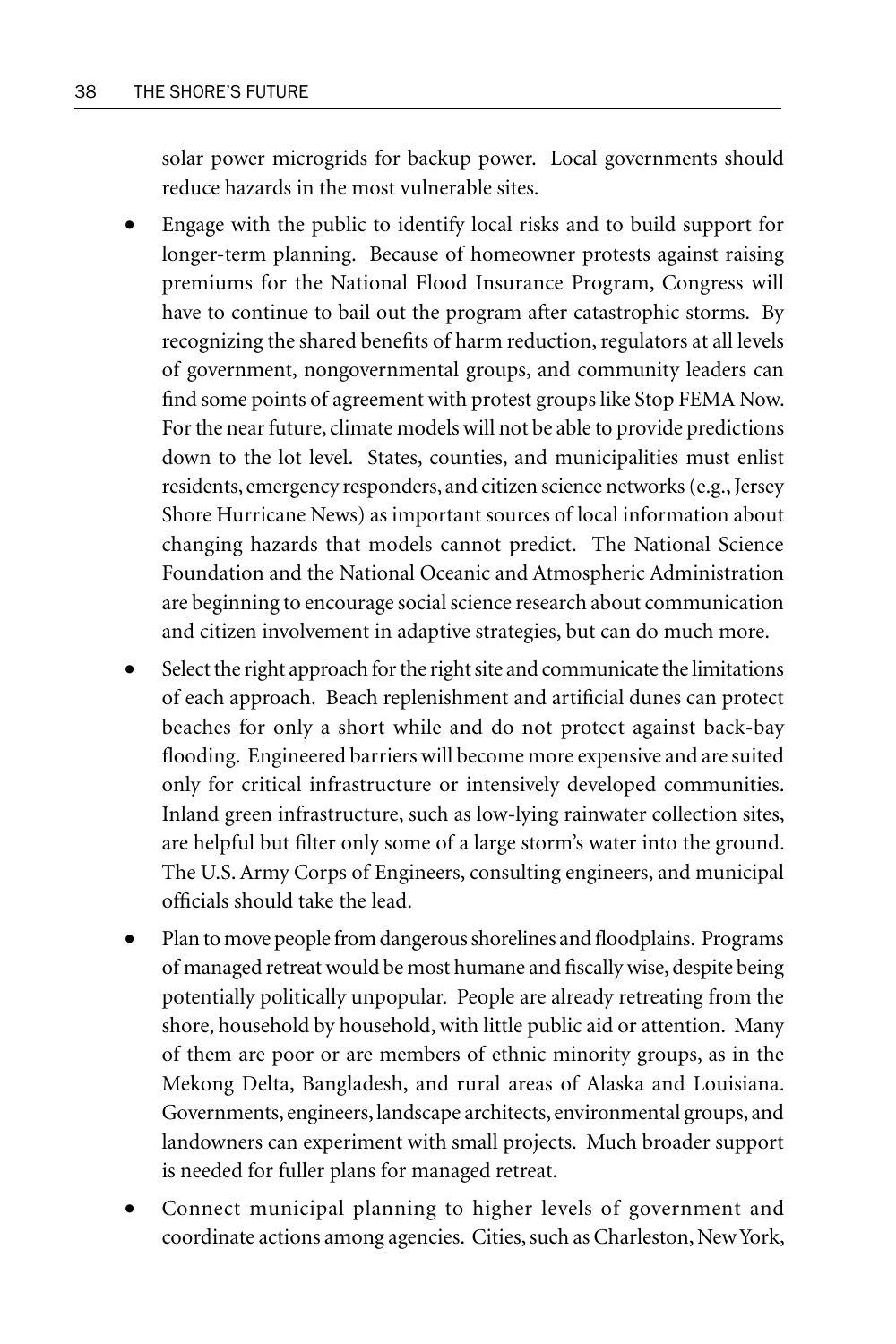solar power microgrids for backup power. Local governments should reduce hazards in the most vulnerable sites.

- Engage with the public to identify local risks and to build support for longer-term planning. Because of homeowner protests against raising premiums for the National Flood Insurance Program, Congress will have to continue to bail out the program after catastrophic storms. By recognizing the shared benefits of harm reduction, regulators at all levels of government, nongovernmental groups, and community leaders can find some points of agreement with protest groups like Stop FEMA Now. For the near future, climate models will not be able to provide predictions down to the lot level. States, counties, and municipalities must enlist residents, emergency responders, and citizen science networks (e.g., Jersey Shore Hurricane News) as important sources of local information about changing hazards that models cannot predict. The National Science Foundation and the National Oceanic and Atmospheric Administration are beginning to encourage social science research about communication and citizen involvement in adaptive strategies, but can do much more.
- Select the right approach for the right site and communicate the limitations of each approach. Beach replenishment and artificial dunes can protect beaches for only a short while and do not protect against back-bay flooding. Engineered barriers will become more expensive and are suited only for critical infrastructure or intensively developed communities. Inland green infrastructure, such as low-lying rainwater collection sites, are helpful but filter only some of a large storm's water into the ground. The U.S. Army Corps of Engineers, consulting engineers, and municipal officials should take the lead.
- Plan to move people from dangerous shorelines and floodplains. Programs of managed retreat would be most humane and fiscally wise, despite being potentially politically unpopular. People are already retreating from the shore, household by household, with little public aid or attention. Many of them are poor or are members of ethnic minority groups, as in the Mekong Delta, Bangladesh, and rural areas of Alaska and Louisiana. Governments, engineers, landscape architects, environmental groups, and landowners can experiment with small projects. Much broader support is needed for fuller plans for managed retreat.
- Connect municipal planning to higher levels of government and coordinate actions among agencies. Cities, such as Charleston, New York,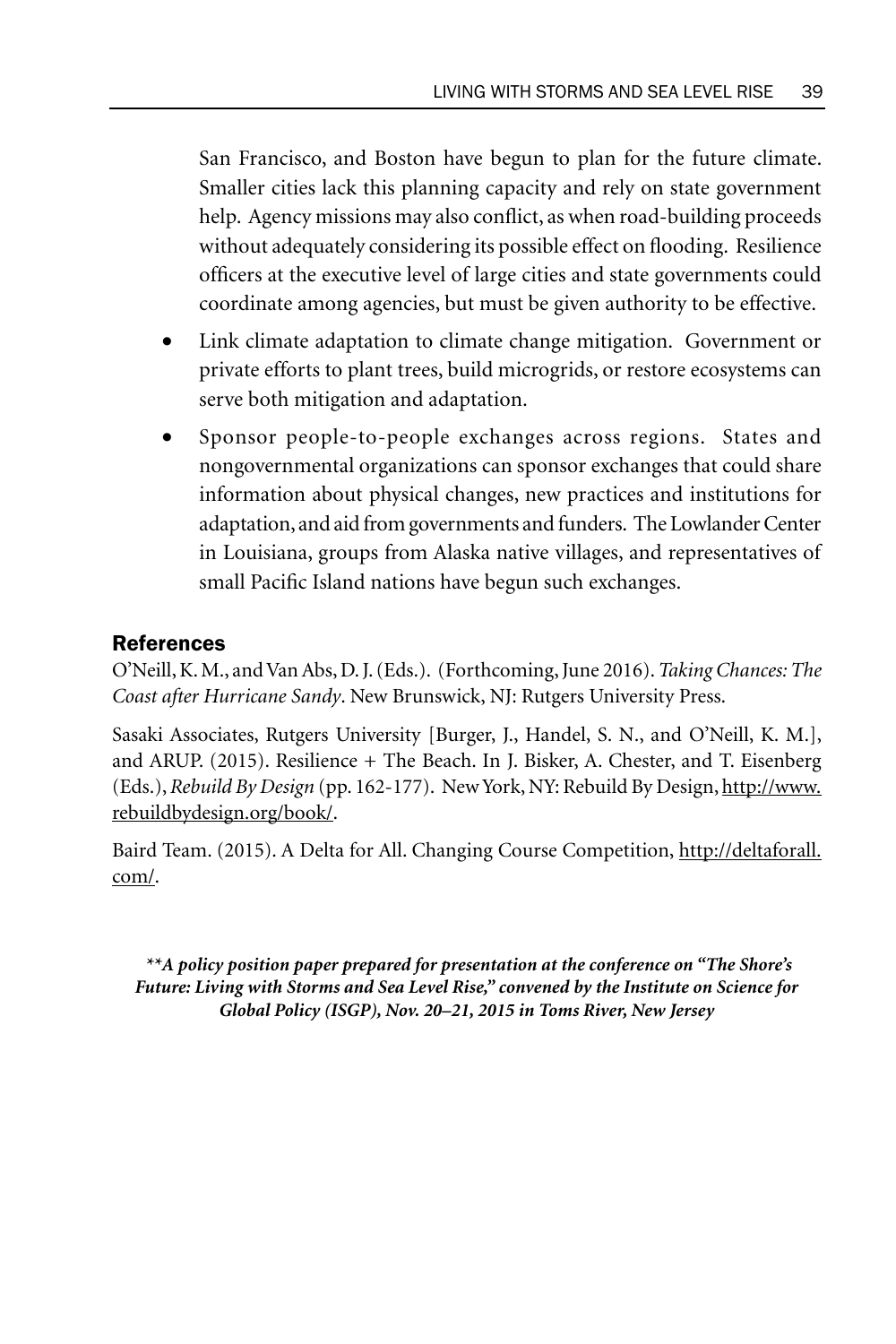San Francisco, and Boston have begun to plan for the future climate. Smaller cities lack this planning capacity and rely on state government help. Agency missions may also conflict, as when road-building proceeds without adequately considering its possible effect on flooding. Resilience officers at the executive level of large cities and state governments could coordinate among agencies, but must be given authority to be effective.

- Link climate adaptation to climate change mitigation. Government or private efforts to plant trees, build microgrids, or restore ecosystems can serve both mitigation and adaptation.
- Sponsor people-to-people exchanges across regions. States and nongovernmental organizations can sponsor exchanges that could share information about physical changes, new practices and institutions for adaptation, and aid from governments and funders. The Lowlander Center in Louisiana, groups from Alaska native villages, and representatives of small Pacific Island nations have begun such exchanges.

## References

O'Neill, K. M., and Van Abs, D. J. (Eds.). (Forthcoming, June 2016). *Taking Chances: The Coast after Hurricane Sandy*. New Brunswick, NJ: Rutgers University Press.

Sasaki Associates, Rutgers University [Burger, J., Handel, S. N., and O'Neill, K. M.], and ARUP. (2015). Resilience + The Beach. In J. Bisker, A. Chester, and T. Eisenberg (Eds.), *Rebuild By Design* (pp. 162-177). New York, NY: Rebuild By Design, http://www.rebuildbydesign.org/book/.

Baird Team. (2015). A Delta for All. Changing Course Competition, http://deltaforall.com/.

***\*\*A policy position paper prepared for presentation at the conference on "The Shore's Future: Living with Storms and Sea Level Rise," convened by the Institute on Science for Global Policy (ISGP), Nov. 20–21, 2015 in Toms River, New Jersey***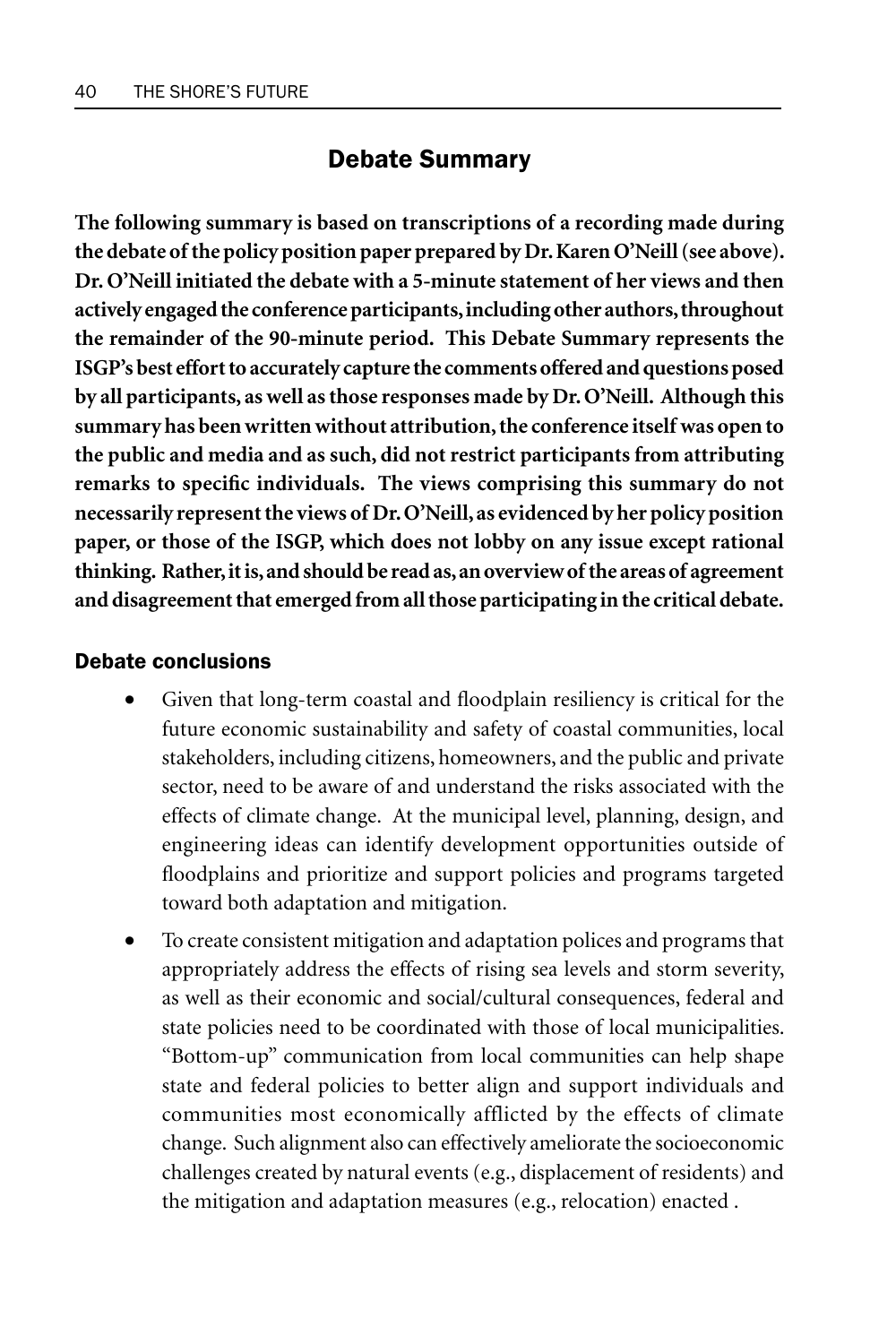## Debate Summary

**The following summary is based on transcriptions of a recording made during the debate of the policy position paper prepared by Dr. Karen O'Neill (see above). Dr. O'Neill initiated the debate with a 5-minute statement of her views and then actively engaged the conference participants, including other authors, throughout the remainder of the 90-minute period. This Debate Summary represents the ISGP's best effort to accurately capture the comments offered and questions posed by all participants, as well as those responses made by Dr. O'Neill. Although this summary has been written without attribution, the conference itself was open to the public and media and as such, did not restrict participants from attributing remarks to specific individuals. The views comprising this summary do not necessarily represent the views of Dr. O'Neill, as evidenced by her policy position paper, or those of the ISGP, which does not lobby on any issue except rational thinking. Rather, it is, and should be read as, an overview of the areas of agreement and disagreement that emerged from all those participating in the critical debate.**

### Debate conclusions

- Given that long-term coastal and floodplain resiliency is critical for the future economic sustainability and safety of coastal communities, local stakeholders, including citizens, homeowners, and the public and private sector, need to be aware of and understand the risks associated with the effects of climate change. At the municipal level, planning, design, and engineering ideas can identify development opportunities outside of floodplains and prioritize and support policies and programs targeted toward both adaptation and mitigation.
- To create consistent mitigation and adaptation polices and programs that appropriately address the effects of rising sea levels and storm severity, as well as their economic and social/cultural consequences, federal and state policies need to be coordinated with those of local municipalities. "Bottom-up" communication from local communities can help shape state and federal policies to better align and support individuals and communities most economically afflicted by the effects of climate change. Such alignment also can effectively ameliorate the socioeconomic challenges created by natural events (e.g., displacement of residents) and the mitigation and adaptation measures (e.g., relocation) enacted .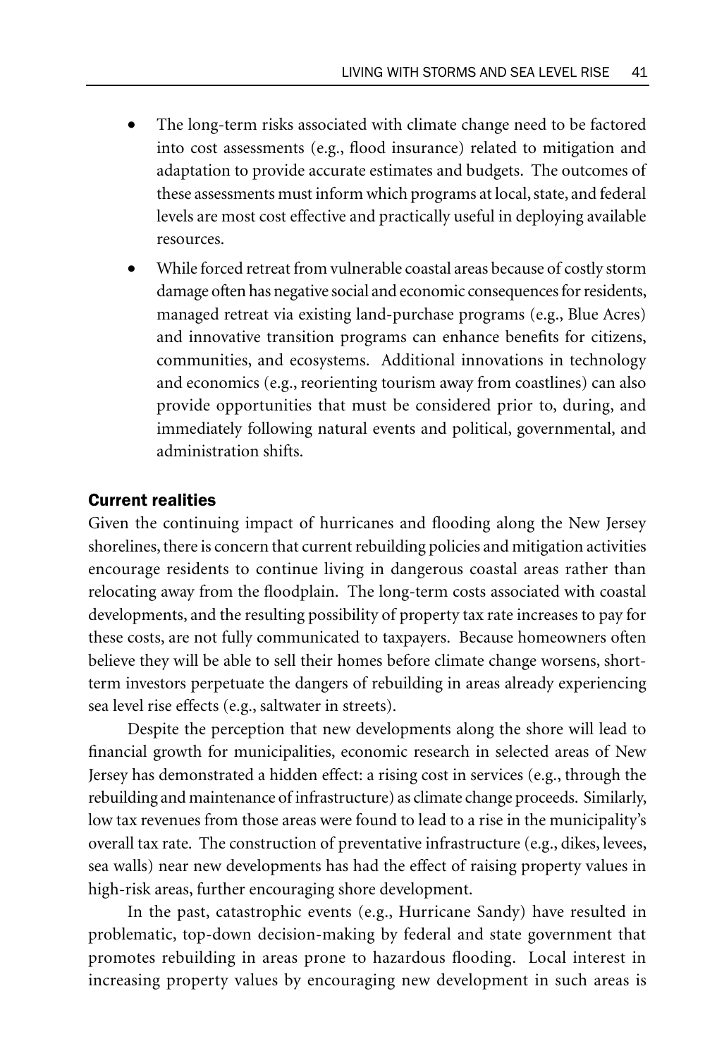- The long-term risks associated with climate change need to be factored into cost assessments (e.g., flood insurance) related to mitigation and adaptation to provide accurate estimates and budgets. The outcomes of these assessments must inform which programs at local, state, and federal levels are most cost effective and practically useful in deploying available resources.
- While forced retreat from vulnerable coastal areas because of costly storm damage often has negative social and economic consequences for residents, managed retreat via existing land-purchase programs (e.g., Blue Acres) and innovative transition programs can enhance benefits for citizens, communities, and ecosystems. Additional innovations in technology and economics (e.g., reorienting tourism away from coastlines) can also provide opportunities that must be considered prior to, during, and immediately following natural events and political, governmental, and administration shifts.

## Current realities

Given the continuing impact of hurricanes and flooding along the New Jersey shorelines, there is concern that current rebuilding policies and mitigation activities encourage residents to continue living in dangerous coastal areas rather than relocating away from the floodplain. The long-term costs associated with coastal developments, and the resulting possibility of property tax rate increases to pay for these costs, are not fully communicated to taxpayers. Because homeowners often believe they will be able to sell their homes before climate change worsens, short-term investors perpetuate the dangers of rebuilding in areas already experiencing sea level rise effects (e.g., saltwater in streets).

Despite the perception that new developments along the shore will lead to financial growth for municipalities, economic research in selected areas of New Jersey has demonstrated a hidden effect: a rising cost in services (e.g., through the rebuilding and maintenance of infrastructure) as climate change proceeds. Similarly, low tax revenues from those areas were found to lead to a rise in the municipality's overall tax rate. The construction of preventative infrastructure (e.g., dikes, levees, sea walls) near new developments has had the effect of raising property values in high-risk areas, further encouraging shore development.

In the past, catastrophic events (e.g., Hurricane Sandy) have resulted in problematic, top-down decision-making by federal and state government that promotes rebuilding in areas prone to hazardous flooding. Local interest in increasing property values by encouraging new development in such areas is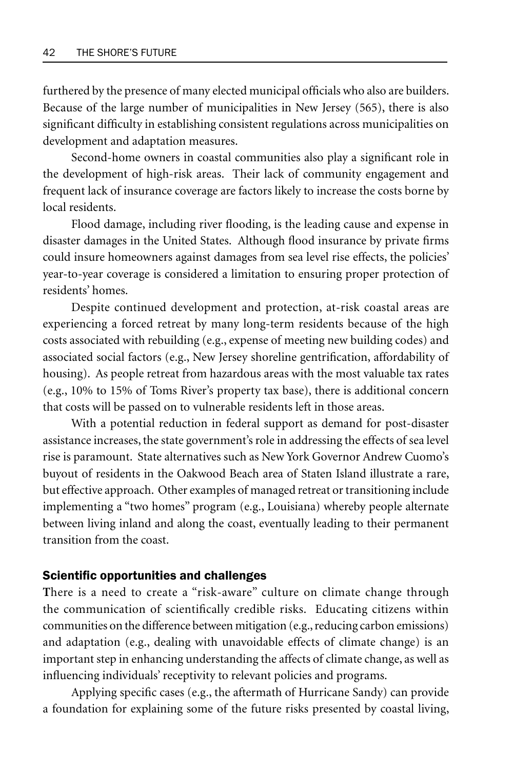furthered by the presence of many elected municipal officials who also are builders. Because of the large number of municipalities in New Jersey (565), there is also significant difficulty in establishing consistent regulations across municipalities on development and adaptation measures.

Second-home owners in coastal communities also play a significant role in the development of high-risk areas. Their lack of community engagement and frequent lack of insurance coverage are factors likely to increase the costs borne by local residents.

Flood damage, including river flooding, is the leading cause and expense in disaster damages in the United States. Although flood insurance by private firms could insure homeowners against damages from sea level rise effects, the policies' year-to-year coverage is considered a limitation to ensuring proper protection of residents' homes.

Despite continued development and protection, at-risk coastal areas are experiencing a forced retreat by many long-term residents because of the high costs associated with rebuilding (e.g., expense of meeting new building codes) and associated social factors (e.g., New Jersey shoreline gentrification, affordability of housing). As people retreat from hazardous areas with the most valuable tax rates (e.g., 10% to 15% of Toms River's property tax base), there is additional concern that costs will be passed on to vulnerable residents left in those areas.

With a potential reduction in federal support as demand for post-disaster assistance increases, the state government's role in addressing the effects of sea level rise is paramount. State alternatives such as New York Governor Andrew Cuomo's buyout of residents in the Oakwood Beach area of Staten Island illustrate a rare, but effective approach. Other examples of managed retreat or transitioning include implementing a "two homes" program (e.g., Louisiana) whereby people alternate between living inland and along the coast, eventually leading to their permanent transition from the coast.

## Scientific opportunities and challenges

There is a need to create a "risk-aware" culture on climate change through the communication of scientifically credible risks. Educating citizens within communities on the difference between mitigation (e.g., reducing carbon emissions) and adaptation (e.g., dealing with unavoidable effects of climate change) is an important step in enhancing understanding the affects of climate change, as well as influencing individuals' receptivity to relevant policies and programs.

Applying specific cases (e.g., the aftermath of Hurricane Sandy) can provide a foundation for explaining some of the future risks presented by coastal living,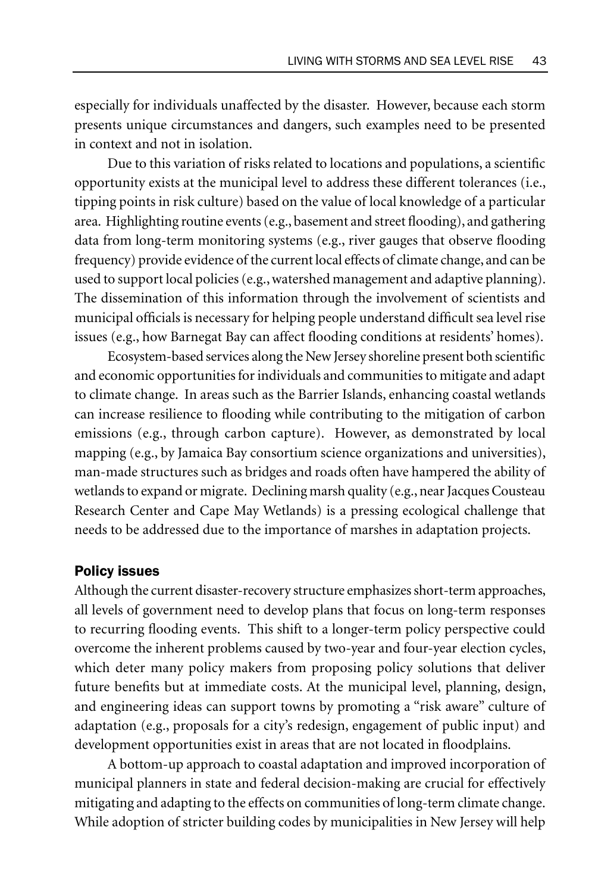especially for individuals unaffected by the disaster. However, because each storm presents unique circumstances and dangers, such examples need to be presented in context and not in isolation.

Due to this variation of risks related to locations and populations, a scientific opportunity exists at the municipal level to address these different tolerances (i.e., tipping points in risk culture) based on the value of local knowledge of a particular area. Highlighting routine events (e.g., basement and street flooding), and gathering data from long-term monitoring systems (e.g., river gauges that observe flooding frequency) provide evidence of the current local effects of climate change, and can be used to support local policies (e.g., watershed management and adaptive planning). The dissemination of this information through the involvement of scientists and municipal officials is necessary for helping people understand difficult sea level rise issues (e.g., how Barnegat Bay can affect flooding conditions at residents' homes).

Ecosystem-based services along the New Jersey shoreline present both scientific and economic opportunities for individuals and communities to mitigate and adapt to climate change. In areas such as the Barrier Islands, enhancing coastal wetlands can increase resilience to flooding while contributing to the mitigation of carbon emissions (e.g., through carbon capture). However, as demonstrated by local mapping (e.g., by Jamaica Bay consortium science organizations and universities), man-made structures such as bridges and roads often have hampered the ability of wetlands to expand or migrate. Declining marsh quality (e.g., near Jacques Cousteau Research Center and Cape May Wetlands) is a pressing ecological challenge that needs to be addressed due to the importance of marshes in adaptation projects.

## Policy issues

Although the current disaster-recovery structure emphasizes short-term approaches, all levels of government need to develop plans that focus on long-term responses to recurring flooding events. This shift to a longer-term policy perspective could overcome the inherent problems caused by two-year and four-year election cycles, which deter many policy makers from proposing policy solutions that deliver future benefits but at immediate costs. At the municipal level, planning, design, and engineering ideas can support towns by promoting a "risk aware" culture of adaptation (e.g., proposals for a city's redesign, engagement of public input) and development opportunities exist in areas that are not located in floodplains.

A bottom-up approach to coastal adaptation and improved incorporation of municipal planners in state and federal decision-making are crucial for effectively mitigating and adapting to the effects on communities of long-term climate change. While adoption of stricter building codes by municipalities in New Jersey will help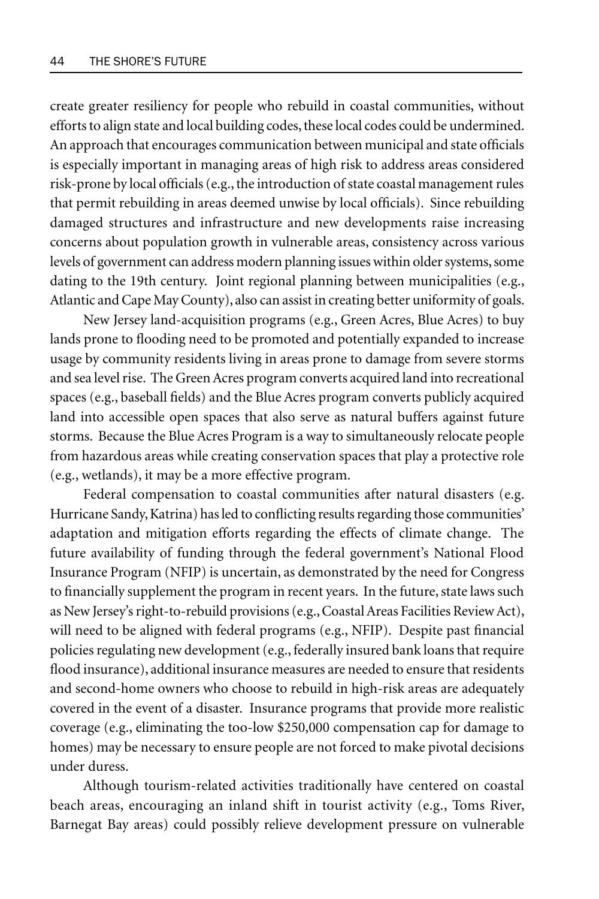create greater resiliency for people who rebuild in coastal communities, without efforts to align state and local building codes, these local codes could be undermined. An approach that encourages communication between municipal and state officials is especially important in managing areas of high risk to address areas considered risk-prone by local officials (e.g., the introduction of state coastal management rules that permit rebuilding in areas deemed unwise by local officials). Since rebuilding damaged structures and infrastructure and new developments raise increasing concerns about population growth in vulnerable areas, consistency across various levels of government can address modern planning issues within older systems, some dating to the 19th century. Joint regional planning between municipalities (e.g., Atlantic and Cape May County), also can assist in creating better uniformity of goals.

New Jersey land-acquisition programs (e.g., Green Acres, Blue Acres) to buy lands prone to flooding need to be promoted and potentially expanded to increase usage by community residents living in areas prone to damage from severe storms and sea level rise. The Green Acres program converts acquired land into recreational spaces (e.g., baseball fields) and the Blue Acres program converts publicly acquired land into accessible open spaces that also serve as natural buffers against future storms. Because the Blue Acres Program is a way to simultaneously relocate people from hazardous areas while creating conservation spaces that play a protective role (e.g., wetlands), it may be a more effective program.

Federal compensation to coastal communities after natural disasters (e.g. Hurricane Sandy, Katrina) has led to conflicting results regarding those communities' adaptation and mitigation efforts regarding the effects of climate change. The future availability of funding through the federal government's National Flood Insurance Program (NFIP) is uncertain, as demonstrated by the need for Congress to financially supplement the program in recent years. In the future, state laws such as New Jersey's right-to-rebuild provisions (e.g., Coastal Areas Facilities Review Act), will need to be aligned with federal programs (e.g., NFIP). Despite past financial policies regulating new development (e.g., federally insured bank loans that require flood insurance), additional insurance measures are needed to ensure that residents and second-home owners who choose to rebuild in high-risk areas are adequately covered in the event of a disaster. Insurance programs that provide more realistic coverage (e.g., eliminating the too-low $250,000 compensation cap for damage to homes) may be necessary to ensure people are not forced to make pivotal decisions under duress.

Although tourism-related activities traditionally have centered on coastal beach areas, encouraging an inland shift in tourist activity (e.g., Toms River, Barnegat Bay areas) could possibly relieve development pressure on vulnerable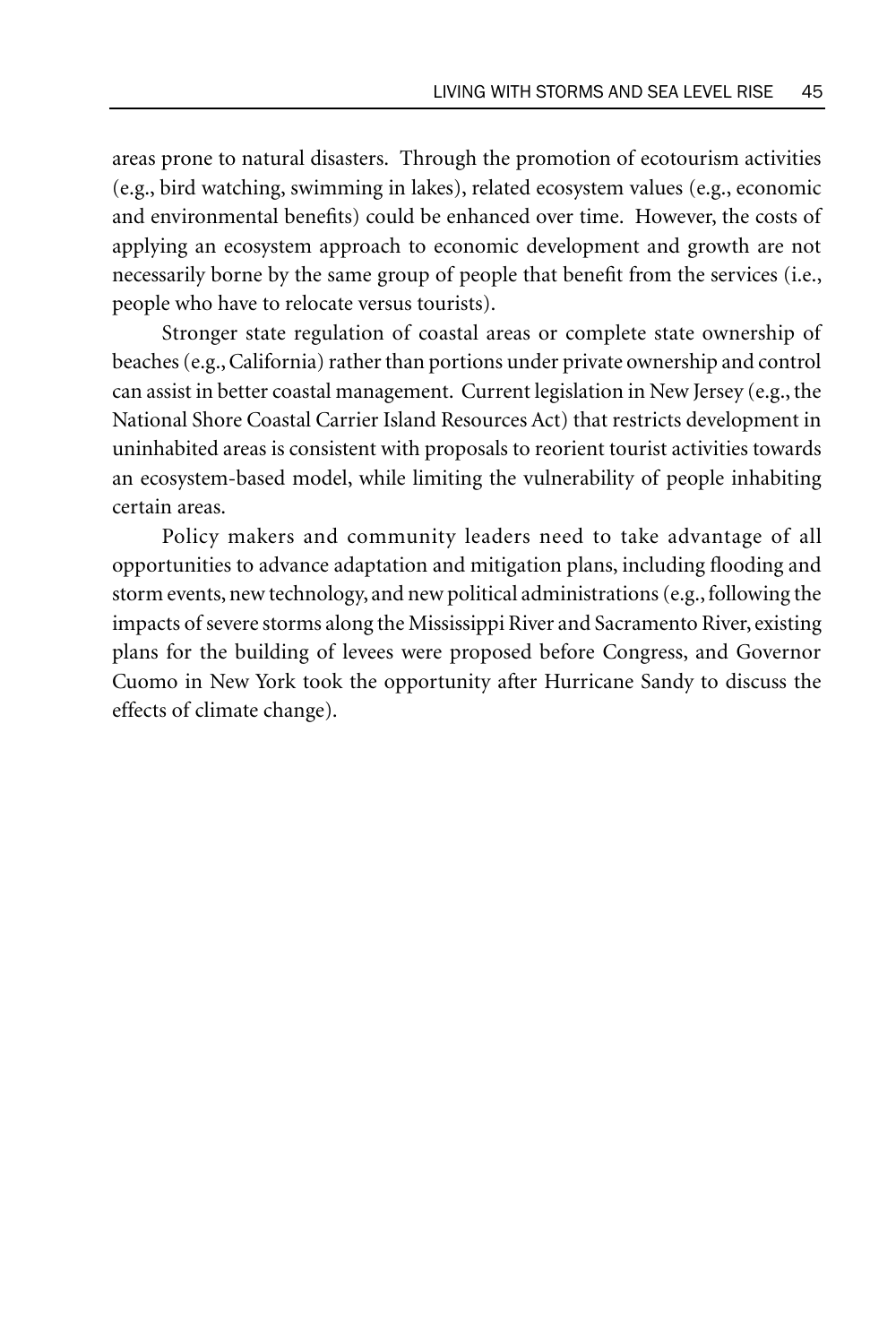areas prone to natural disasters. Through the promotion of ecotourism activities (e.g., bird watching, swimming in lakes), related ecosystem values (e.g., economic and environmental benefits) could be enhanced over time. However, the costs of applying an ecosystem approach to economic development and growth are not necessarily borne by the same group of people that benefit from the services (i.e., people who have to relocate versus tourists).

Stronger state regulation of coastal areas or complete state ownership of beaches (e.g., California) rather than portions under private ownership and control can assist in better coastal management. Current legislation in New Jersey (e.g., the National Shore Coastal Carrier Island Resources Act) that restricts development in uninhabited areas is consistent with proposals to reorient tourist activities towards an ecosystem-based model, while limiting the vulnerability of people inhabiting certain areas.

Policy makers and community leaders need to take advantage of all opportunities to advance adaptation and mitigation plans, including flooding and storm events, new technology, and new political administrations (e.g., following the impacts of severe storms along the Mississippi River and Sacramento River, existing plans for the building of levees were proposed before Congress, and Governor Cuomo in New York took the opportunity after Hurricane Sandy to discuss the effects of climate change).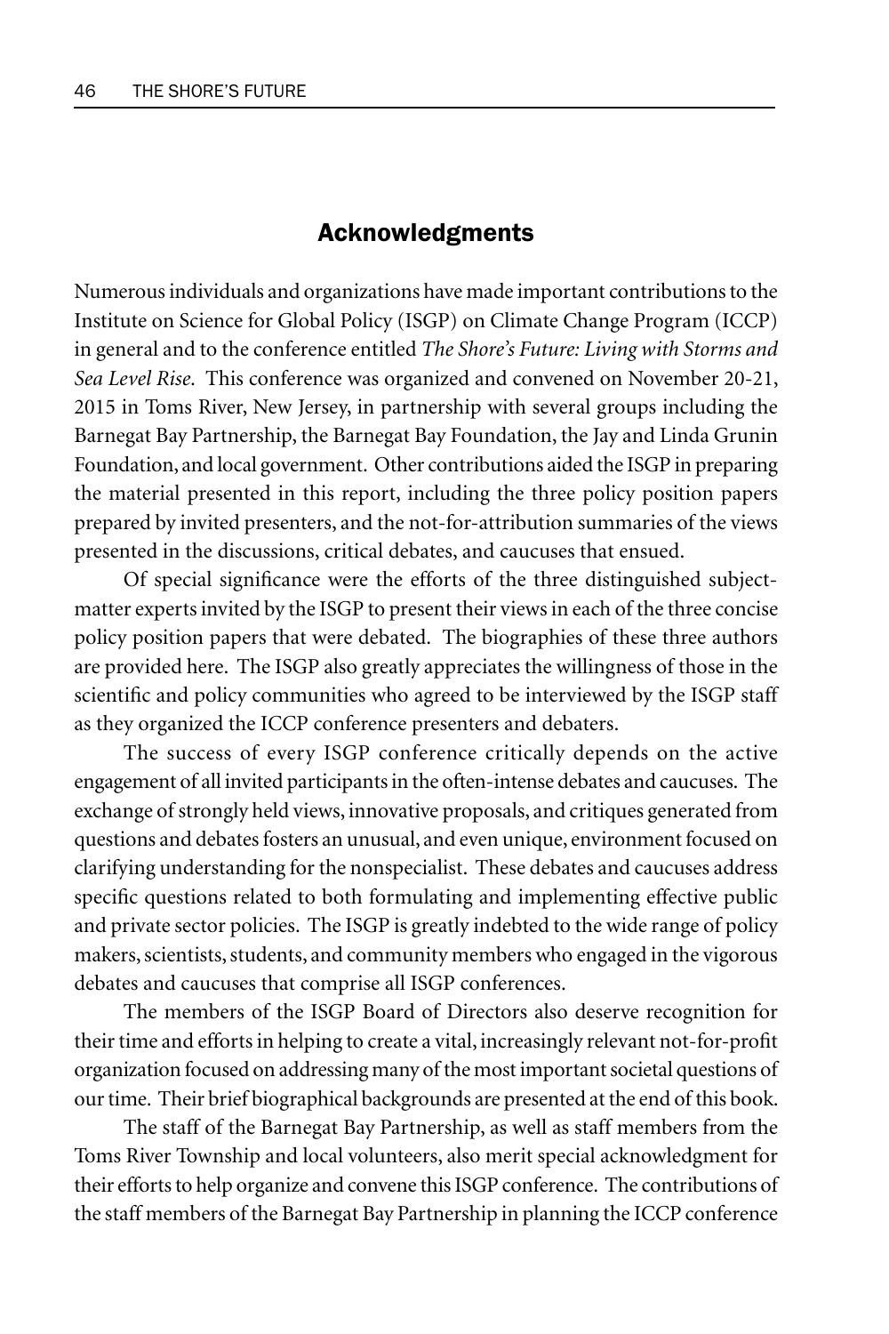## Acknowledgments

Numerous individuals and organizations have made important contributions to the Institute on Science for Global Policy (ISGP) on Climate Change Program (ICCP) in general and to the conference entitled *The Shore's Future: Living with Storms and Sea Level Rise*. This conference was organized and convened on November 20-21, 2015 in Toms River, New Jersey, in partnership with several groups including the Barnegat Bay Partnership, the Barnegat Bay Foundation, the Jay and Linda Grunin Foundation, and local government. Other contributions aided the ISGP in preparing the material presented in this report, including the three policy position papers prepared by invited presenters, and the not-for-attribution summaries of the views presented in the discussions, critical debates, and caucuses that ensued.

Of special significance were the efforts of the three distinguished subject-matter experts invited by the ISGP to present their views in each of the three concise policy position papers that were debated. The biographies of these three authors are provided here. The ISGP also greatly appreciates the willingness of those in the scientific and policy communities who agreed to be interviewed by the ISGP staff as they organized the ICCP conference presenters and debaters.

The success of every ISGP conference critically depends on the active engagement of all invited participants in the often-intense debates and caucuses. The exchange of strongly held views, innovative proposals, and critiques generated from questions and debates fosters an unusual, and even unique, environment focused on clarifying understanding for the nonspecialist. These debates and caucuses address specific questions related to both formulating and implementing effective public and private sector policies. The ISGP is greatly indebted to the wide range of policy makers, scientists, students, and community members who engaged in the vigorous debates and caucuses that comprise all ISGP conferences.

The members of the ISGP Board of Directors also deserve recognition for their time and efforts in helping to create a vital, increasingly relevant not-for-profit organization focused on addressing many of the most important societal questions of our time. Their brief biographical backgrounds are presented at the end of this book.

The staff of the Barnegat Bay Partnership, as well as staff members from the Toms River Township and local volunteers, also merit special acknowledgment for their efforts to help organize and convene this ISGP conference. The contributions of the staff members of the Barnegat Bay Partnership in planning the ICCP conference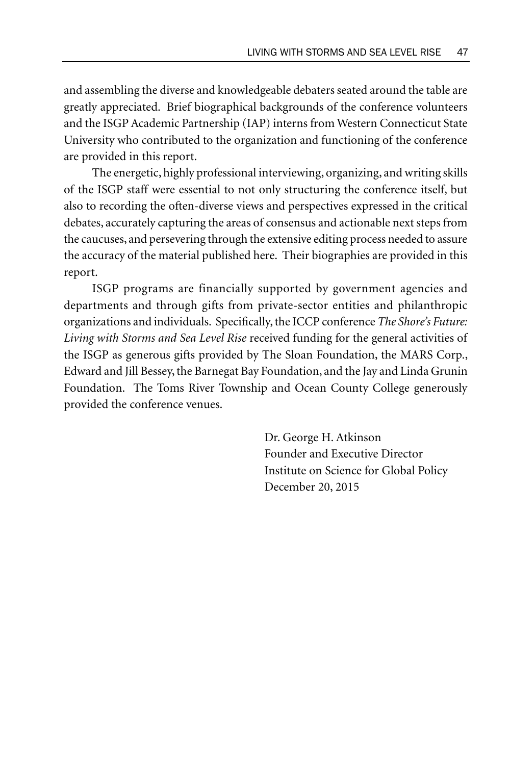and assembling the diverse and knowledgeable debaters seated around the table are greatly appreciated. Brief biographical backgrounds of the conference volunteers and the ISGP Academic Partnership (IAP) interns from Western Connecticut State University who contributed to the organization and functioning of the conference are provided in this report.

The energetic, highly professional interviewing, organizing, and writing skills of the ISGP staff were essential to not only structuring the conference itself, but also to recording the often-diverse views and perspectives expressed in the critical debates, accurately capturing the areas of consensus and actionable next steps from the caucuses, and persevering through the extensive editing process needed to assure the accuracy of the material published here. Their biographies are provided in this report.

ISGP programs are financially supported by government agencies and departments and through gifts from private-sector entities and philanthropic organizations and individuals. Specifically, the ICCP conference *The Shore's Future: Living with Storms and Sea Level Rise* received funding for the general activities of the ISGP as generous gifts provided by The Sloan Foundation, the MARS Corp., Edward and Jill Bessey, the Barnegat Bay Foundation, and the Jay and Linda Grunin Foundation. The Toms River Township and Ocean County College generously provided the conference venues.

Dr. George H. Atkinson  
Founder and Executive Director  
Institute on Science for Global Policy  
December 20, 2015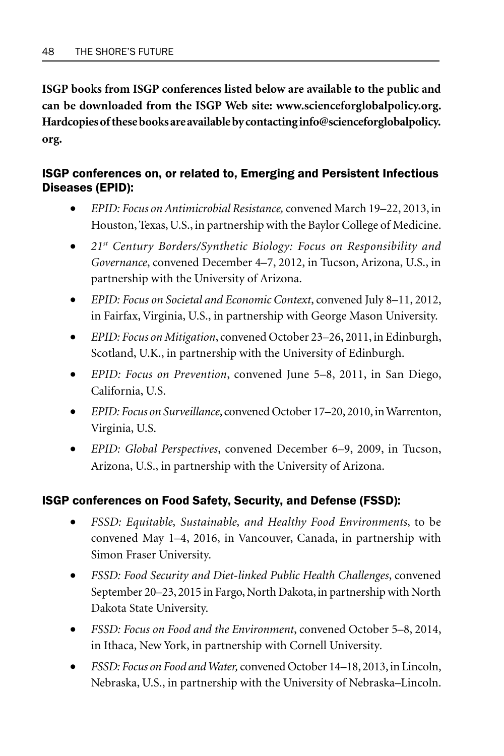**ISGP books from ISGP conferences listed below are available to the public and can be downloaded from the ISGP Web site: www.scienceforglobalpolicy.org. Hardcopies of these books are available by contacting info@scienceforglobalpolicy.org.**

### ISGP conferences on, or related to, Emerging and Persistent Infectious Diseases (EPID):

- *EPID: Focus on Antimicrobial Resistance,* convened March 19–22, 2013, in Houston, Texas, U.S., in partnership with the Baylor College of Medicine.
- *21st Century Borders/Synthetic Biology: Focus on Responsibility and Governance*, convened December 4–7, 2012, in Tucson, Arizona, U.S., in partnership with the University of Arizona.
- *EPID: Focus on Societal and Economic Context*, convened July 8–11, 2012, in Fairfax, Virginia, U.S., in partnership with George Mason University.
- *EPID: Focus on Mitigation*, convened October 23–26, 2011, in Edinburgh, Scotland, U.K., in partnership with the University of Edinburgh.
- *EPID: Focus on Prevention*, convened June 5–8, 2011, in San Diego, California, U.S.
- *EPID: Focus on Surveillance*, convened October 17–20, 2010, in Warrenton, Virginia, U.S.
- *EPID: Global Perspectives*, convened December 6–9, 2009, in Tucson, Arizona, U.S., in partnership with the University of Arizona.

### ISGP conferences on Food Safety, Security, and Defense (FSSD):

- *FSSD: Equitable, Sustainable, and Healthy Food Environments*, to be convened May 1–4, 2016, in Vancouver, Canada, in partnership with Simon Fraser University.
- *FSSD: Food Security and Diet-linked Public Health Challenges*, convened September 20–23, 2015 in Fargo, North Dakota, in partnership with North Dakota State University.
- *FSSD: Focus on Food and the Environment*, convened October 5–8, 2014, in Ithaca, New York, in partnership with Cornell University.
- *FSSD: Focus on Food and Water,* convened October 14–18, 2013, in Lincoln, Nebraska, U.S., in partnership with the University of Nebraska–Lincoln.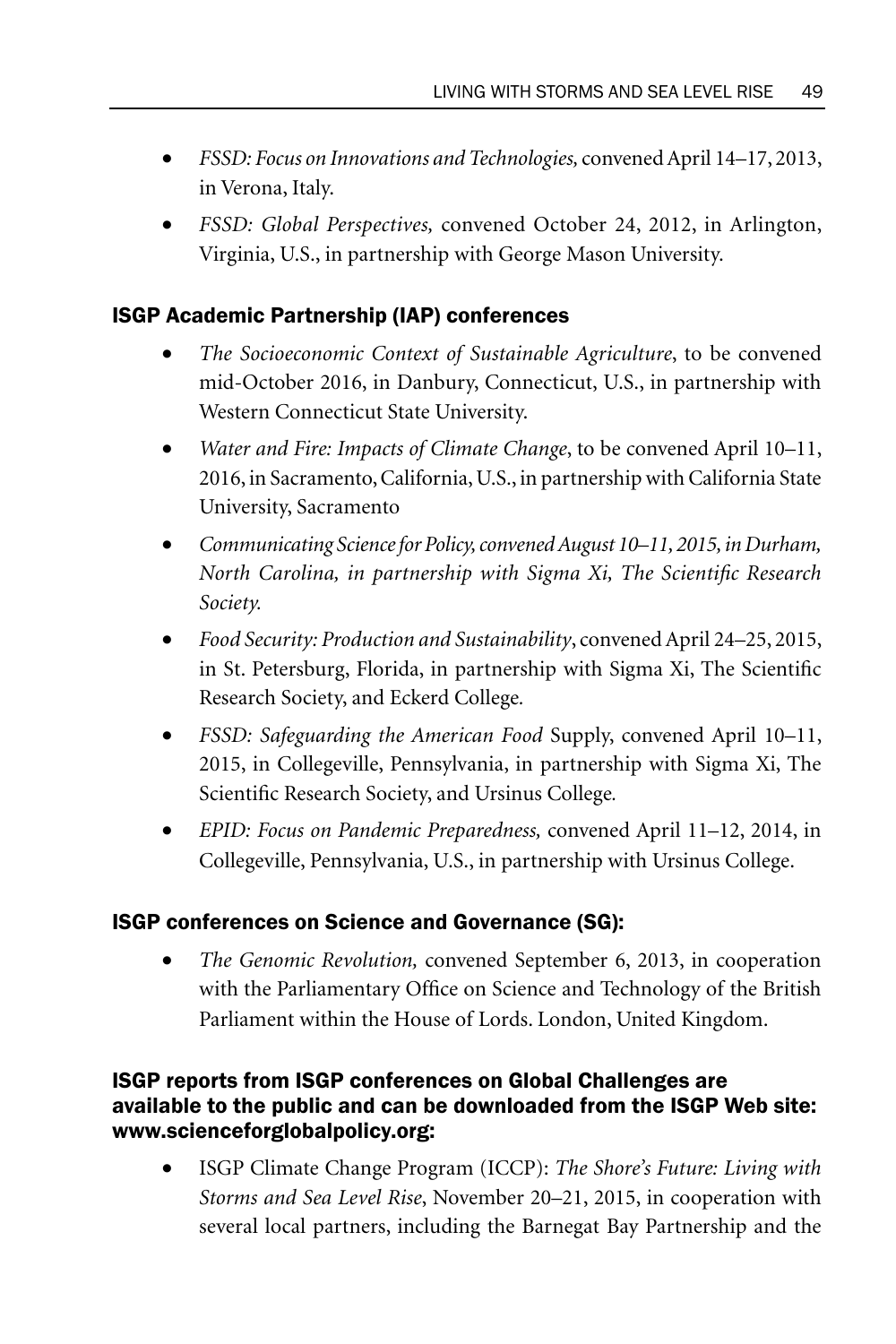- *FSSD: Focus on Innovations and Technologies,* convened April 14–17, 2013, in Verona, Italy.
- *FSSD: Global Perspectives,* convened October 24, 2012, in Arlington, Virginia, U.S., in partnership with George Mason University.

### ISGP Academic Partnership (IAP) conferences

- *The Socioeconomic Context of Sustainable Agriculture*, to be convened mid-October 2016, in Danbury, Connecticut, U.S., in partnership with Western Connecticut State University.
- *Water and Fire: Impacts of Climate Change*, to be convened April 10–11, 2016, in Sacramento, California, U.S., in partnership with California State University, Sacramento
- *Communicating Science for Policy, convened August 10–11, 2015, in Durham, North Carolina, in partnership with Sigma Xi, The Scientific Research Society.*
- *Food Security: Production and Sustainability*, convened April 24–25, 2015, in St. Petersburg, Florida, in partnership with Sigma Xi, The Scientific Research Society, and Eckerd College.
- *FSSD: Safeguarding the American Food* Supply, convened April 10–11, 2015, in Collegeville, Pennsylvania, in partnership with Sigma Xi, The Scientific Research Society, and Ursinus College.
- *EPID: Focus on Pandemic Preparedness,* convened April 11–12, 2014, in Collegeville, Pennsylvania, U.S., in partnership with Ursinus College.

### ISGP conferences on Science and Governance (SG):

- *The Genomic Revolution,* convened September 6, 2013, in cooperation with the Parliamentary Office on Science and Technology of the British Parliament within the House of Lords. London, United Kingdom.

### ISGP reports from ISGP conferences on Global Challenges are available to the public and can be downloaded from the ISGP Web site: www.scienceforglobalpolicy.org:

- ISGP Climate Change Program (ICCP): *The Shore's Future: Living with Storms and Sea Level Rise*, November 20–21, 2015, in cooperation with several local partners, including the Barnegat Bay Partnership and the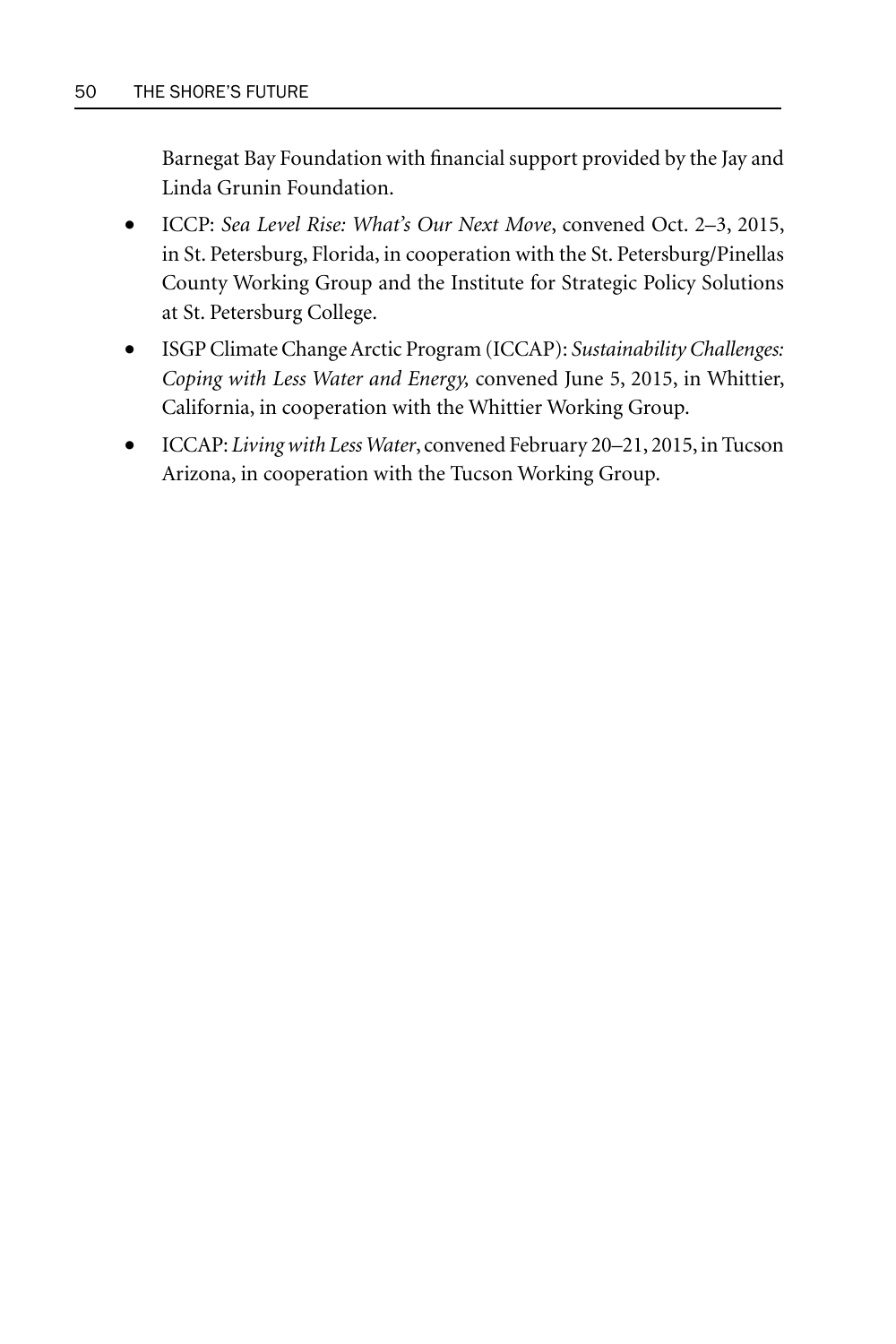Barnegat Bay Foundation with financial support provided by the Jay and Linda Grunin Foundation.

- ICCP: *Sea Level Rise: What's Our Next Move*, convened Oct. 2–3, 2015, in St. Petersburg, Florida, in cooperation with the St. Petersburg/Pinellas County Working Group and the Institute for Strategic Policy Solutions at St. Petersburg College.
- ISGP Climate Change Arctic Program (ICCAP): *Sustainability Challenges: Coping with Less Water and Energy,* convened June 5, 2015, in Whittier, California, in cooperation with the Whittier Working Group.
- ICCAP: *Living with Less Water*, convened February 20–21, 2015, in Tucson Arizona, in cooperation with the Tucson Working Group.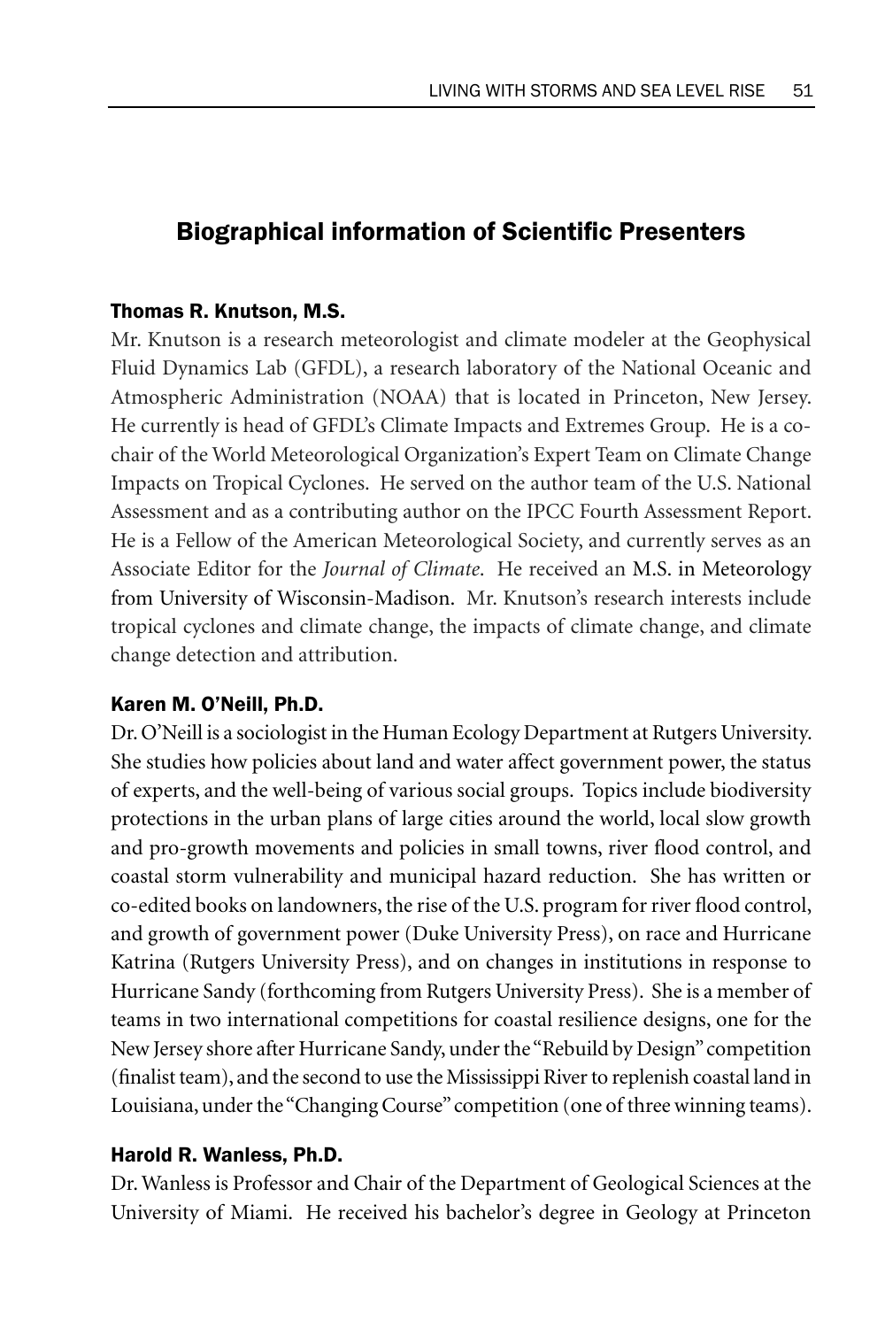## Biographical information of Scientific Presenters

### Thomas R. Knutson, M.S.

Mr. Knutson is a research meteorologist and climate modeler at the Geophysical Fluid Dynamics Lab (GFDL), a research laboratory of the National Oceanic and Atmospheric Administration (NOAA) that is located in Princeton, New Jersey. He currently is head of GFDL's Climate Impacts and Extremes Group. He is a co-chair of the World Meteorological Organization's Expert Team on Climate Change Impacts on Tropical Cyclones. He served on the author team of the U.S. National Assessment and as a contributing author on the IPCC Fourth Assessment Report. He is a Fellow of the American Meteorological Society, and currently serves as an Associate Editor for the *Journal of Climate*. He received an M.S. in Meteorology from University of Wisconsin-Madison. Mr. Knutson's research interests include tropical cyclones and climate change, the impacts of climate change, and climate change detection and attribution.

### Karen M. O'Neill, Ph.D.

Dr. O'Neill is a sociologist in the Human Ecology Department at Rutgers University. She studies how policies about land and water affect government power, the status of experts, and the well-being of various social groups. Topics include biodiversity protections in the urban plans of large cities around the world, local slow growth and pro-growth movements and policies in small towns, river flood control, and coastal storm vulnerability and municipal hazard reduction. She has written or co-edited books on landowners, the rise of the U.S. program for river flood control, and growth of government power (Duke University Press), on race and Hurricane Katrina (Rutgers University Press), and on changes in institutions in response to Hurricane Sandy (forthcoming from Rutgers University Press). She is a member of teams in two international competitions for coastal resilience designs, one for the New Jersey shore after Hurricane Sandy, under the "Rebuild by Design" competition (finalist team), and the second to use the Mississippi River to replenish coastal land in Louisiana, under the "Changing Course" competition (one of three winning teams).

### Harold R. Wanless, Ph.D.

Dr. Wanless is Professor and Chair of the Department of Geological Sciences at the University of Miami. He received his bachelor's degree in Geology at Princeton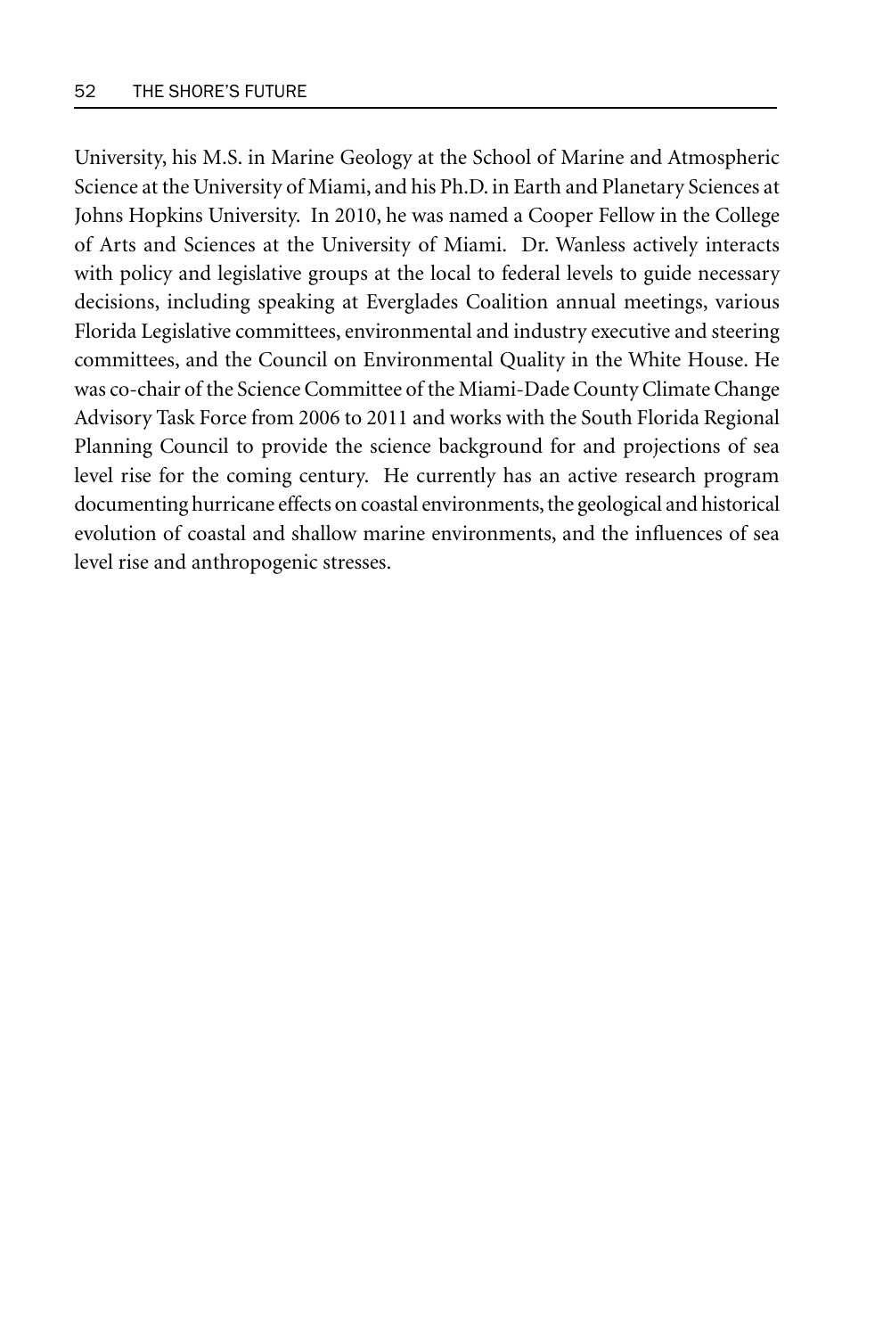University, his M.S. in Marine Geology at the School of Marine and Atmospheric Science at the University of Miami, and his Ph.D. in Earth and Planetary Sciences at Johns Hopkins University. In 2010, he was named a Cooper Fellow in the College of Arts and Sciences at the University of Miami. Dr. Wanless actively interacts with policy and legislative groups at the local to federal levels to guide necessary decisions, including speaking at Everglades Coalition annual meetings, various Florida Legislative committees, environmental and industry executive and steering committees, and the Council on Environmental Quality in the White House. He was co-chair of the Science Committee of the Miami-Dade County Climate Change Advisory Task Force from 2006 to 2011 and works with the South Florida Regional Planning Council to provide the science background for and projections of sea level rise for the coming century. He currently has an active research program documenting hurricane effects on coastal environments, the geological and historical evolution of coastal and shallow marine environments, and the influences of sea level rise and anthropogenic stresses.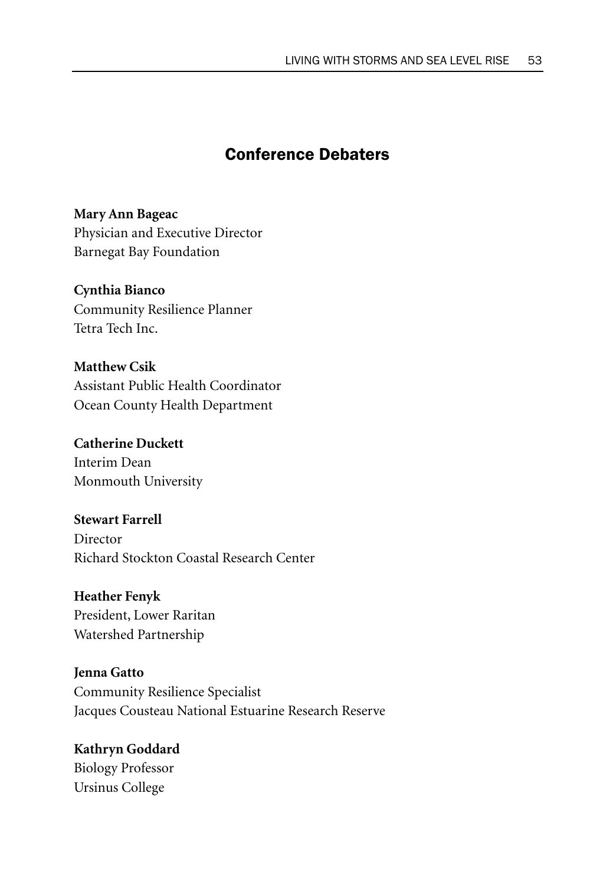## Conference Debaters

**Mary Ann Bageac**
Physician and Executive Director
Barnegat Bay Foundation

**Cynthia Bianco**
Community Resilience Planner
Tetra Tech Inc.

**Matthew Csik**
Assistant Public Health Coordinator
Ocean County Health Department

**Catherine Duckett**
Interim Dean
Monmouth University

**Stewart Farrell**
Director
Richard Stockton Coastal Research Center

**Heather Fenyk**
President, Lower Raritan
Watershed Partnership

**Jenna Gatto**
Community Resilience Specialist
Jacques Cousteau National Estuarine Research Reserve

**Kathryn Goddard**
Biology Professor
Ursinus College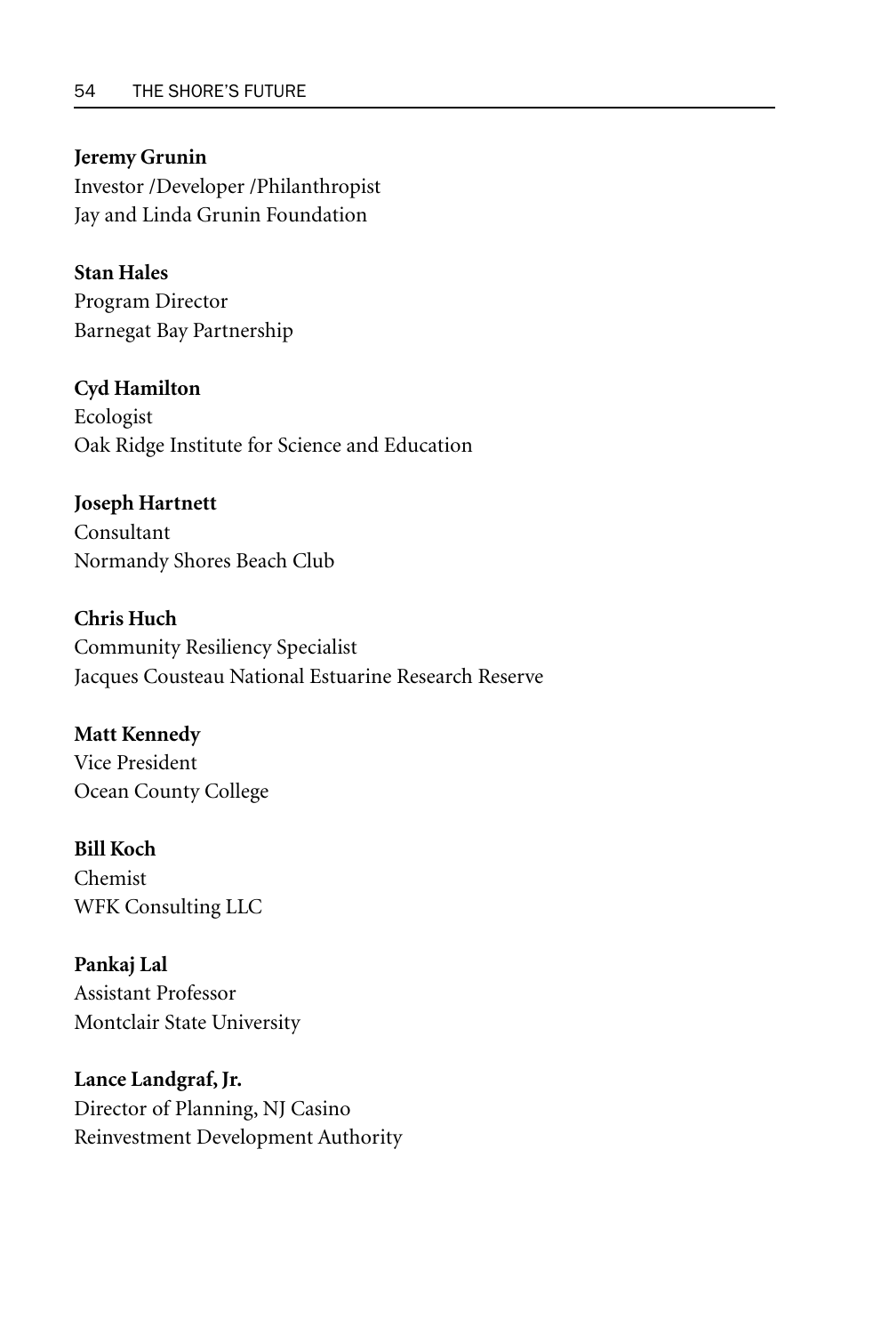**Jeremy Grunin**
Investor /Developer /Philanthropist
Jay and Linda Grunin Foundation

**Stan Hales**
Program Director
Barnegat Bay Partnership

**Cyd Hamilton**
Ecologist
Oak Ridge Institute for Science and Education

**Joseph Hartnett**
Consultant
Normandy Shores Beach Club

**Chris Huch**
Community Resiliency Specialist
Jacques Cousteau National Estuarine Research Reserve

**Matt Kennedy**
Vice President
Ocean County College

**Bill Koch**
Chemist
WFK Consulting LLC

**Pankaj Lal**
Assistant Professor
Montclair State University

**Lance Landgraf, Jr.**
Director of Planning, NJ Casino
Reinvestment Development Authority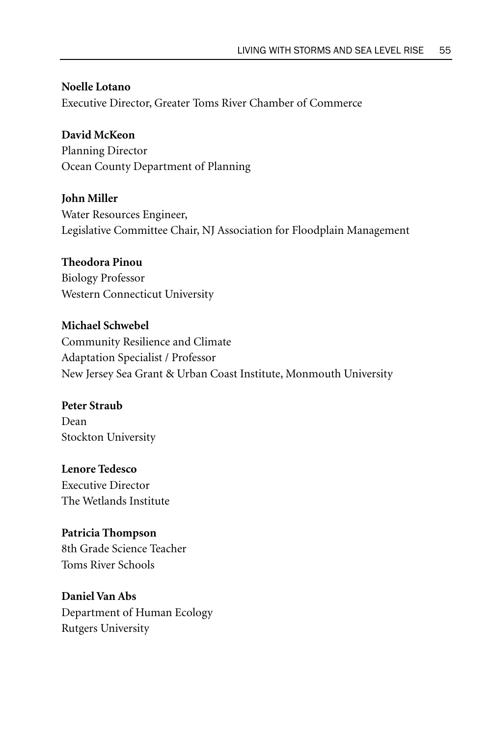**Noelle Lotano**
Executive Director, Greater Toms River Chamber of Commerce

**David McKeon**
Planning Director
Ocean County Department of Planning

**John Miller**
Water Resources Engineer,
Legislative Committee Chair, NJ Association for Floodplain Management

**Theodora Pinou**
Biology Professor
Western Connecticut University

**Michael Schwebel**
Community Resilience and Climate
Adaptation Specialist / Professor
New Jersey Sea Grant & Urban Coast Institute, Monmouth University

**Peter Straub**
Dean
Stockton University

**Lenore Tedesco**
Executive Director
The Wetlands Institute

**Patricia Thompson**
8th Grade Science Teacher
Toms River Schools

**Daniel Van Abs**
Department of Human Ecology
Rutgers University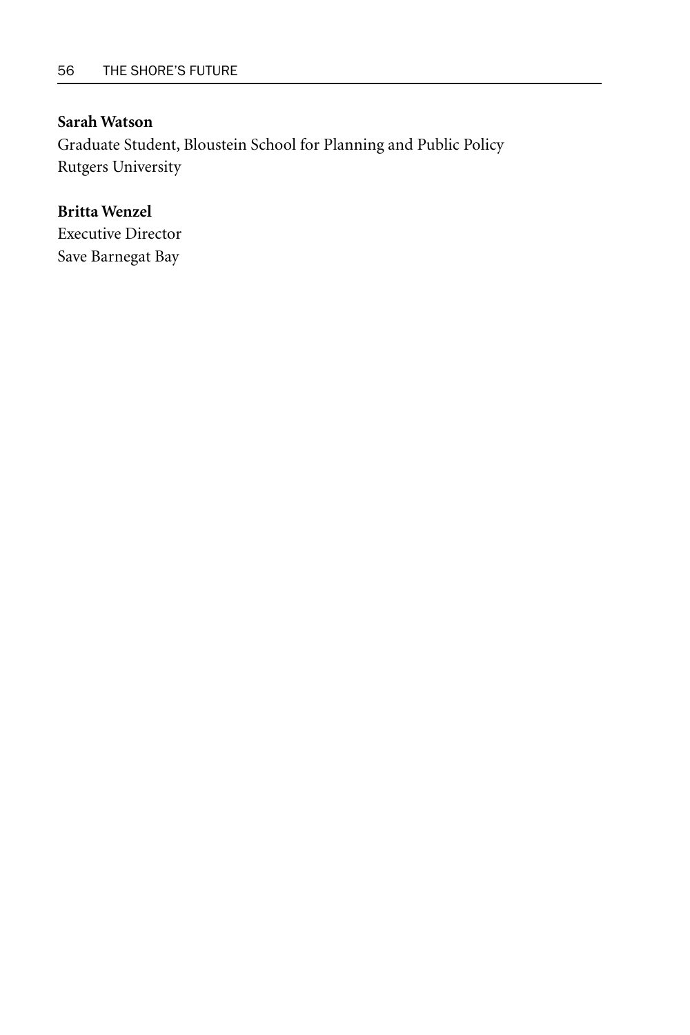**Sarah Watson**
Graduate Student, Bloustein School for Planning and Public Policy
Rutgers University

**Britta Wenzel**
Executive Director
Save Barnegat Bay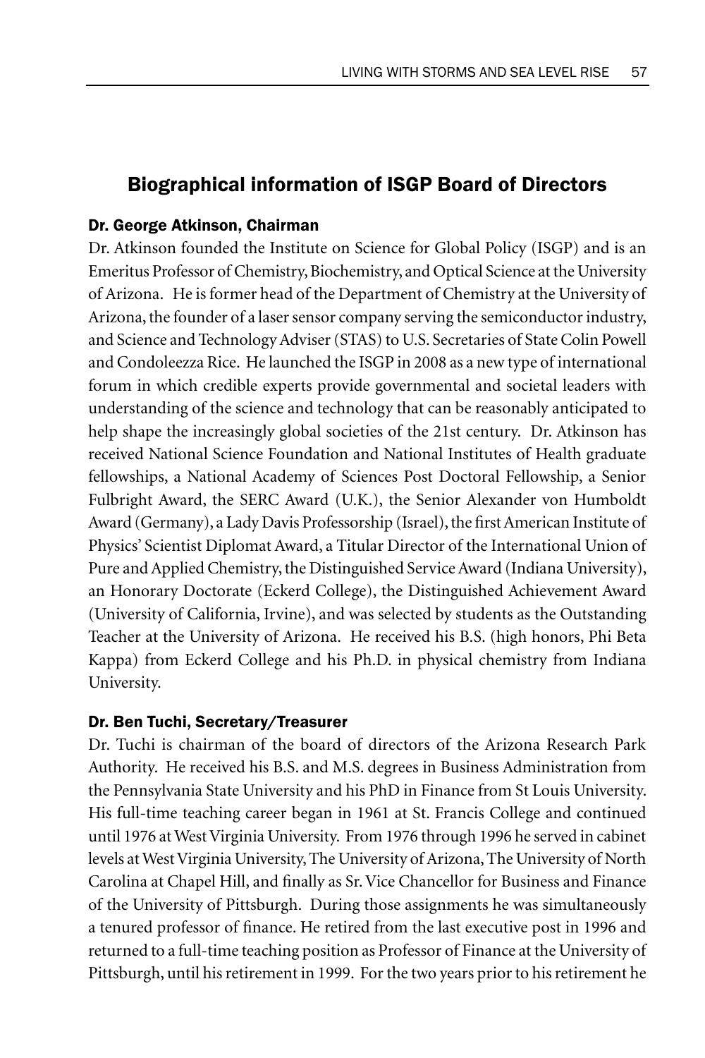## Biographical information of ISGP Board of Directors

### Dr. George Atkinson, Chairman

Dr. Atkinson founded the Institute on Science for Global Policy (ISGP) and is an Emeritus Professor of Chemistry, Biochemistry, and Optical Science at the University of Arizona. He is former head of the Department of Chemistry at the University of Arizona, the founder of a laser sensor company serving the semiconductor industry, and Science and Technology Adviser (STAS) to U.S. Secretaries of State Colin Powell and Condoleezza Rice. He launched the ISGP in 2008 as a new type of international forum in which credible experts provide governmental and societal leaders with understanding of the science and technology that can be reasonably anticipated to help shape the increasingly global societies of the 21st century. Dr. Atkinson has received National Science Foundation and National Institutes of Health graduate fellowships, a National Academy of Sciences Post Doctoral Fellowship, a Senior Fulbright Award, the SERC Award (U.K.), the Senior Alexander von Humboldt Award (Germany), a Lady Davis Professorship (Israel), the first American Institute of Physics' Scientist Diplomat Award, a Titular Director of the International Union of Pure and Applied Chemistry, the Distinguished Service Award (Indiana University), an Honorary Doctorate (Eckerd College), the Distinguished Achievement Award (University of California, Irvine), and was selected by students as the Outstanding Teacher at the University of Arizona. He received his B.S. (high honors, Phi Beta Kappa) from Eckerd College and his Ph.D. in physical chemistry from Indiana University.

### Dr. Ben Tuchi, Secretary/Treasurer

Dr. Tuchi is chairman of the board of directors of the Arizona Research Park Authority. He received his B.S. and M.S. degrees in Business Administration from the Pennsylvania State University and his PhD in Finance from St Louis University. His full-time teaching career began in 1961 at St. Francis College and continued until 1976 at West Virginia University. From 1976 through 1996 he served in cabinet levels at West Virginia University, The University of Arizona, The University of North Carolina at Chapel Hill, and finally as Sr. Vice Chancellor for Business and Finance of the University of Pittsburgh. During those assignments he was simultaneously a tenured professor of finance. He retired from the last executive post in 1996 and returned to a full-time teaching position as Professor of Finance at the University of Pittsburgh, until his retirement in 1999. For the two years prior to his retirement he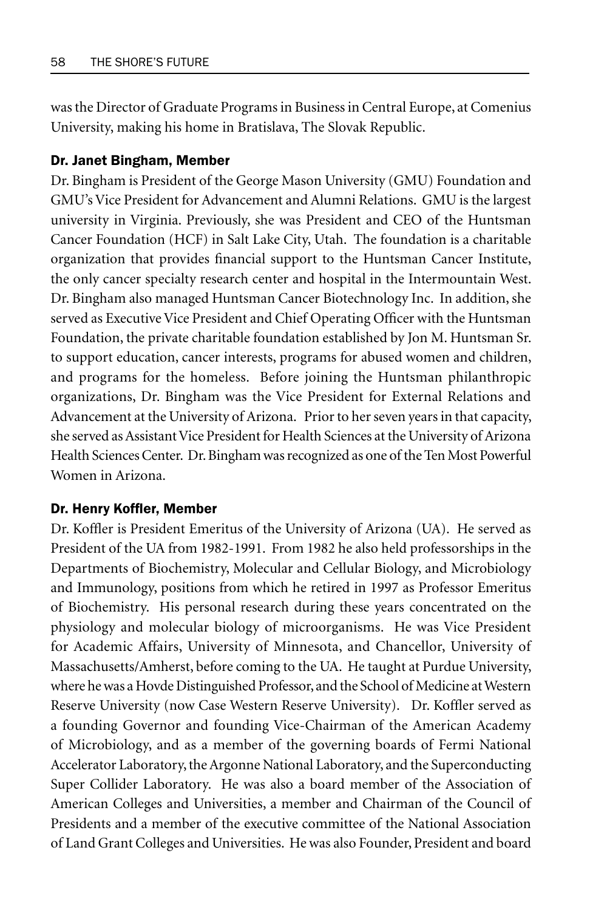was the Director of Graduate Programs in Business in Central Europe, at Comenius University, making his home in Bratislava, The Slovak Republic.

### Dr. Janet Bingham, Member

Dr. Bingham is President of the George Mason University (GMU) Foundation and GMU's Vice President for Advancement and Alumni Relations. GMU is the largest university in Virginia. Previously, she was President and CEO of the Huntsman Cancer Foundation (HCF) in Salt Lake City, Utah. The foundation is a charitable organization that provides financial support to the Huntsman Cancer Institute, the only cancer specialty research center and hospital in the Intermountain West. Dr. Bingham also managed Huntsman Cancer Biotechnology Inc. In addition, she served as Executive Vice President and Chief Operating Officer with the Huntsman Foundation, the private charitable foundation established by Jon M. Huntsman Sr. to support education, cancer interests, programs for abused women and children, and programs for the homeless. Before joining the Huntsman philanthropic organizations, Dr. Bingham was the Vice President for External Relations and Advancement at the University of Arizona. Prior to her seven years in that capacity, she served as Assistant Vice President for Health Sciences at the University of Arizona Health Sciences Center. Dr. Bingham was recognized as one of the Ten Most Powerful Women in Arizona.

### Dr. Henry Koffler, Member

Dr. Koffler is President Emeritus of the University of Arizona (UA). He served as President of the UA from 1982-1991. From 1982 he also held professorships in the Departments of Biochemistry, Molecular and Cellular Biology, and Microbiology and Immunology, positions from which he retired in 1997 as Professor Emeritus of Biochemistry. His personal research during these years concentrated on the physiology and molecular biology of microorganisms. He was Vice President for Academic Affairs, University of Minnesota, and Chancellor, University of Massachusetts/Amherst, before coming to the UA. He taught at Purdue University, where he was a Hovde Distinguished Professor, and the School of Medicine at Western Reserve University (now Case Western Reserve University). Dr. Koffler served as a founding Governor and founding Vice-Chairman of the American Academy of Microbiology, and as a member of the governing boards of Fermi National Accelerator Laboratory, the Argonne National Laboratory, and the Superconducting Super Collider Laboratory. He was also a board member of the Association of American Colleges and Universities, a member and Chairman of the Council of Presidents and a member of the executive committee of the National Association of Land Grant Colleges and Universities. He was also Founder, President and board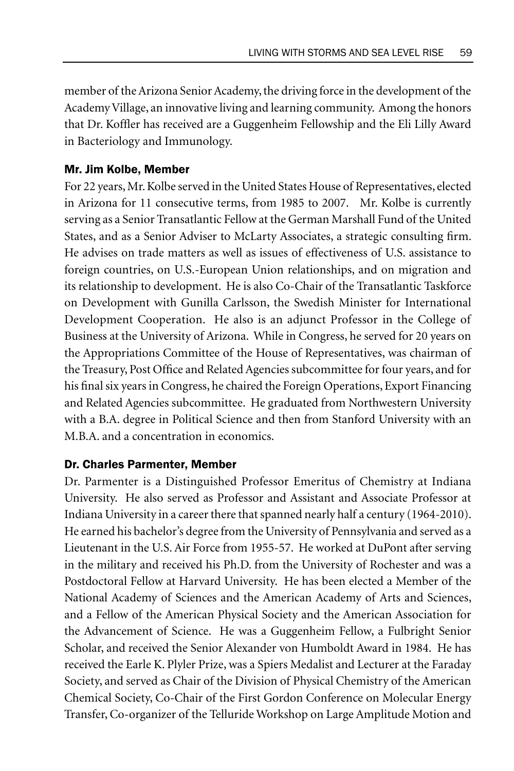member of the Arizona Senior Academy, the driving force in the development of the Academy Village, an innovative living and learning community. Among the honors that Dr. Koffler has received are a Guggenheim Fellowship and the Eli Lilly Award in Bacteriology and Immunology.

### Mr. Jim Kolbe, Member

For 22 years, Mr. Kolbe served in the United States House of Representatives, elected in Arizona for 11 consecutive terms, from 1985 to 2007. Mr. Kolbe is currently serving as a Senior Transatlantic Fellow at the German Marshall Fund of the United States, and as a Senior Adviser to McLarty Associates, a strategic consulting firm. He advises on trade matters as well as issues of effectiveness of U.S. assistance to foreign countries, on U.S.-European Union relationships, and on migration and its relationship to development. He is also Co-Chair of the Transatlantic Taskforce on Development with Gunilla Carlsson, the Swedish Minister for International Development Cooperation. He also is an adjunct Professor in the College of Business at the University of Arizona. While in Congress, he served for 20 years on the Appropriations Committee of the House of Representatives, was chairman of the Treasury, Post Office and Related Agencies subcommittee for four years, and for his final six years in Congress, he chaired the Foreign Operations, Export Financing and Related Agencies subcommittee. He graduated from Northwestern University with a B.A. degree in Political Science and then from Stanford University with an M.B.A. and a concentration in economics.

### Dr. Charles Parmenter, Member

Dr. Parmenter is a Distinguished Professor Emeritus of Chemistry at Indiana University. He also served as Professor and Assistant and Associate Professor at Indiana University in a career there that spanned nearly half a century (1964-2010). He earned his bachelor's degree from the University of Pennsylvania and served as a Lieutenant in the U.S. Air Force from 1955-57. He worked at DuPont after serving in the military and received his Ph.D. from the University of Rochester and was a Postdoctoral Fellow at Harvard University. He has been elected a Member of the National Academy of Sciences and the American Academy of Arts and Sciences, and a Fellow of the American Physical Society and the American Association for the Advancement of Science. He was a Guggenheim Fellow, a Fulbright Senior Scholar, and received the Senior Alexander von Humboldt Award in 1984. He has received the Earle K. Plyler Prize, was a Spiers Medalist and Lecturer at the Faraday Society, and served as Chair of the Division of Physical Chemistry of the American Chemical Society, Co-Chair of the First Gordon Conference on Molecular Energy Transfer, Co-organizer of the Telluride Workshop on Large Amplitude Motion and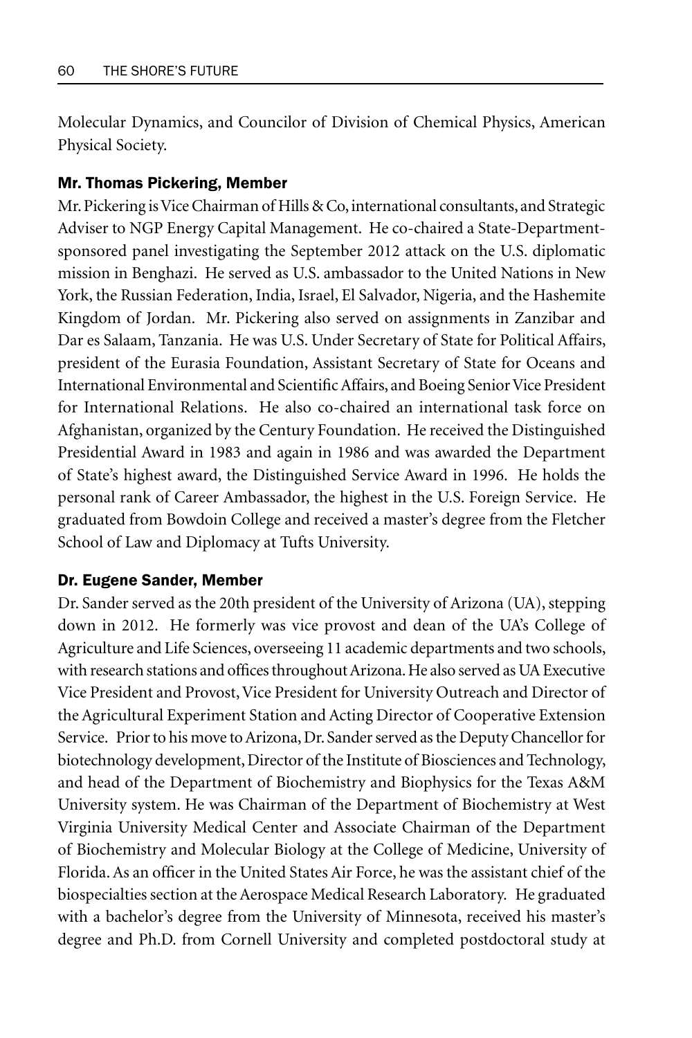Molecular Dynamics, and Councilor of Division of Chemical Physics, American Physical Society.

### Mr. Thomas Pickering, Member

Mr. Pickering is Vice Chairman of Hills & Co, international consultants, and Strategic Adviser to NGP Energy Capital Management. He co-chaired a State-Department-sponsored panel investigating the September 2012 attack on the U.S. diplomatic mission in Benghazi. He served as U.S. ambassador to the United Nations in New York, the Russian Federation, India, Israel, El Salvador, Nigeria, and the Hashemite Kingdom of Jordan. Mr. Pickering also served on assignments in Zanzibar and Dar es Salaam, Tanzania. He was U.S. Under Secretary of State for Political Affairs, president of the Eurasia Foundation, Assistant Secretary of State for Oceans and International Environmental and Scientific Affairs, and Boeing Senior Vice President for International Relations. He also co-chaired an international task force on Afghanistan, organized by the Century Foundation. He received the Distinguished Presidential Award in 1983 and again in 1986 and was awarded the Department of State's highest award, the Distinguished Service Award in 1996. He holds the personal rank of Career Ambassador, the highest in the U.S. Foreign Service. He graduated from Bowdoin College and received a master's degree from the Fletcher School of Law and Diplomacy at Tufts University.

### Dr. Eugene Sander, Member

Dr. Sander served as the 20th president of the University of Arizona (UA), stepping down in 2012. He formerly was vice provost and dean of the UA's College of Agriculture and Life Sciences, overseeing 11 academic departments and two schools, with research stations and offices throughout Arizona. He also served as UA Executive Vice President and Provost, Vice President for University Outreach and Director of the Agricultural Experiment Station and Acting Director of Cooperative Extension Service. Prior to his move to Arizona, Dr. Sander served as the Deputy Chancellor for biotechnology development, Director of the Institute of Biosciences and Technology, and head of the Department of Biochemistry and Biophysics for the Texas A&M University system. He was Chairman of the Department of Biochemistry at West Virginia University Medical Center and Associate Chairman of the Department of Biochemistry and Molecular Biology at the College of Medicine, University of Florida. As an officer in the United States Air Force, he was the assistant chief of the biospecialties section at the Aerospace Medical Research Laboratory. He graduated with a bachelor's degree from the University of Minnesota, received his master's degree and Ph.D. from Cornell University and completed postdoctoral study at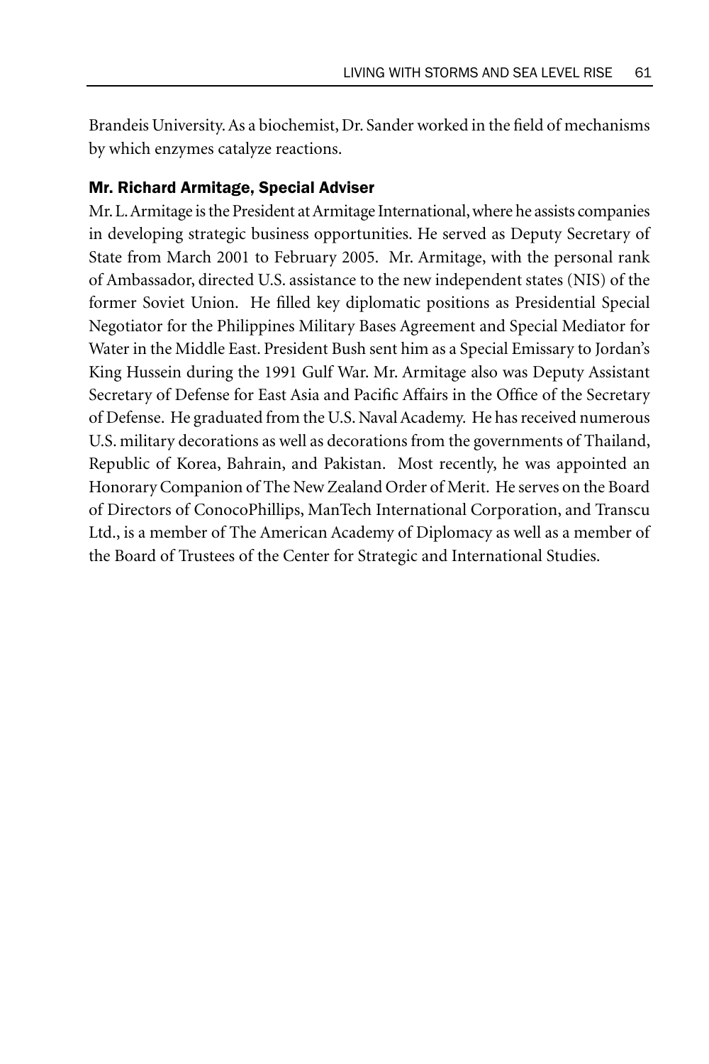Brandeis University. As a biochemist, Dr. Sander worked in the field of mechanisms by which enzymes catalyze reactions.

### Mr. Richard Armitage, Special Adviser

Mr. L. Armitage is the President at Armitage International, where he assists companies in developing strategic business opportunities. He served as Deputy Secretary of State from March 2001 to February 2005. Mr. Armitage, with the personal rank of Ambassador, directed U.S. assistance to the new independent states (NIS) of the former Soviet Union. He filled key diplomatic positions as Presidential Special Negotiator for the Philippines Military Bases Agreement and Special Mediator for Water in the Middle East. President Bush sent him as a Special Emissary to Jordan's King Hussein during the 1991 Gulf War. Mr. Armitage also was Deputy Assistant Secretary of Defense for East Asia and Pacific Affairs in the Office of the Secretary of Defense. He graduated from the U.S. Naval Academy. He has received numerous U.S. military decorations as well as decorations from the governments of Thailand, Republic of Korea, Bahrain, and Pakistan. Most recently, he was appointed an Honorary Companion of The New Zealand Order of Merit. He serves on the Board of Directors of ConocoPhillips, ManTech International Corporation, and Transcu Ltd., is a member of The American Academy of Diplomacy as well as a member of the Board of Trustees of the Center for Strategic and International Studies.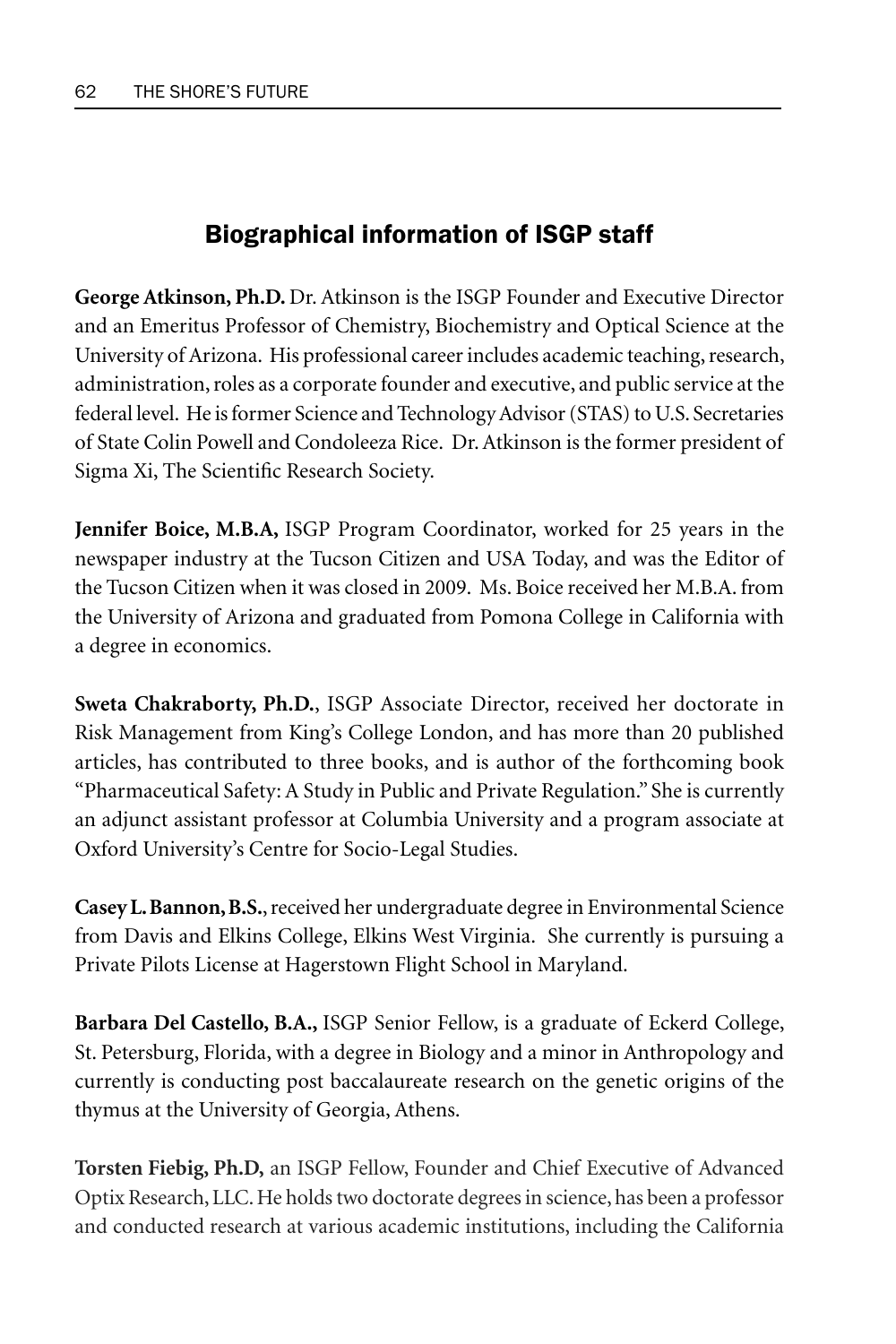## Biographical information of ISGP staff

**George Atkinson, Ph.D.** Dr. Atkinson is the ISGP Founder and Executive Director and an Emeritus Professor of Chemistry, Biochemistry and Optical Science at the University of Arizona. His professional career includes academic teaching, research, administration, roles as a corporate founder and executive, and public service at the federal level. He is former Science and Technology Advisor (STAS) to U.S. Secretaries of State Colin Powell and Condoleeza Rice. Dr. Atkinson is the former president of Sigma Xi, The Scientific Research Society.

**Jennifer Boice, M.B.A,** ISGP Program Coordinator, worked for 25 years in the newspaper industry at the Tucson Citizen and USA Today, and was the Editor of the Tucson Citizen when it was closed in 2009. Ms. Boice received her M.B.A. from the University of Arizona and graduated from Pomona College in California with a degree in economics.

**Sweta Chakraborty, Ph.D.**, ISGP Associate Director, received her doctorate in Risk Management from King's College London, and has more than 20 published articles, has contributed to three books, and is author of the forthcoming book "Pharmaceutical Safety: A Study in Public and Private Regulation." She is currently an adjunct assistant professor at Columbia University and a program associate at Oxford University's Centre for Socio-Legal Studies.

**Casey L. Bannon, B.S.**, received her undergraduate degree in Environmental Science from Davis and Elkins College, Elkins West Virginia. She currently is pursuing a Private Pilots License at Hagerstown Flight School in Maryland.

**Barbara Del Castello, B.A.,** ISGP Senior Fellow, is a graduate of Eckerd College, St. Petersburg, Florida, with a degree in Biology and a minor in Anthropology and currently is conducting post baccalaureate research on the genetic origins of the thymus at the University of Georgia, Athens.

**Torsten Fiebig, Ph.D,** an ISGP Fellow, Founder and Chief Executive of Advanced Optix Research, LLC. He holds two doctorate degrees in science, has been a professor and conducted research at various academic institutions, including the California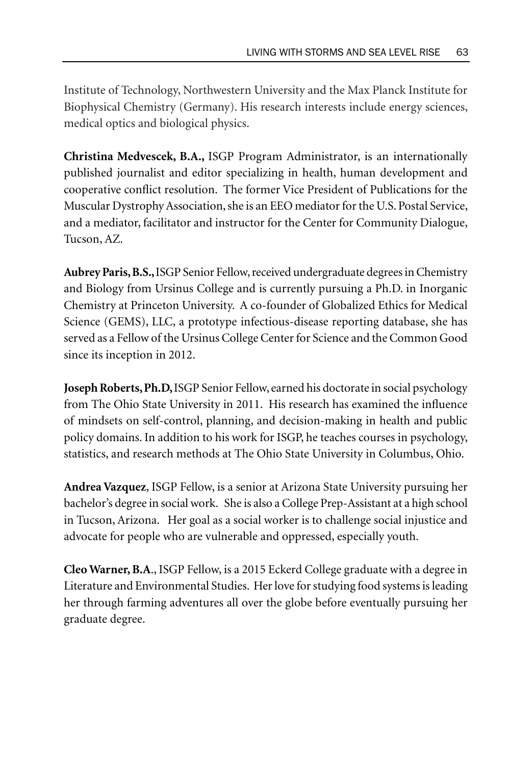Institute of Technology, Northwestern University and the Max Planck Institute for Biophysical Chemistry (Germany). His research interests include energy sciences, medical optics and biological physics.

**Christina Medvescek, B.A.,** ISGP Program Administrator, is an internationally published journalist and editor specializing in health, human development and cooperative conflict resolution. The former Vice President of Publications for the Muscular Dystrophy Association, she is an EEO mediator for the U.S. Postal Service, and a mediator, facilitator and instructor for the Center for Community Dialogue, Tucson, AZ.

**Aubrey Paris, B.S.,** ISGP Senior Fellow, received undergraduate degrees in Chemistry and Biology from Ursinus College and is currently pursuing a Ph.D. in Inorganic Chemistry at Princeton University. A co-founder of Globalized Ethics for Medical Science (GEMS), LLC, a prototype infectious-disease reporting database, she has served as a Fellow of the Ursinus College Center for Science and the Common Good since its inception in 2012.

**Joseph Roberts, Ph.D,** ISGP Senior Fellow, earned his doctorate in social psychology from The Ohio State University in 2011. His research has examined the influence of mindsets on self-control, planning, and decision-making in health and public policy domains. In addition to his work for ISGP, he teaches courses in psychology, statistics, and research methods at The Ohio State University in Columbus, Ohio.

**Andrea Vazquez**, ISGP Fellow, is a senior at Arizona State University pursuing her bachelor's degree in social work. She is also a College Prep-Assistant at a high school in Tucson, Arizona. Her goal as a social worker is to challenge social injustice and advocate for people who are vulnerable and oppressed, especially youth.

**Cleo Warner, B.A.**, ISGP Fellow, is a 2015 Eckerd College graduate with a degree in Literature and Environmental Studies. Her love for studying food systems is leading her through farming adventures all over the globe before eventually pursuing her graduate degree.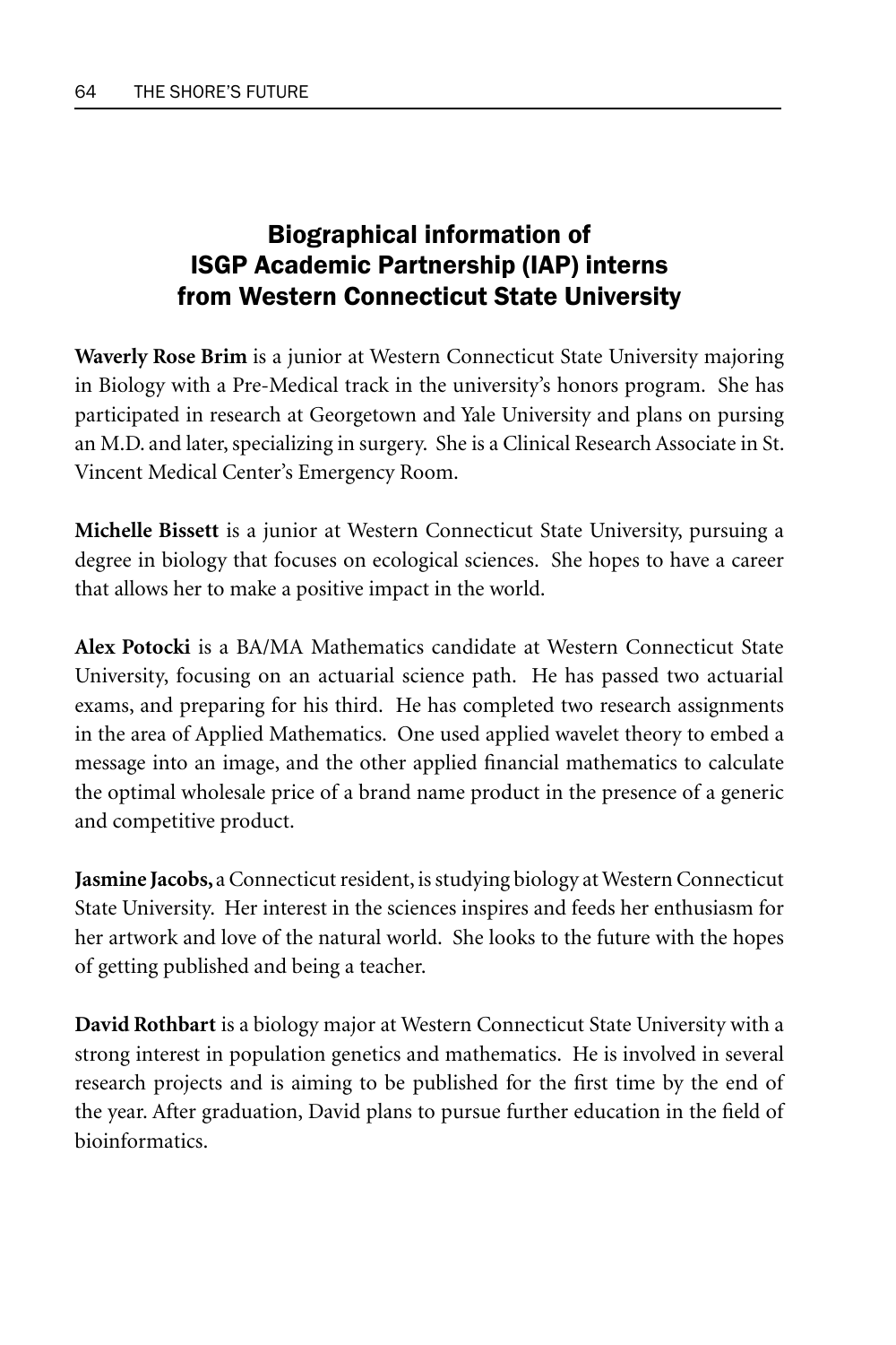## Biographical information of ISGP Academic Partnership (IAP) interns from Western Connecticut State University

**Waverly Rose Brim** is a junior at Western Connecticut State University majoring in Biology with a Pre-Medical track in the university's honors program. She has participated in research at Georgetown and Yale University and plans on pursing an M.D. and later, specializing in surgery. She is a Clinical Research Associate in St. Vincent Medical Center's Emergency Room.

**Michelle Bissett** is a junior at Western Connecticut State University, pursuing a degree in biology that focuses on ecological sciences. She hopes to have a career that allows her to make a positive impact in the world.

**Alex Potocki** is a BA/MA Mathematics candidate at Western Connecticut State University, focusing on an actuarial science path. He has passed two actuarial exams, and preparing for his third. He has completed two research assignments in the area of Applied Mathematics. One used applied wavelet theory to embed a message into an image, and the other applied financial mathematics to calculate the optimal wholesale price of a brand name product in the presence of a generic and competitive product.

**Jasmine Jacobs,** a Connecticut resident, is studying biology at Western Connecticut State University. Her interest in the sciences inspires and feeds her enthusiasm for her artwork and love of the natural world. She looks to the future with the hopes of getting published and being a teacher.

**David Rothbart** is a biology major at Western Connecticut State University with a strong interest in population genetics and mathematics. He is involved in several research projects and is aiming to be published for the first time by the end of the year. After graduation, David plans to pursue further education in the field of bioinformatics.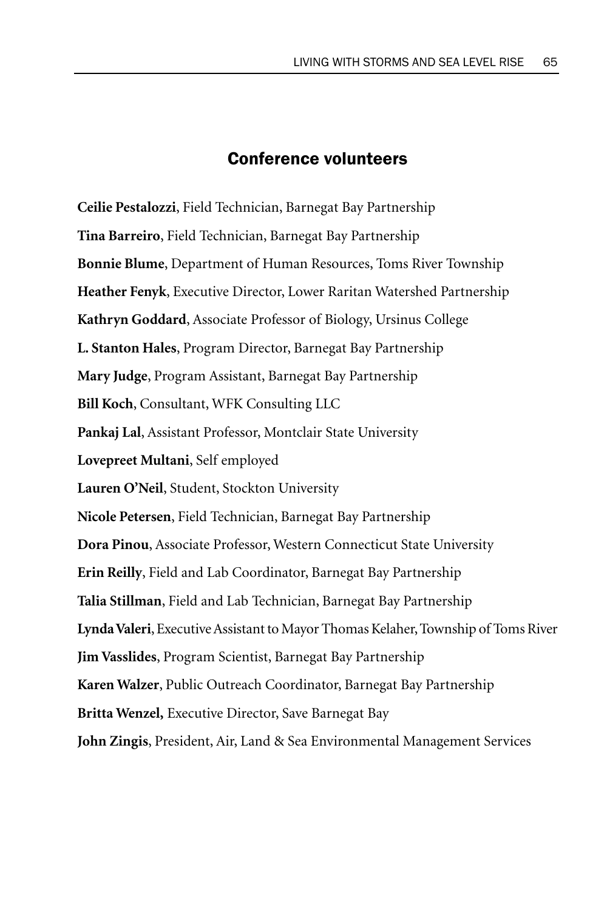## Conference volunteers

**Ceilie Pestalozzi**, Field Technician, Barnegat Bay Partnership

**Tina Barreiro**, Field Technician, Barnegat Bay Partnership

**Bonnie Blume**, Department of Human Resources, Toms River Township

**Heather Fenyk**, Executive Director, Lower Raritan Watershed Partnership

**Kathryn Goddard**, Associate Professor of Biology, Ursinus College

**L. Stanton Hales**, Program Director, Barnegat Bay Partnership

**Mary Judge**, Program Assistant, Barnegat Bay Partnership

**Bill Koch**, Consultant, WFK Consulting LLC

**Pankaj Lal**, Assistant Professor, Montclair State University

**Lovepreet Multani**, Self employed

**Lauren O'Neil**, Student, Stockton University

**Nicole Petersen**, Field Technician, Barnegat Bay Partnership

**Dora Pinou**, Associate Professor, Western Connecticut State University

**Erin Reilly**, Field and Lab Coordinator, Barnegat Bay Partnership

**Talia Stillman**, Field and Lab Technician, Barnegat Bay Partnership

**Lynda Valeri**, Executive Assistant to Mayor Thomas Kelaher, Township of Toms River

**Jim Vasslides**, Program Scientist, Barnegat Bay Partnership

**Karen Walzer**, Public Outreach Coordinator, Barnegat Bay Partnership

**Britta Wenzel,** Executive Director, Save Barnegat Bay

**John Zingis**, President, Air, Land & Sea Environmental Management Services